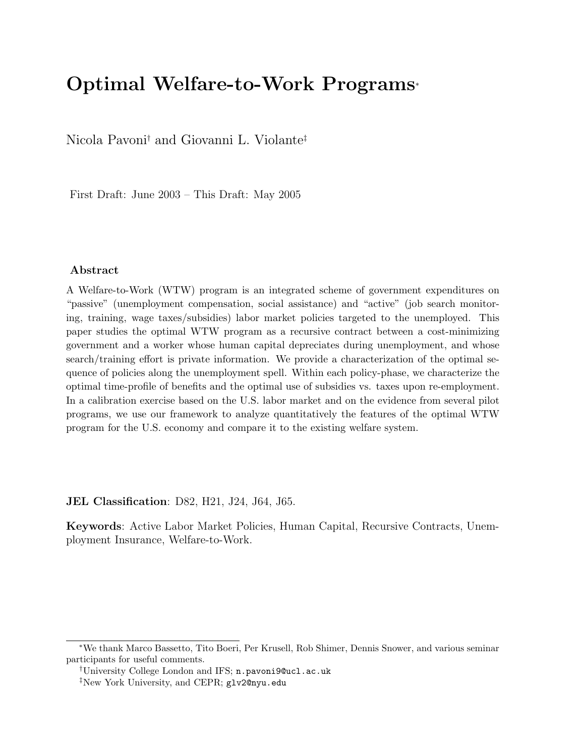# Optimal Welfare-to-Work Programs[*]

Nicola Pavoni[†] and Giovanni L. Violante[‡]

First Draft: June 2003 – This Draft: May 2005

## Abstract

A Welfare-to-Work (WTW) program is an integrated scheme of government expenditures on "passive" (unemployment compensation, social assistance) and "active" (job search monitoring, training, wage taxes/subsidies) labor market policies targeted to the unemployed. This paper studies the optimal WTW program as a recursive contract between a cost-minimizing government and a worker whose human capital depreciates during unemployment, and whose search/training effort is private information. We provide a characterization of the optimal sequence of policies along the unemployment spell. Within each policy-phase, we characterize the optimal time-profile of benefits and the optimal use of subsidies vs. taxes upon re-employment. In a calibration exercise based on the U.S. labor market and on the evidence from several pilot programs, we use our framework to analyze quantitatively the features of the optimal WTW program for the U.S. economy and compare it to the existing welfare system.

**JEL Classification**: D82, H21, J24, J64, J65.

**Keywords**: Active Labor Market Policies, Human Capital, Recursive Contracts, Unemployment Insurance, Welfare-to-Work.

---

[*] We thank Marco Bassetto, Tito Boeri, Per Krusell, Rob Shimer, Dennis Snower, and various seminar participants for useful comments.

[†] University College London and IFS; n.pavoni9@ucl.ac.uk

[‡] New York University, and CEPR; glv2@nyu.edu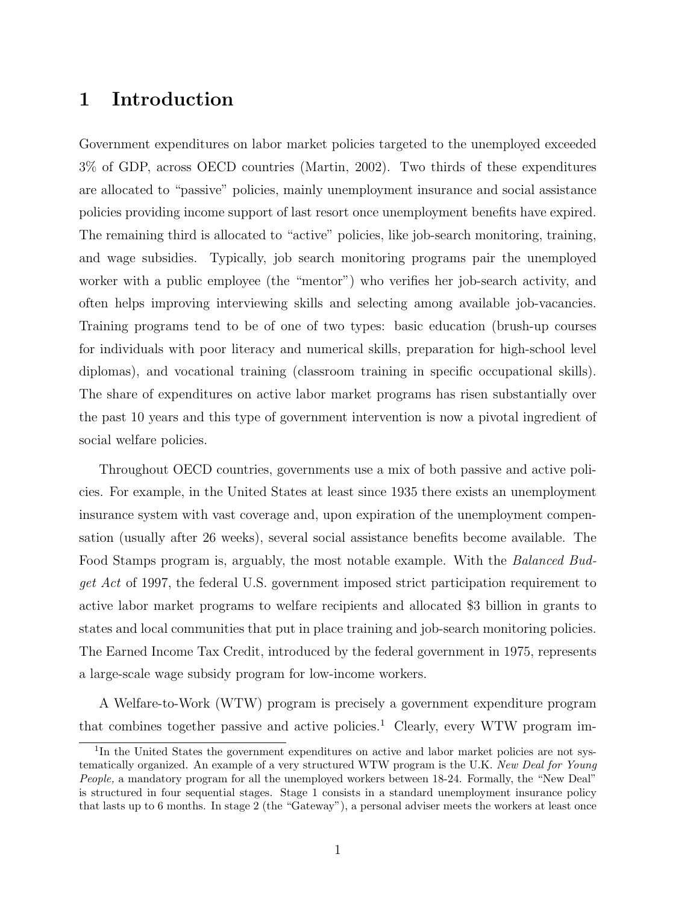# 1 Introduction

Government expenditures on labor market policies targeted to the unemployed exceeded 3% of GDP, across OECD countries (Martin, 2002). Two thirds of these expenditures are allocated to "passive" policies, mainly unemployment insurance and social assistance policies providing income support of last resort once unemployment benefits have expired. The remaining third is allocated to "active" policies, like job-search monitoring, training, and wage subsidies. Typically, job search monitoring programs pair the unemployed worker with a public employee (the "mentor") who verifies her job-search activity, and often helps improving interviewing skills and selecting among available job-vacancies. Training programs tend to be of one of two types: basic education (brush-up courses for individuals with poor literacy and numerical skills, preparation for high-school level diplomas), and vocational training (classroom training in specific occupational skills). The share of expenditures on active labor market programs has risen substantially over the past 10 years and this type of government intervention is now a pivotal ingredient of social welfare policies.

Throughout OECD countries, governments use a mix of both passive and active policies. For example, in the United States at least since 1935 there exists an unemployment insurance system with vast coverage and, upon expiration of the unemployment compensation (usually after 26 weeks), several social assistance benefits become available. The Food Stamps program is, arguably, the most notable example. With the *Balanced Budget Act* of 1997, the federal U.S. government imposed strict participation requirement to active labor market programs to welfare recipients and allocated $3 billion in grants to states and local communities that put in place training and job-search monitoring policies. The Earned Income Tax Credit, introduced by the federal government in 1975, represents a large-scale wage subsidy program for low-income workers.

A Welfare-to-Work (WTW) program is precisely a government expenditure program that combines together passive and active policies.[1] Clearly, every WTW program im-

[1] In the United States the government expenditures on active and labor market policies are not systematically organized. An example of a very structured WTW program is the U.K. *New Deal for Young People,* a mandatory program for all the unemployed workers between 18-24. Formally, the "New Deal" is structured in four sequential stages. Stage 1 consists in a standard unemployment insurance policy that lasts up to 6 months. In stage 2 (the "Gateway"), a personal adviser meets the workers at least once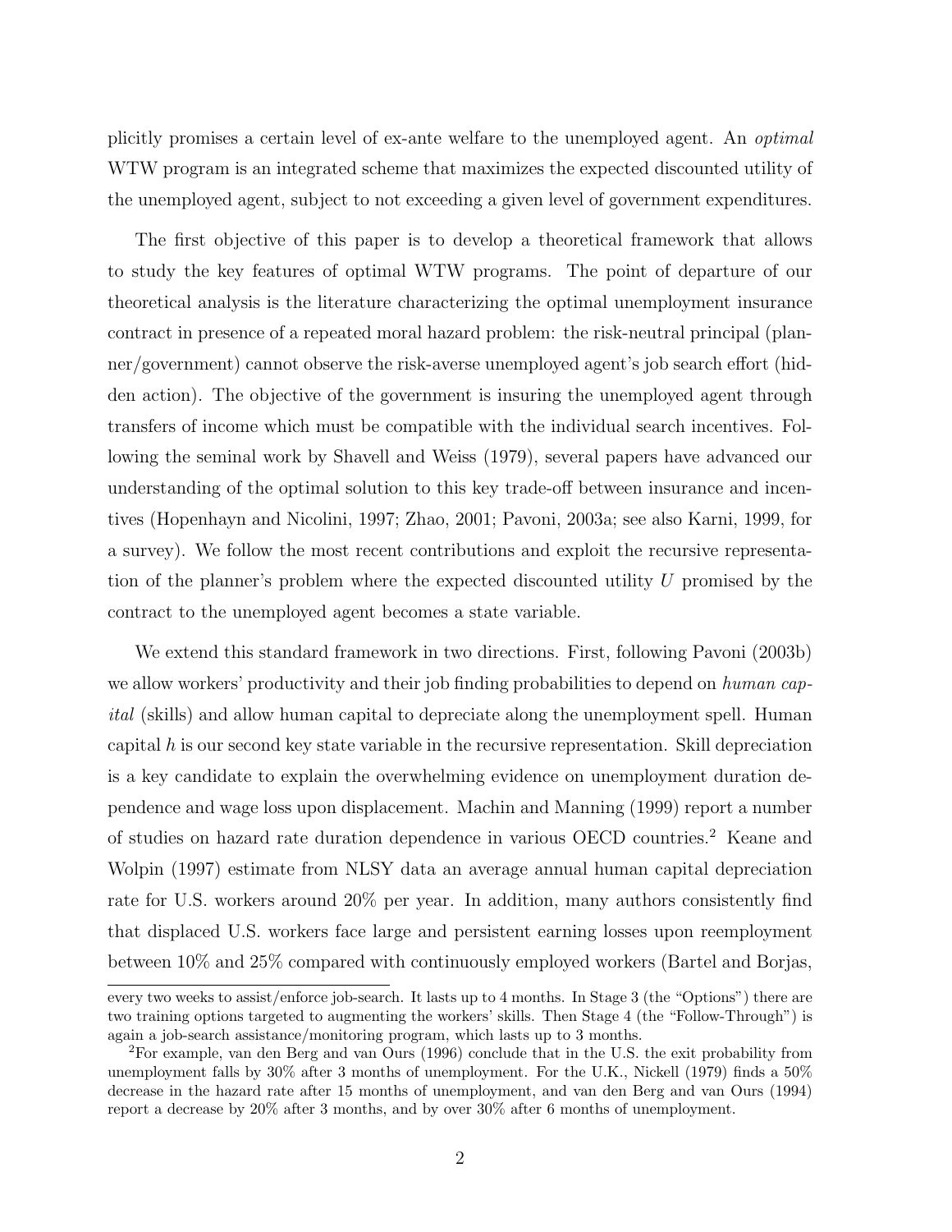plicitly promises a certain level of ex-ante welfare to the unemployed agent. An *optimal* WTW program is an integrated scheme that maximizes the expected discounted utility of the unemployed agent, subject to not exceeding a given level of government expenditures.

The first objective of this paper is to develop a theoretical framework that allows to study the key features of optimal WTW programs. The point of departure of our theoretical analysis is the literature characterizing the optimal unemployment insurance contract in presence of a repeated moral hazard problem: the risk-neutral principal (planner/government) cannot observe the risk-averse unemployed agent's job search effort (hidden action). The objective of the government is insuring the unemployed agent through transfers of income which must be compatible with the individual search incentives. Following the seminal work by Shavell and Weiss (1979), several papers have advanced our understanding of the optimal solution to this key trade-off between insurance and incentives (Hopenhayn and Nicolini, 1997; Zhao, 2001; Pavoni, 2003a; see also Karni, 1999, for a survey). We follow the most recent contributions and exploit the recursive representation of the planner's problem where the expected discounted utility $U$ promised by the contract to the unemployed agent becomes a state variable.

We extend this standard framework in two directions. First, following Pavoni (2003b) we allow workers' productivity and their job finding probabilities to depend on *human capital* (skills) and allow human capital to depreciate along the unemployment spell. Human capital $h$ is our second key state variable in the recursive representation. Skill depreciation is a key candidate to explain the overwhelming evidence on unemployment duration dependence and wage loss upon displacement. Machin and Manning (1999) report a number of studies on hazard rate duration dependence in various OECD countries.[2] Keane and Wolpin (1997) estimate from NLSY data an average annual human capital depreciation rate for U.S. workers around 20% per year. In addition, many authors consistently find that displaced U.S. workers face large and persistent earning losses upon reemployment between 10% and 25% compared with continuously employed workers (Bartel and Borjas,

---

every two weeks to assist/enforce job-search. It lasts up to 4 months. In Stage 3 (the "Options") there are two training options targeted to augmenting the workers' skills. Then Stage 4 (the "Follow-Through") is again a job-search assistance/monitoring program, which lasts up to 3 months.

[2] For example, van den Berg and van Ours (1996) conclude that in the U.S. the exit probability from unemployment falls by 30% after 3 months of unemployment. For the U.K., Nickell (1979) finds a 50% decrease in the hazard rate after 15 months of unemployment, and van den Berg and van Ours (1994) report a decrease by 20% after 3 months, and by over 30% after 6 months of unemployment.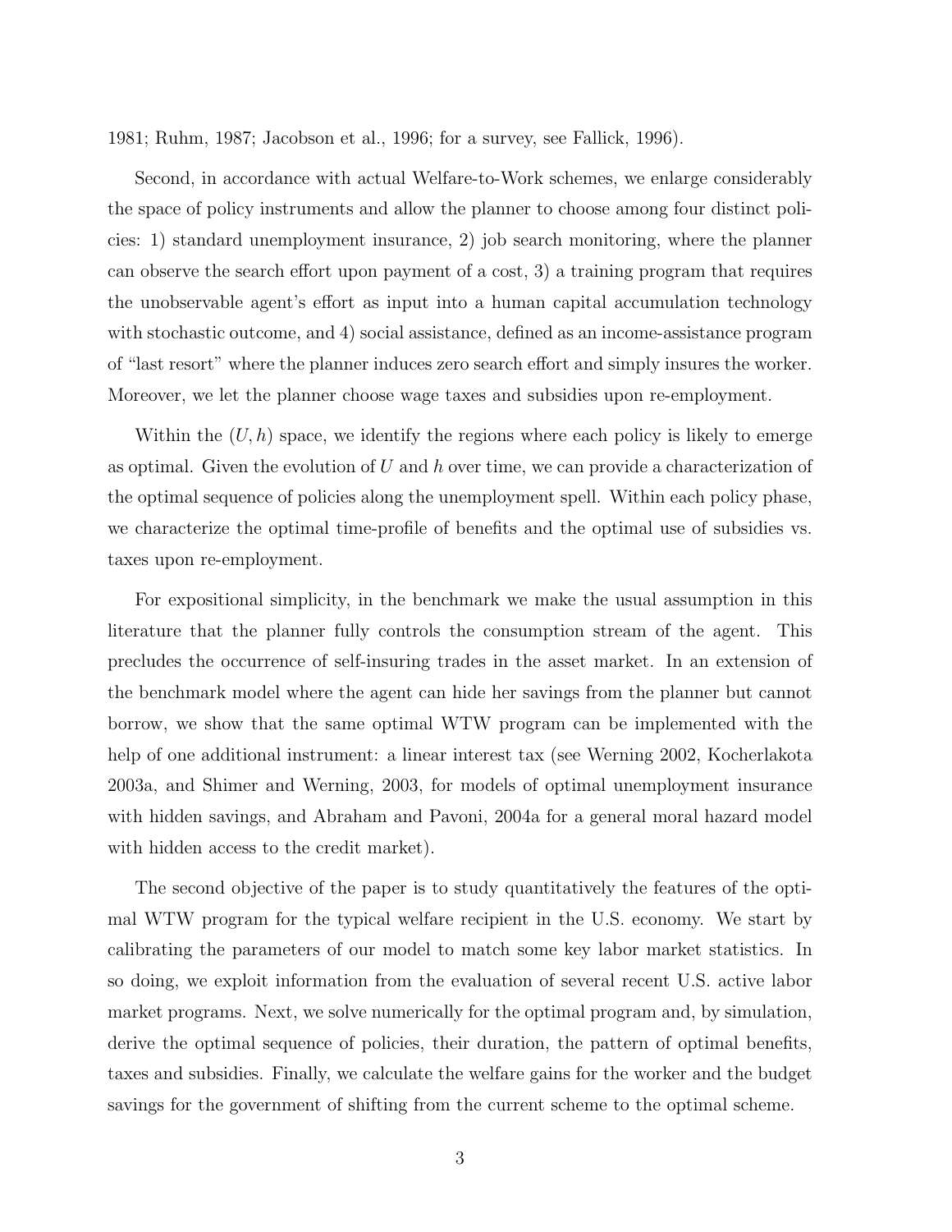1981; Ruhm, 1987; Jacobson et al., 1996; for a survey, see Fallick, 1996).

Second, in accordance with actual Welfare-to-Work schemes, we enlarge considerably the space of policy instruments and allow the planner to choose among four distinct policies: 1) standard unemployment insurance, 2) job search monitoring, where the planner can observe the search effort upon payment of a cost, 3) a training program that requires the unobservable agent's effort as input into a human capital accumulation technology with stochastic outcome, and 4) social assistance, defined as an income-assistance program of "last resort" where the planner induces zero search effort and simply insures the worker. Moreover, we let the planner choose wage taxes and subsidies upon re-employment.

Within the $(U, h)$ space, we identify the regions where each policy is likely to emerge as optimal. Given the evolution of $U$ and $h$ over time, we can provide a characterization of the optimal sequence of policies along the unemployment spell. Within each policy phase, we characterize the optimal time-profile of benefits and the optimal use of subsidies vs. taxes upon re-employment.

For expositional simplicity, in the benchmark we make the usual assumption in this literature that the planner fully controls the consumption stream of the agent. This precludes the occurrence of self-insuring trades in the asset market. In an extension of the benchmark model where the agent can hide her savings from the planner but cannot borrow, we show that the same optimal WTW program can be implemented with the help of one additional instrument: a linear interest tax (see Werning 2002, Kocherlakota 2003a, and Shimer and Werning, 2003, for models of optimal unemployment insurance with hidden savings, and Abraham and Pavoni, 2004a for a general moral hazard model with hidden access to the credit market).

The second objective of the paper is to study quantitatively the features of the optimal WTW program for the typical welfare recipient in the U.S. economy. We start by calibrating the parameters of our model to match some key labor market statistics. In so doing, we exploit information from the evaluation of several recent U.S. active labor market programs. Next, we solve numerically for the optimal program and, by simulation, derive the optimal sequence of policies, their duration, the pattern of optimal benefits, taxes and subsidies. Finally, we calculate the welfare gains for the worker and the budget savings for the government of shifting from the current scheme to the optimal scheme.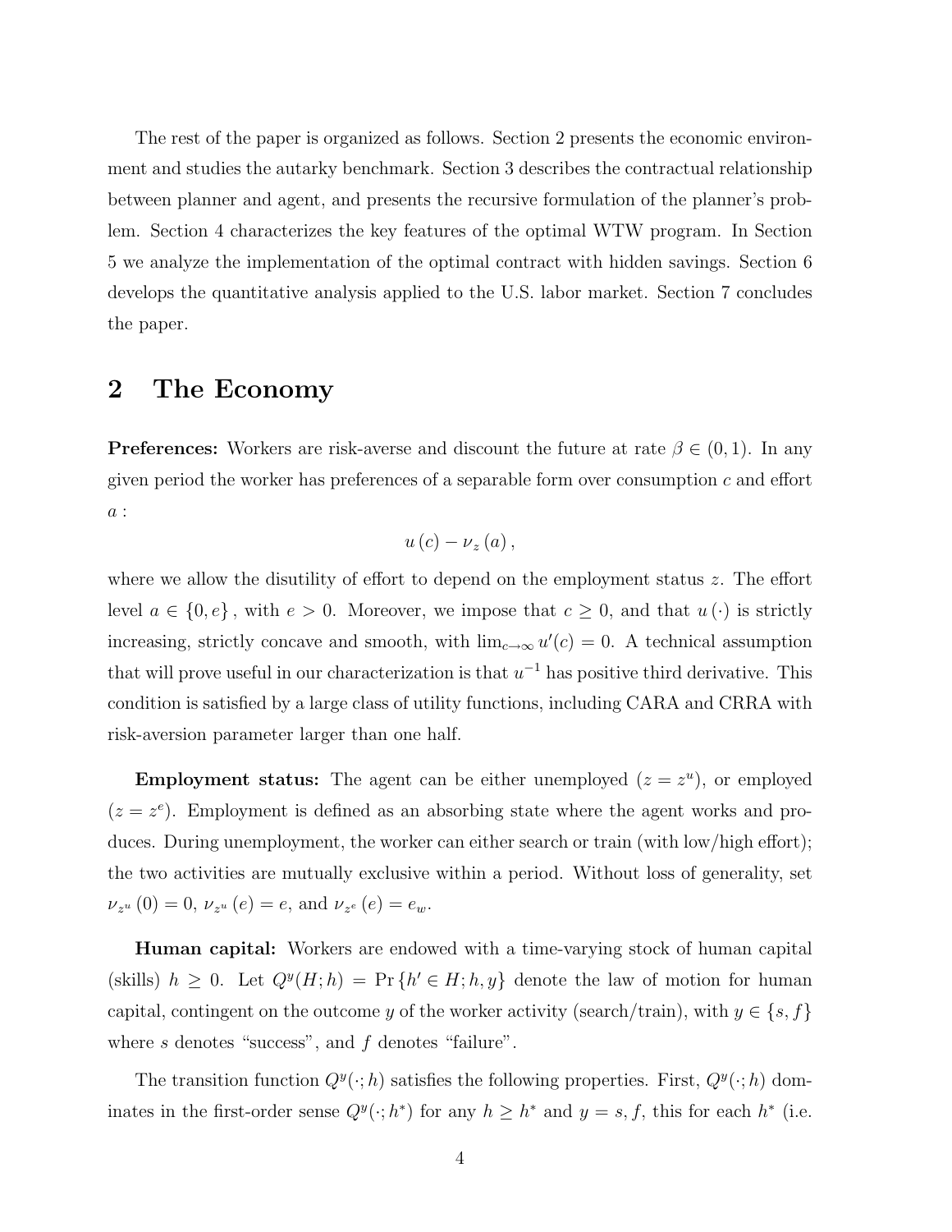The rest of the paper is organized as follows. Section 2 presents the economic environment and studies the autarky benchmark. Section 3 describes the contractual relationship between planner and agent, and presents the recursive formulation of the planner's problem. Section 4 characterizes the key features of the optimal WTW program. In Section 5 we analyze the implementation of the optimal contract with hidden savings. Section 6 develops the quantitative analysis applied to the U.S. labor market. Section 7 concludes the paper.

## 2 The Economy

**Preferences:** Workers are risk-averse and discount the future at rate $\beta \in (0,1)$. In any given period the worker has preferences of a separable form over consumption $c$ and effort $a$ :

$$u(c) - \nu_z(a),$$

where we allow the disutility of effort to depend on the employment status $z$. The effort level $a \in \{0, e\}$, with $e > 0$. Moreover, we impose that $c \geq 0$, and that $u(\cdot)$ is strictly increasing, strictly concave and smooth, with $\lim_{c\to\infty} u'(c) = 0$. A technical assumption that will prove useful in our characterization is that $u^{-1}$ has positive third derivative. This condition is satisfied by a large class of utility functions, including CARA and CRRA with risk-aversion parameter larger than one half.

**Employment status:** The agent can be either unemployed ($z = z^u$), or employed ($z = z^e$). Employment is defined as an absorbing state where the agent works and produces. During unemployment, the worker can either search or train (with low/high effort); the two activities are mutually exclusive within a period. Without loss of generality, set $\nu_{z^u}(0) = 0$, $\nu_{z^u}(e) = e$, and $\nu_{z^e}(e) = e_w$.

**Human capital:** Workers are endowed with a time-varying stock of human capital (skills) $h \geq 0$. Let $Q^y(H; h) = \Pr\{h' \in H; h, y\}$ denote the law of motion for human capital, contingent on the outcome $y$ of the worker activity (search/train), with $y \in \{s, f\}$ where $s$ denotes "success", and $f$ denotes "failure".

The transition function $Q^y(\cdot; h)$ satisfies the following properties. First, $Q^y(\cdot; h)$ dominates in the first-order sense $Q^y(\cdot; h^*)$ for any $h \geq h^*$ and $y = s, f$, this for each $h^*$ (i.e.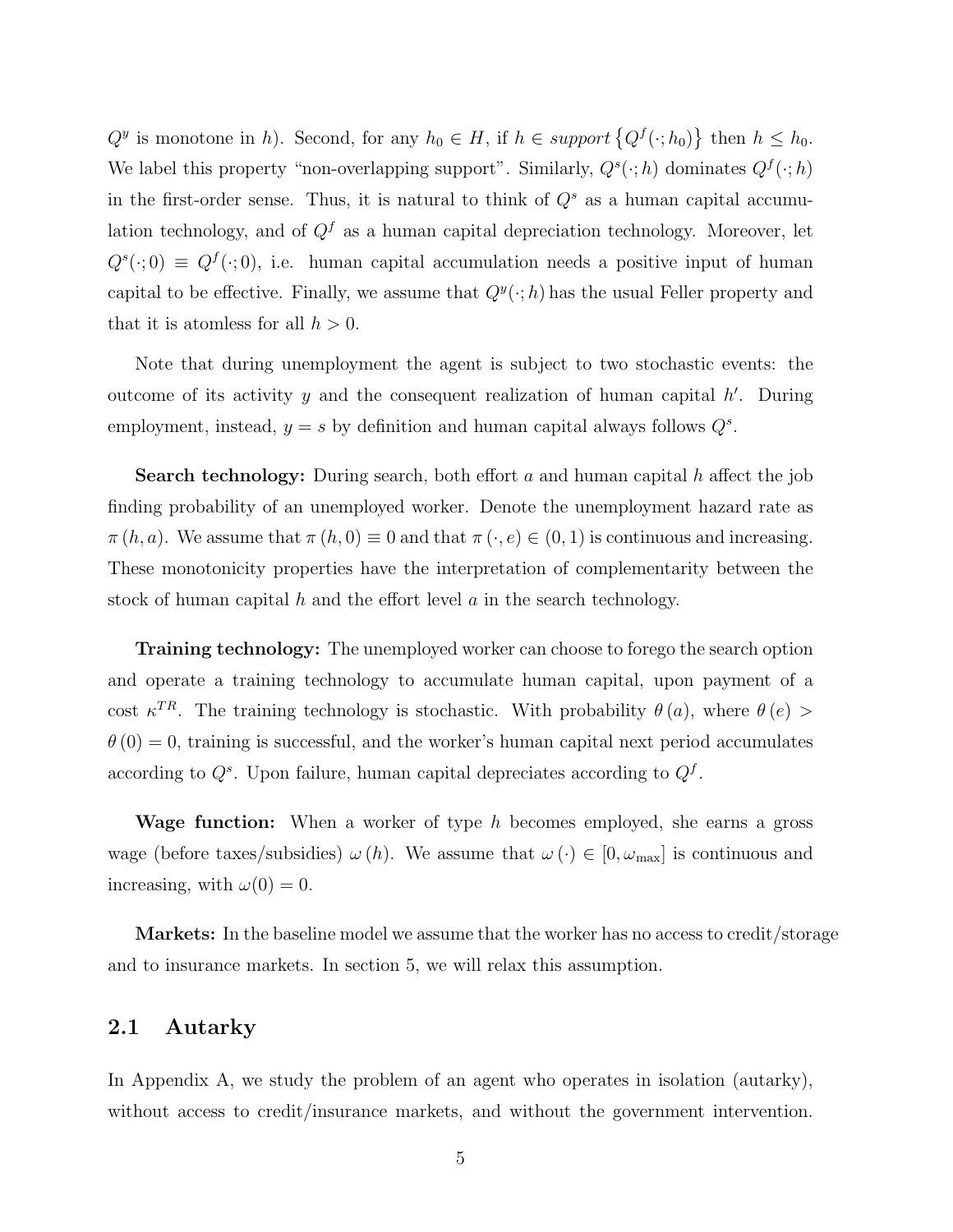$Q^y$ is monotone in $h$). Second, for any $h_0 \in H$, if $h \in \textit{support}\left\{Q^f(\cdot; h_0)\right\}$ then $h \leq h_0$. We label this property "non-overlapping support". Similarly, $Q^s(\cdot; h)$ dominates $Q^f(\cdot; h)$ in the first-order sense. Thus, it is natural to think of $Q^s$ as a human capital accumulation technology, and of $Q^f$ as a human capital depreciation technology. Moreover, let $Q^s(\cdot; 0) \equiv Q^f(\cdot; 0)$, i.e. human capital accumulation needs a positive input of human capital to be effective. Finally, we assume that $Q^y(\cdot; h)$ has the usual Feller property and that it is atomless for all $h > 0$.

Note that during unemployment the agent is subject to two stochastic events: the outcome of its activity $y$ and the consequent realization of human capital $h'$. During employment, instead, $y = s$ by definition and human capital always follows $Q^s$.

**Search technology:** During search, both effort $a$ and human capital $h$ affect the job finding probability of an unemployed worker. Denote the unemployment hazard rate as $\pi(h, a)$. We assume that $\pi(h, 0) \equiv 0$ and that $\pi(\cdot, e) \in (0, 1)$ is continuous and increasing. These monotonicity properties have the interpretation of complementarity between the stock of human capital $h$ and the effort level $a$ in the search technology.

**Training technology:** The unemployed worker can choose to forego the search option and operate a training technology to accumulate human capital, upon payment of a cost $\kappa^{TR}$. The training technology is stochastic. With probability $\theta(a)$, where $\theta(e) > \theta(0) = 0$, training is successful, and the worker's human capital next period accumulates according to $Q^s$. Upon failure, human capital depreciates according to $Q^f$.

**Wage function:** When a worker of type $h$ becomes employed, she earns a gross wage (before taxes/subsidies) $\omega(h)$. We assume that $\omega(\cdot) \in [0, \omega_{\max}]$ is continuous and increasing, with $\omega(0) = 0$.

**Markets:** In the baseline model we assume that the worker has no access to credit/storage and to insurance markets. In section 5, we will relax this assumption.

## 2.1 Autarky

In Appendix A, we study the problem of an agent who operates in isolation (autarky), without access to credit/insurance markets, and without the government intervention.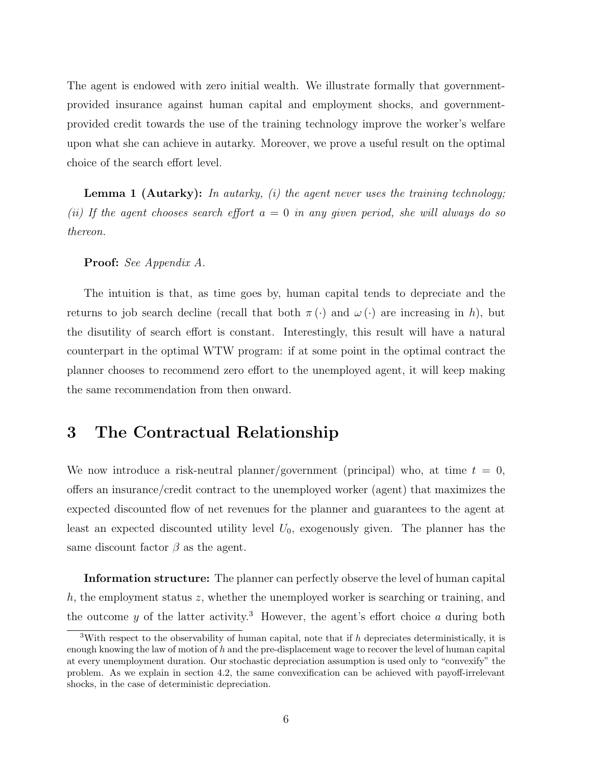The agent is endowed with zero initial wealth. We illustrate formally that government-provided insurance against human capital and employment shocks, and government-provided credit towards the use of the training technology improve the worker's welfare upon what she can achieve in autarky. Moreover, we prove a useful result on the optimal choice of the search effort level.

**Lemma 1 (Autarky):** *In autarky, (i) the agent never uses the training technology; (ii) If the agent chooses search effort $a = 0$ in any given period, she will always do so thereon.*

**Proof:** *See Appendix A.*

The intuition is that, as time goes by, human capital tends to depreciate and the returns to job search decline (recall that both $\pi(\cdot)$ and $\omega(\cdot)$ are increasing in $h$), but the disutility of search effort is constant. Interestingly, this result will have a natural counterpart in the optimal WTW program: if at some point in the optimal contract the planner chooses to recommend zero effort to the unemployed agent, it will keep making the same recommendation from then onward.

# 3 The Contractual Relationship

We now introduce a risk-neutral planner/government (principal) who, at time $t = 0$, offers an insurance/credit contract to the unemployed worker (agent) that maximizes the expected discounted flow of net revenues for the planner and guarantees to the agent at least an expected discounted utility level $U_0$, exogenously given. The planner has the same discount factor $\beta$ as the agent.

**Information structure:** The planner can perfectly observe the level of human capital $h$, the employment status $z$, whether the unemployed worker is searching or training, and the outcome $y$ of the latter activity.[3] However, the agent's effort choice $a$ during both

[3] With respect to the observability of human capital, note that if $h$ depreciates deterministically, it is enough knowing the law of motion of $h$ and the pre-displacement wage to recover the level of human capital at every unemployment duration. Our stochastic depreciation assumption is used only to "convexify" the problem. As we explain in section 4.2, the same convexification can be achieved with payoff-irrelevant shocks, in the case of deterministic depreciation.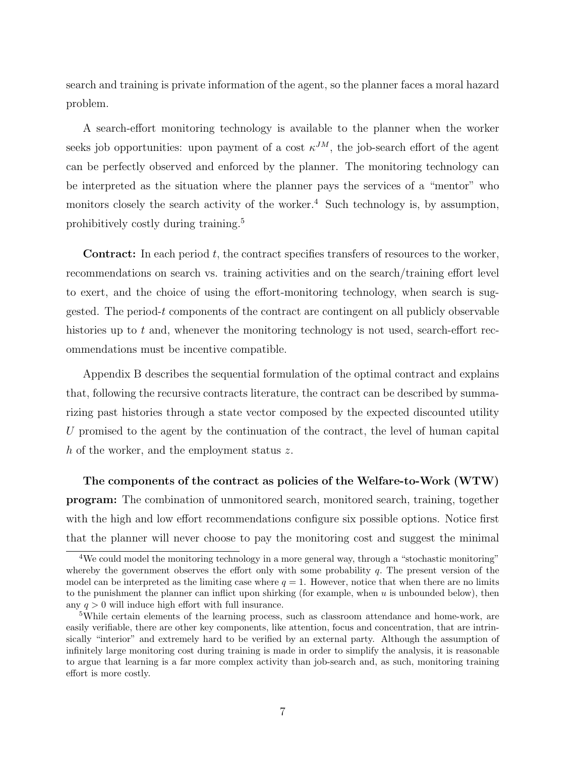search and training is private information of the agent, so the planner faces a moral hazard problem.

A search-effort monitoring technology is available to the planner when the worker seeks job opportunities: upon payment of a cost $\kappa^{JM}$, the job-search effort of the agent can be perfectly observed and enforced by the planner. The monitoring technology can be interpreted as the situation where the planner pays the services of a "mentor" who monitors closely the search activity of the worker.[4] Such technology is, by assumption, prohibitively costly during training.[5]

**Contract:** In each period $t$, the contract specifies transfers of resources to the worker, recommendations on search vs. training activities and on the search/training effort level to exert, and the choice of using the effort-monitoring technology, when search is suggested. The period-$t$ components of the contract are contingent on all publicly observable histories up to $t$ and, whenever the monitoring technology is not used, search-effort recommendations must be incentive compatible.

Appendix B describes the sequential formulation of the optimal contract and explains that, following the recursive contracts literature, the contract can be described by summarizing past histories through a state vector composed by the expected discounted utility $U$ promised to the agent by the continuation of the contract, the level of human capital $h$ of the worker, and the employment status $z$.

**The components of the contract as policies of the Welfare-to-Work (WTW) program:** The combination of unmonitored search, monitored search, training, together with the high and low effort recommendations configure six possible options. Notice first that the planner will never choose to pay the monitoring cost and suggest the minimal

[4] We could model the monitoring technology in a more general way, through a "stochastic monitoring" whereby the government observes the effort only with some probability $q$. The present version of the model can be interpreted as the limiting case where $q = 1$. However, notice that when there are no limits to the punishment the planner can inflict upon shirking (for example, when $u$ is unbounded below), then any $q > 0$ will induce high effort with full insurance.

[5] While certain elements of the learning process, such as classroom attendance and home-work, are easily verifiable, there are other key components, like attention, focus and concentration, that are intrinsically "interior" and extremely hard to be verified by an external party. Although the assumption of infinitely large monitoring cost during training is made in order to simplify the analysis, it is reasonable to argue that learning is a far more complex activity than job-search and, as such, monitoring training effort is more costly.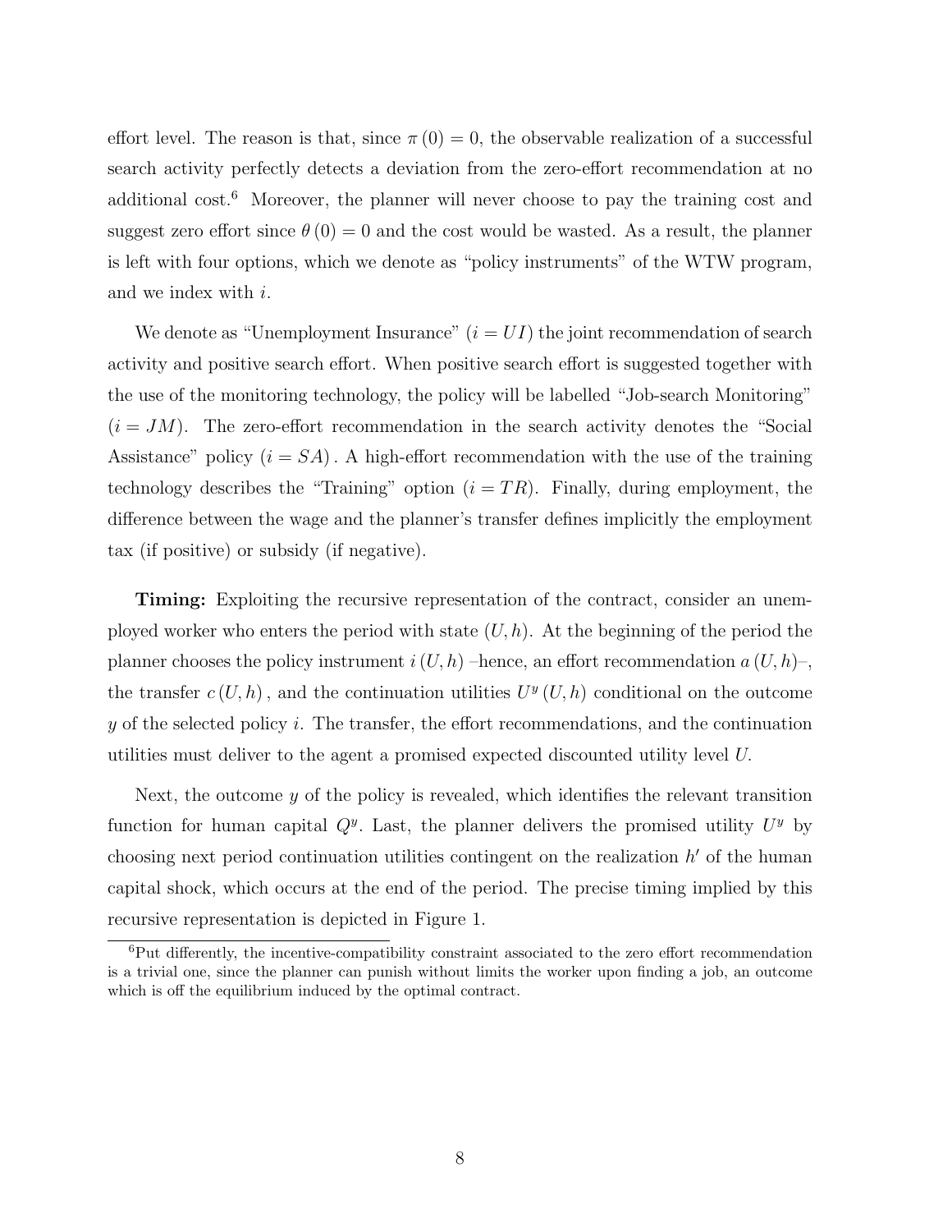effort level. The reason is that, since $\pi(0) = 0$, the observable realization of a successful search activity perfectly detects a deviation from the zero-effort recommendation at no additional cost.[6] Moreover, the planner will never choose to pay the training cost and suggest zero effort since $\theta(0) = 0$ and the cost would be wasted. As a result, the planner is left with four options, which we denote as "policy instruments" of the WTW program, and we index with $i$.

We denote as "Unemployment Insurance" ($i = UI$) the joint recommendation of search activity and positive search effort. When positive search effort is suggested together with the use of the monitoring technology, the policy will be labelled "Job-search Monitoring" ($i = JM$). The zero-effort recommendation in the search activity denotes the "Social Assistance" policy ($i = SA$). A high-effort recommendation with the use of the training technology describes the "Training" option ($i = TR$). Finally, during employment, the difference between the wage and the planner's transfer defines implicitly the employment tax (if positive) or subsidy (if negative).

**Timing:** Exploiting the recursive representation of the contract, consider an unemployed worker who enters the period with state $(U, h)$. At the beginning of the period the planner chooses the policy instrument $i(U, h)$ –hence, an effort recommendation $a(U, h)$–, the transfer $c(U, h)$, and the continuation utilities $U^y(U, h)$ conditional on the outcome $y$ of the selected policy $i$. The transfer, the effort recommendations, and the continuation utilities must deliver to the agent a promised expected discounted utility level $U$.

Next, the outcome $y$ of the policy is revealed, which identifies the relevant transition function for human capital $Q^y$. Last, the planner delivers the promised utility $U^y$ by choosing next period continuation utilities contingent on the realization $h'$ of the human capital shock, which occurs at the end of the period. The precise timing implied by this recursive representation is depicted in Figure 1.

[6] Put differently, the incentive-compatibility constraint associated to the zero effort recommendation is a trivial one, since the planner can punish without limits the worker upon finding a job, an outcome which is off the equilibrium induced by the optimal contract.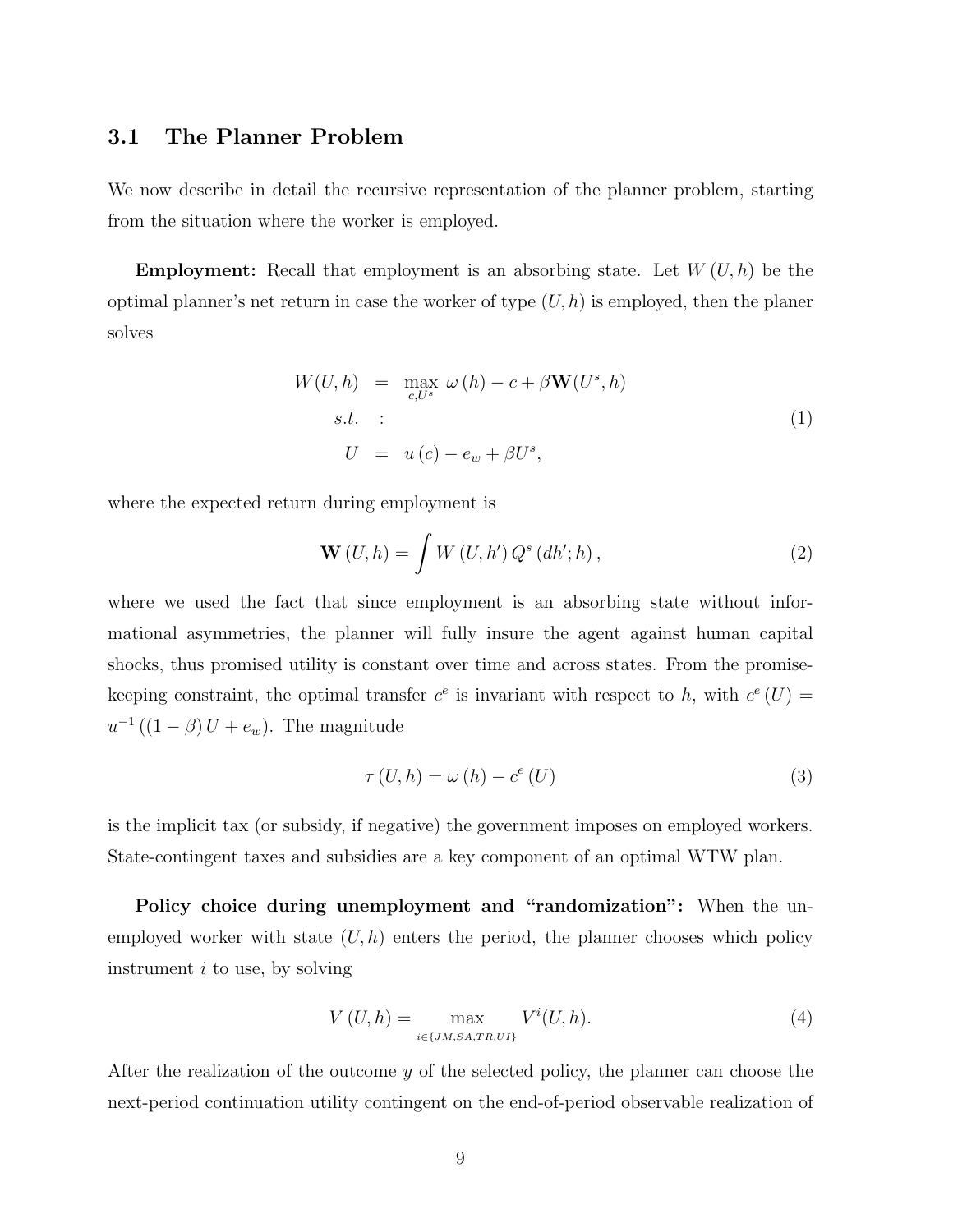### 3.1 The Planner Problem

We now describe in detail the recursive representation of the planner problem, starting from the situation where the worker is employed.

**Employment:** Recall that employment is an absorbing state. Let $W(U,h)$ be the optimal planner's net return in case the worker of type $(U,h)$ is employed, then the planer solves

$$
\begin{aligned}
W(U,h) &= \max_{c,U^s} \omega(h) - c + \beta \mathbf{W}(U^s, h) \\
s.t. &: \\
U &= u(c) - e_w + \beta U^s,
\end{aligned}
\tag{1}
$$

where the expected return during employment is

$$
\mathbf{W}(U,h) = \int W(U,h') Q^s(dh';h), \tag{2}
$$

where we used the fact that since employment is an absorbing state without informational asymmetries, the planner will fully insure the agent against human capital shocks, thus promised utility is constant over time and across states. From the promise-keeping constraint, the optimal transfer $c^e$ is invariant with respect to $h$, with $c^e(U) = u^{-1}((1-\beta)U + e_w)$. The magnitude

$$
\tau(U,h) = \omega(h) - c^e(U) \tag{3}
$$

is the implicit tax (or subsidy, if negative) the government imposes on employed workers. State-contingent taxes and subsidies are a key component of an optimal WTW plan.

**Policy choice during unemployment and "randomization":** When the unemployed worker with state $(U,h)$ enters the period, the planner chooses which policy instrument $i$ to use, by solving

$$
V(U,h) = \max_{i \in \{JM,SA,TR,UI\}} V^i(U,h). \tag{4}
$$

After the realization of the outcome $y$ of the selected policy, the planner can choose the next-period continuation utility contingent on the end-of-period observable realization of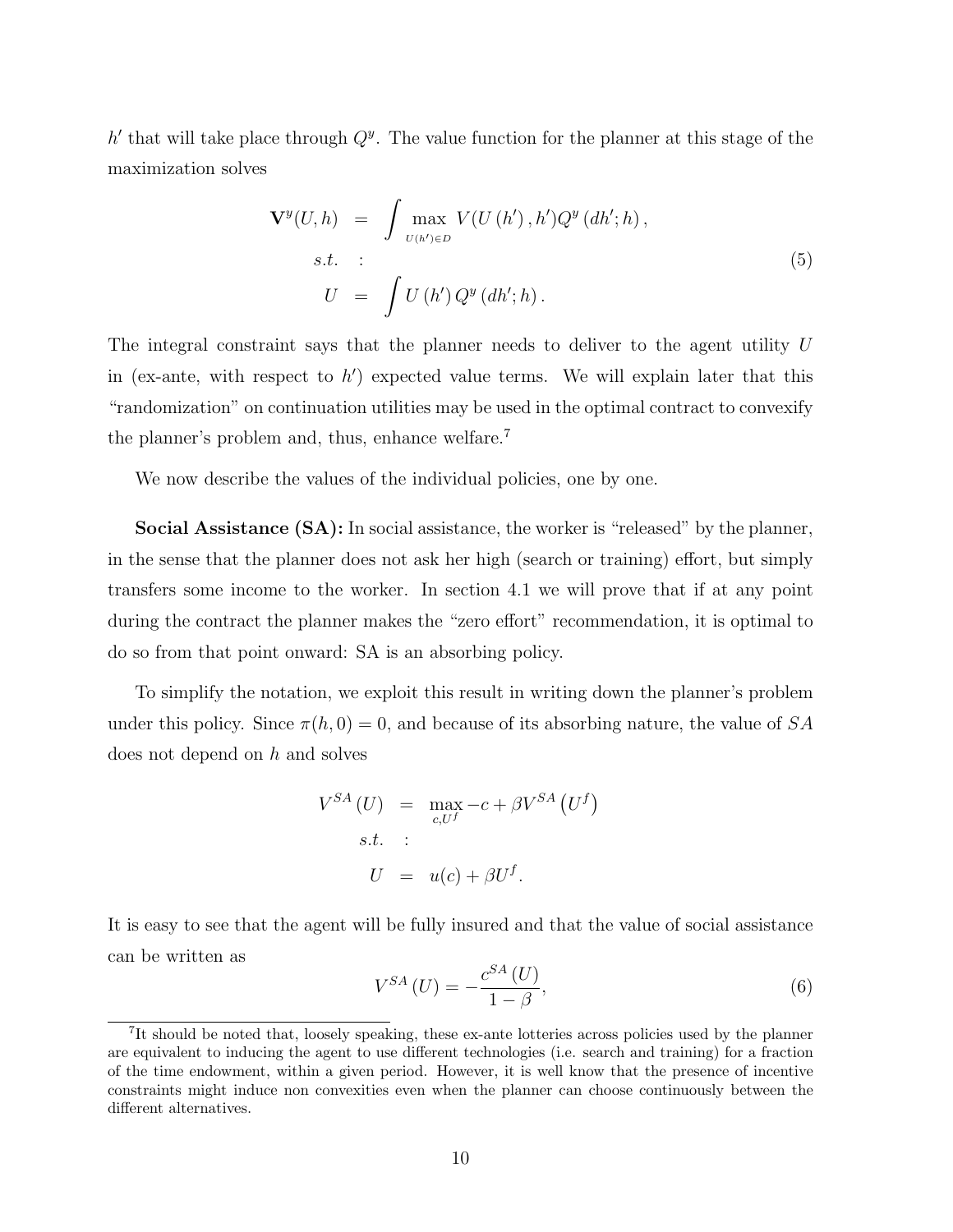$h'$ that will take place through $Q^y$. The value function for the planner at this stage of the maximization solves

$$
\begin{aligned}
\mathbf{V}^y(U,h) &= \int \max_{U(h')\in D} V(U(h'),h')Q^y(dh';h), \\
s.t. &: \\
U &= \int U(h')\,Q^y(dh';h).
\end{aligned}
\tag{5}
$$

The integral constraint says that the planner needs to deliver to the agent utility $U$ in (ex-ante, with respect to $h'$) expected value terms. We will explain later that this "randomization" on continuation utilities may be used in the optimal contract to convexify the planner's problem and, thus, enhance welfare.[7]

We now describe the values of the individual policies, one by one.

**Social Assistance (SA):** In social assistance, the worker is "released" by the planner, in the sense that the planner does not ask her high (search or training) effort, but simply transfers some income to the worker. In section 4.1 we will prove that if at any point during the contract the planner makes the "zero effort" recommendation, it is optimal to do so from that point onward: SA is an absorbing policy.

To simplify the notation, we exploit this result in writing down the planner's problem under this policy. Since $\pi(h,0)=0$, and because of its absorbing nature, the value of $SA$ does not depend on $h$ and solves

$$
\begin{aligned}
V^{SA}(U) &= \max_{c,U^f} -c+\beta V^{SA}\left(U^f\right) \\
s.t. &: \\
U &= u(c)+\beta U^f.
\end{aligned}
$$

It is easy to see that the agent will be fully insured and that the value of social assistance can be written as

$$
V^{SA}(U) = -\frac{c^{SA}(U)}{1-\beta}, \tag{6}
$$

[7]It should be noted that, loosely speaking, these ex-ante lotteries across policies used by the planner are equivalent to inducing the agent to use different technologies (i.e. search and training) for a fraction of the time endowment, within a given period. However, it is well know that the presence of incentive constraints might induce non convexities even when the planner can choose continuously between the different alternatives.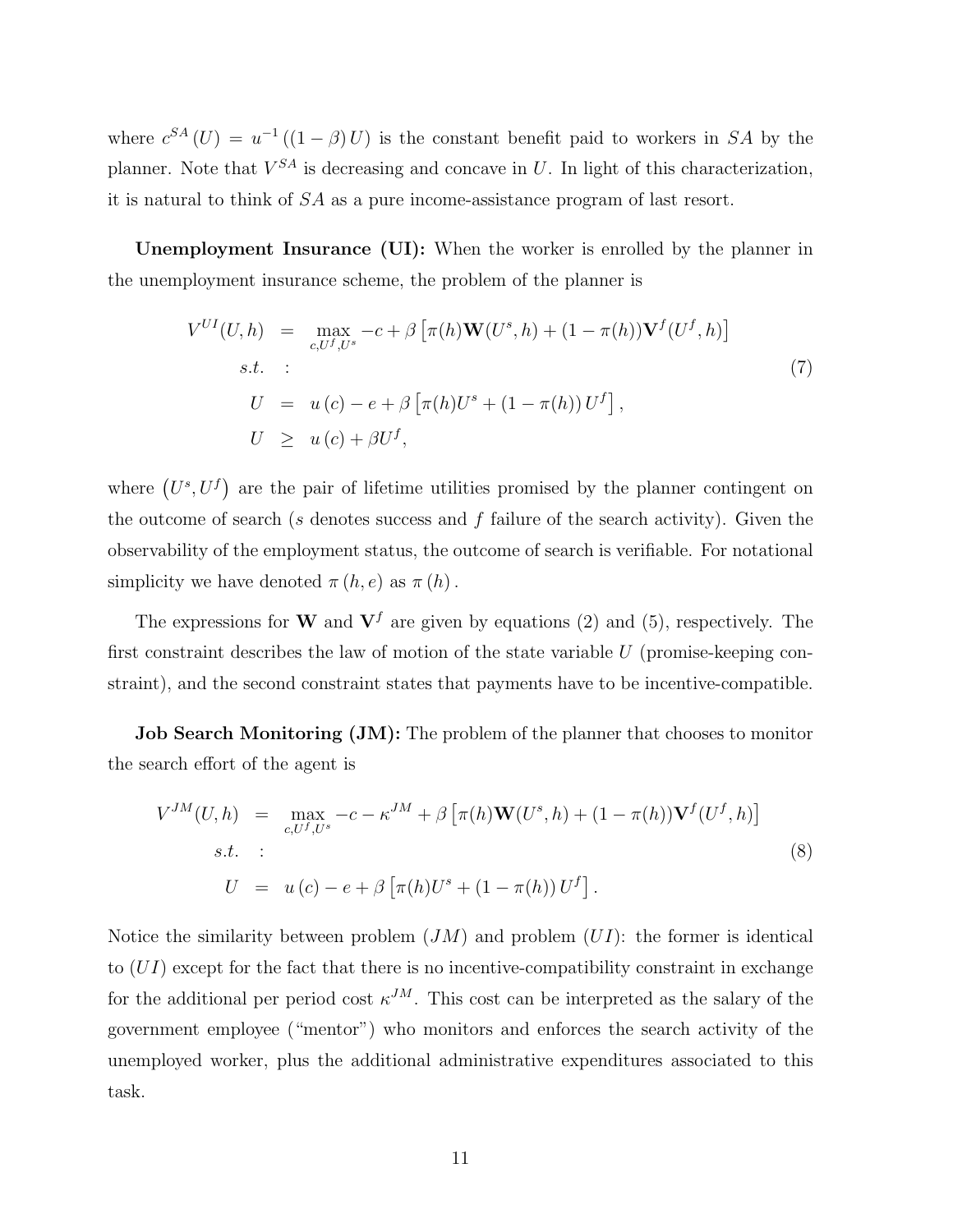where $c^{SA}(U) = u^{-1}((1-\beta)U)$ is the constant benefit paid to workers in $SA$ by the planner. Note that $V^{SA}$ is decreasing and concave in $U$. In light of this characterization, it is natural to think of $SA$ as a pure income-assistance program of last resort.

**Unemployment Insurance (UI):** When the worker is enrolled by the planner in the unemployment insurance scheme, the problem of the planner is

$$
\begin{aligned}
V^{UI}(U,h) &= \max_{c,U^f,U^s} -c + \beta\left[\pi(h)\mathbf{W}(U^s,h) + (1-\pi(h))\mathbf{V}^f(U^f,h)\right] \\
s.t. &: \\
U &= u(c) - e + \beta\left[\pi(h)U^s + (1-\pi(h))U^f\right], \\
U &\geq u(c) + \beta U^f,
\end{aligned}
\tag{7}
$$

where $(U^s, U^f)$ are the pair of lifetime utilities promised by the planner contingent on the outcome of search ($s$ denotes success and $f$ failure of the search activity). Given the observability of the employment status, the outcome of search is verifiable. For notational simplicity we have denoted $\pi(h,e)$ as $\pi(h)$.

The expressions for $\mathbf{W}$ and $\mathbf{V}^f$ are given by equations (2) and (5), respectively. The first constraint describes the law of motion of the state variable $U$ (promise-keeping constraint), and the second constraint states that payments have to be incentive-compatible.

**Job Search Monitoring (JM):** The problem of the planner that chooses to monitor the search effort of the agent is

$$
\begin{aligned}
V^{JM}(U,h) &= \max_{c,U^f,U^s} -c - \kappa^{JM} + \beta\left[\pi(h)\mathbf{W}(U^s,h) + (1-\pi(h))\mathbf{V}^f(U^f,h)\right] \\
s.t. &: \\
U &= u(c) - e + \beta\left[\pi(h)U^s + (1-\pi(h))U^f\right].
\end{aligned}
\tag{8}
$$

Notice the similarity between problem $(JM)$ and problem $(UI)$: the former is identical to $(UI)$ except for the fact that there is no incentive-compatibility constraint in exchange for the additional per period cost $\kappa^{JM}$. This cost can be interpreted as the salary of the government employee ("mentor") who monitors and enforces the search activity of the unemployed worker, plus the additional administrative expenditures associated to this task.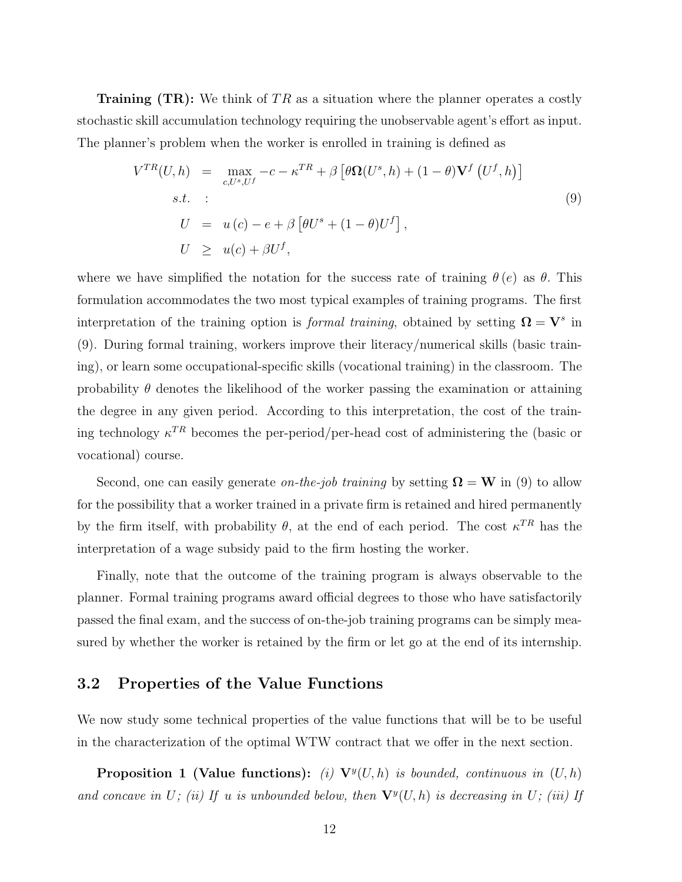**Training (TR):** We think of $TR$ as a situation where the planner operates a costly stochastic skill accumulation technology requiring the unobservable agent's effort as input. The planner's problem when the worker is enrolled in training is defined as

$$
\begin{aligned}
V^{TR}(U,h) &= \max_{c,U^s,U^f} -c - \kappa^{TR} + \beta\left[\theta \mathbf{\Omega}(U^s,h) + (1-\theta)\mathbf{V}^f\left(U^f,h\right)\right] \\
s.t. &: \\
U &= u(c) - e + \beta\left[\theta U^s + (1-\theta)U^f\right], \\
U &\geq u(c) + \beta U^f,
\end{aligned}
\tag{9}
$$

where we have simplified the notation for the success rate of training $\theta(e)$ as $\theta$. This formulation accommodates the two most typical examples of training programs. The first interpretation of the training option is *formal training*, obtained by setting $\mathbf{\Omega} = \mathbf{V}^s$ in (9). During formal training, workers improve their literacy/numerical skills (basic training), or learn some occupational-specific skills (vocational training) in the classroom. The probability $\theta$ denotes the likelihood of the worker passing the examination or attaining the degree in any given period. According to this interpretation, the cost of the training technology $\kappa^{TR}$ becomes the per-period/per-head cost of administering the (basic or vocational) course.

Second, one can easily generate *on-the-job training* by setting $\mathbf{\Omega} = \mathbf{W}$ in (9) to allow for the possibility that a worker trained in a private firm is retained and hired permanently by the firm itself, with probability $\theta$, at the end of each period. The cost $\kappa^{TR}$ has the interpretation of a wage subsidy paid to the firm hosting the worker.

Finally, note that the outcome of the training program is always observable to the planner. Formal training programs award official degrees to those who have satisfactorily passed the final exam, and the success of on-the-job training programs can be simply measured by whether the worker is retained by the firm or let go at the end of its internship.

## 3.2 Properties of the Value Functions

We now study some technical properties of the value functions that will be to be useful in the characterization of the optimal WTW contract that we offer in the next section.

**Proposition 1 (Value functions):** *(i)* $\mathbf{V}^y(U,h)$ *is bounded, continuous in* $(U,h)$ *and concave in* $U$*; (ii) If* $u$ *is unbounded below, then* $\mathbf{V}^y(U,h)$ *is decreasing in* $U$*; (iii) If*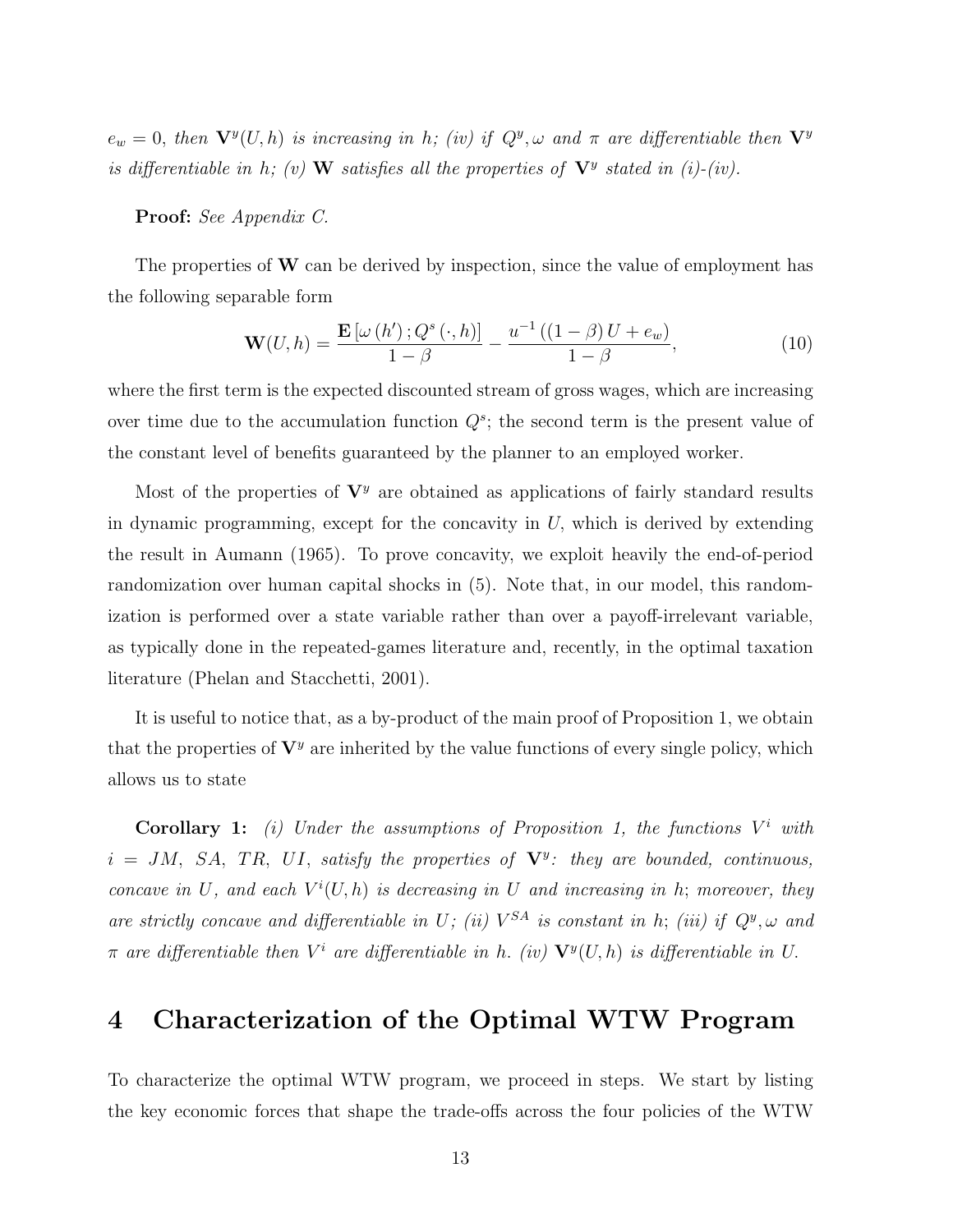*$e_w = 0$, then $\mathbf{V}^y(U,h)$ is increasing in $h$; (iv) if $Q^y, \omega$ and $\pi$ are differentiable then $\mathbf{V}^y$ is differentiable in $h$; (v) $\mathbf{W}$ satisfies all the properties of $\mathbf{V}^y$ stated in (i)-(iv).*

**Proof:** *See Appendix C.*

The properties of $\mathbf{W}$ can be derived by inspection, since the value of employment has the following separable form

$$\mathbf{W}(U,h) = \frac{\mathbf{E}\left[\omega\left(h'\right); Q^s\left(\cdot,h\right)\right]}{1-\beta} - \frac{u^{-1}\left(\left(1-\beta\right)U + e_w\right)}{1-\beta}, \tag{10}$$

where the first term is the expected discounted stream of gross wages, which are increasing over time due to the accumulation function $Q^s$; the second term is the present value of the constant level of benefits guaranteed by the planner to an employed worker.

Most of the properties of $\mathbf{V}^y$ are obtained as applications of fairly standard results in dynamic programming, except for the concavity in $U$, which is derived by extending the result in Aumann (1965). To prove concavity, we exploit heavily the end-of-period randomization over human capital shocks in (5). Note that, in our model, this randomization is performed over a state variable rather than over a payoff-irrelevant variable, as typically done in the repeated-games literature and, recently, in the optimal taxation literature (Phelan and Stacchetti, 2001).

It is useful to notice that, as a by-product of the main proof of Proposition 1, we obtain that the properties of $\mathbf{V}^y$ are inherited by the value functions of every single policy, which allows us to state

**Corollary 1:** *(i) Under the assumptions of Proposition 1, the functions $V^i$ with $i = JM, SA, TR, UI$, satisfy the properties of $\mathbf{V}^y$: they are bounded, continuous, concave in $U$, and each $V^i(U,h)$ is decreasing in $U$ and increasing in $h$; moreover, they are strictly concave and differentiable in $U$; (ii) $V^{SA}$ is constant in $h$; (iii) if $Q^y, \omega$ and $\pi$ are differentiable then $V^i$ are differentiable in $h$. (iv) $\mathbf{V}^y(U,h)$ is differentiable in $U$.*

# 4 Characterization of the Optimal WTW Program

To characterize the optimal WTW program, we proceed in steps. We start by listing the key economic forces that shape the trade-offs across the four policies of the WTW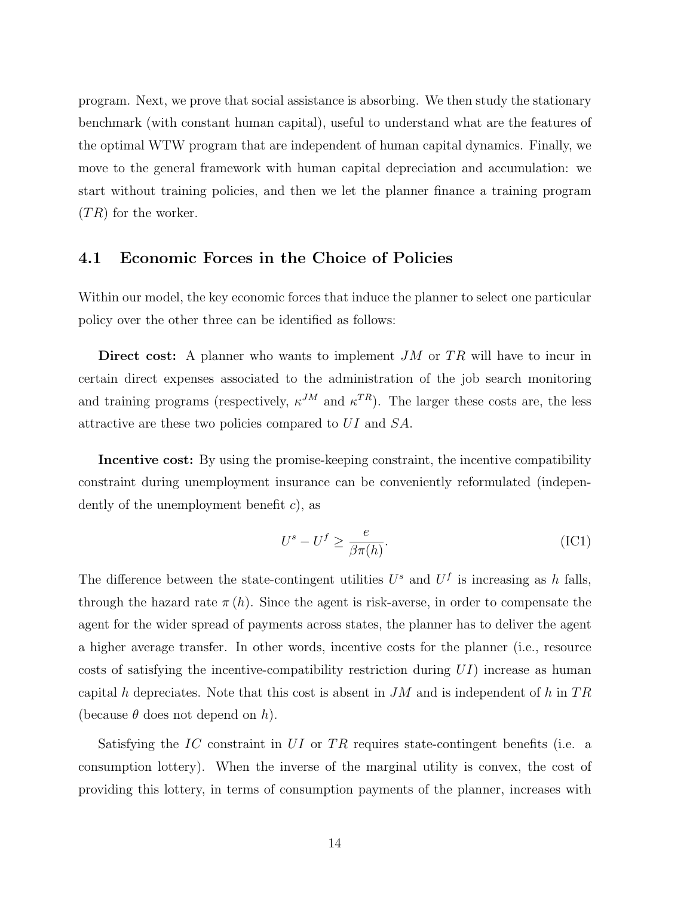program. Next, we prove that social assistance is absorbing. We then study the stationary benchmark (with constant human capital), useful to understand what are the features of the optimal WTW program that are independent of human capital dynamics. Finally, we move to the general framework with human capital depreciation and accumulation: we start without training policies, and then we let the planner finance a training program ($TR$) for the worker.

## 4.1 Economic Forces in the Choice of Policies

Within our model, the key economic forces that induce the planner to select one particular policy over the other three can be identified as follows:

**Direct cost:** A planner who wants to implement $JM$ or $TR$ will have to incur in certain direct expenses associated to the administration of the job search monitoring and training programs (respectively, $\kappa^{JM}$ and $\kappa^{TR}$). The larger these costs are, the less attractive are these two policies compared to $UI$ and $SA$.

**Incentive cost:** By using the promise-keeping constraint, the incentive compatibility constraint during unemployment insurance can be conveniently reformulated (independently of the unemployment benefit $c$), as

$$U^s - U^f \geq \frac{e}{\beta \pi(h)}. \tag{IC1}$$

The difference between the state-contingent utilities $U^s$ and $U^f$ is increasing as $h$ falls, through the hazard rate $\pi(h)$. Since the agent is risk-averse, in order to compensate the agent for the wider spread of payments across states, the planner has to deliver the agent a higher average transfer. In other words, incentive costs for the planner (i.e., resource costs of satisfying the incentive-compatibility restriction during $UI$) increase as human capital $h$ depreciates. Note that this cost is absent in $JM$ and is independent of $h$ in $TR$ (because $\theta$ does not depend on $h$).

Satisfying the $IC$ constraint in $UI$ or $TR$ requires state-contingent benefits (i.e. a consumption lottery). When the inverse of the marginal utility is convex, the cost of providing this lottery, in terms of consumption payments of the planner, increases with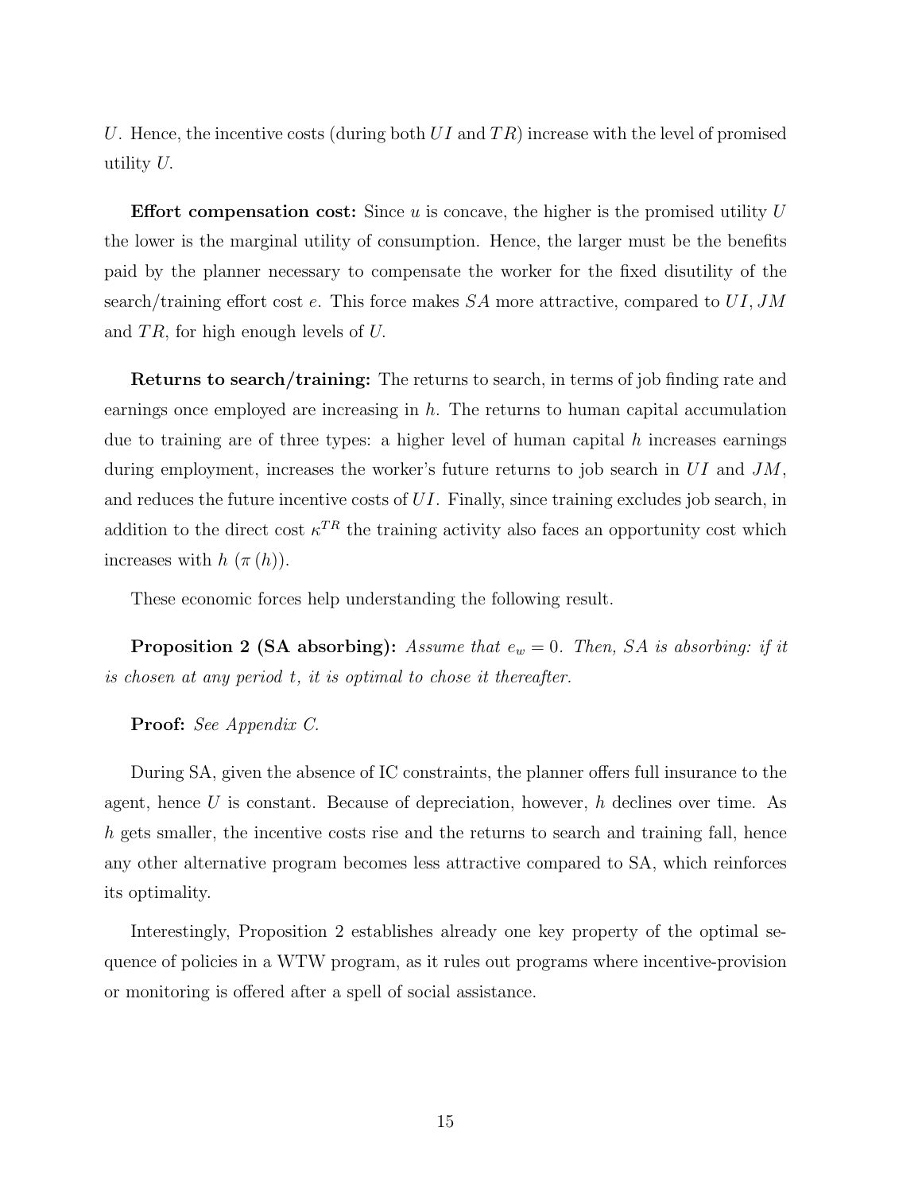$U$. Hence, the incentive costs (during both $UI$ and $TR$) increase with the level of promised utility $U$.

**Effort compensation cost:** Since $u$ is concave, the higher is the promised utility $U$ the lower is the marginal utility of consumption. Hence, the larger must be the benefits paid by the planner necessary to compensate the worker for the fixed disutility of the search/training effort cost $e$. This force makes $SA$ more attractive, compared to $UI$, $JM$ and $TR$, for high enough levels of $U$.

**Returns to search/training:** The returns to search, in terms of job finding rate and earnings once employed are increasing in $h$. The returns to human capital accumulation due to training are of three types: a higher level of human capital $h$ increases earnings during employment, increases the worker's future returns to job search in $UI$ and $JM$, and reduces the future incentive costs of $UI$. Finally, since training excludes job search, in addition to the direct cost $\kappa^{TR}$ the training activity also faces an opportunity cost which increases with $h$ ($\pi(h)$).

These economic forces help understanding the following result.

**Proposition 2 (SA absorbing):** *Assume that $e_w = 0$. Then, SA is absorbing: if it is chosen at any period $t$, it is optimal to chose it thereafter.*

**Proof:** *See Appendix C.*

During SA, given the absence of IC constraints, the planner offers full insurance to the agent, hence $U$ is constant. Because of depreciation, however, $h$ declines over time. As $h$ gets smaller, the incentive costs rise and the returns to search and training fall, hence any other alternative program becomes less attractive compared to SA, which reinforces its optimality.

Interestingly, Proposition 2 establishes already one key property of the optimal sequence of policies in a WTW program, as it rules out programs where incentive-provision or monitoring is offered after a spell of social assistance.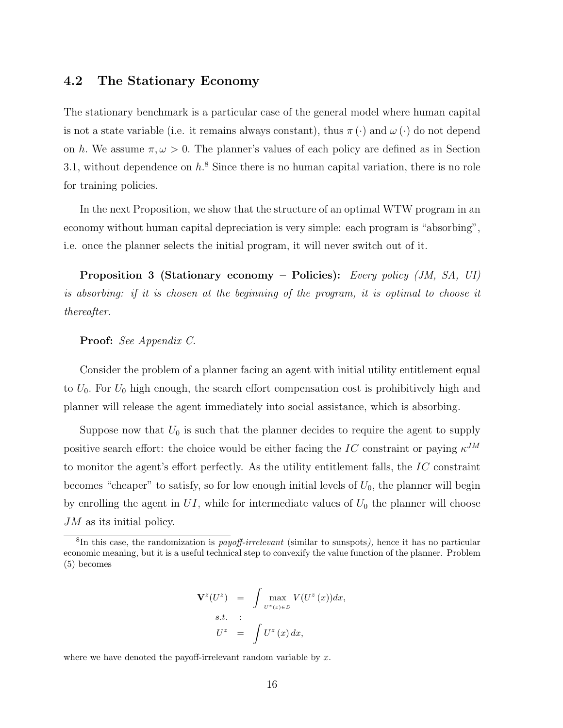## 4.2 The Stationary Economy

The stationary benchmark is a particular case of the general model where human capital is not a state variable (i.e. it remains always constant), thus $\pi(\cdot)$ and $\omega(\cdot)$ do not depend on $h$. We assume $\pi, \omega > 0$. The planner's values of each policy are defined as in Section 3.1, without dependence on $h$.[8] Since there is no human capital variation, there is no role for training policies.

In the next Proposition, we show that the structure of an optimal WTW program in an economy without human capital depreciation is very simple: each program is "absorbing", i.e. once the planner selects the initial program, it will never switch out of it.

**Proposition 3 (Stationary economy – Policies):** *Every policy (JM, SA, UI) is absorbing: if it is chosen at the beginning of the program, it is optimal to choose it thereafter.*

**Proof:** *See Appendix C.*

Consider the problem of a planner facing an agent with initial utility entitlement equal to $U_0$. For $U_0$ high enough, the search effort compensation cost is prohibitively high and planner will release the agent immediately into social assistance, which is absorbing.

Suppose now that $U_0$ is such that the planner decides to require the agent to supply positive search effort: the choice would be either facing the $IC$ constraint or paying $\kappa^{JM}$ to monitor the agent's effort perfectly. As the utility entitlement falls, the $IC$ constraint becomes "cheaper" to satisfy, so for low enough initial levels of $U_0$, the planner will begin by enrolling the agent in $UI$, while for intermediate values of $U_0$ the planner will choose $JM$ as its initial policy.

---

[8] In this case, the randomization is *payoff-irrelevant* (similar to sunspots*)*, hence it has no particular economic meaning, but it is a useful technical step to convexify the value function of the planner. Problem (5) becomes

$$
\begin{aligned}
\mathbf{V}^z(U^z) &= \int \max_{U^z(x) \in D} V(U^z(x))dx, \\
s.t. &: \\
U^z &= \int U^z(x)\, dx,
\end{aligned}
$$

where we have denoted the payoff-irrelevant random variable by $x$.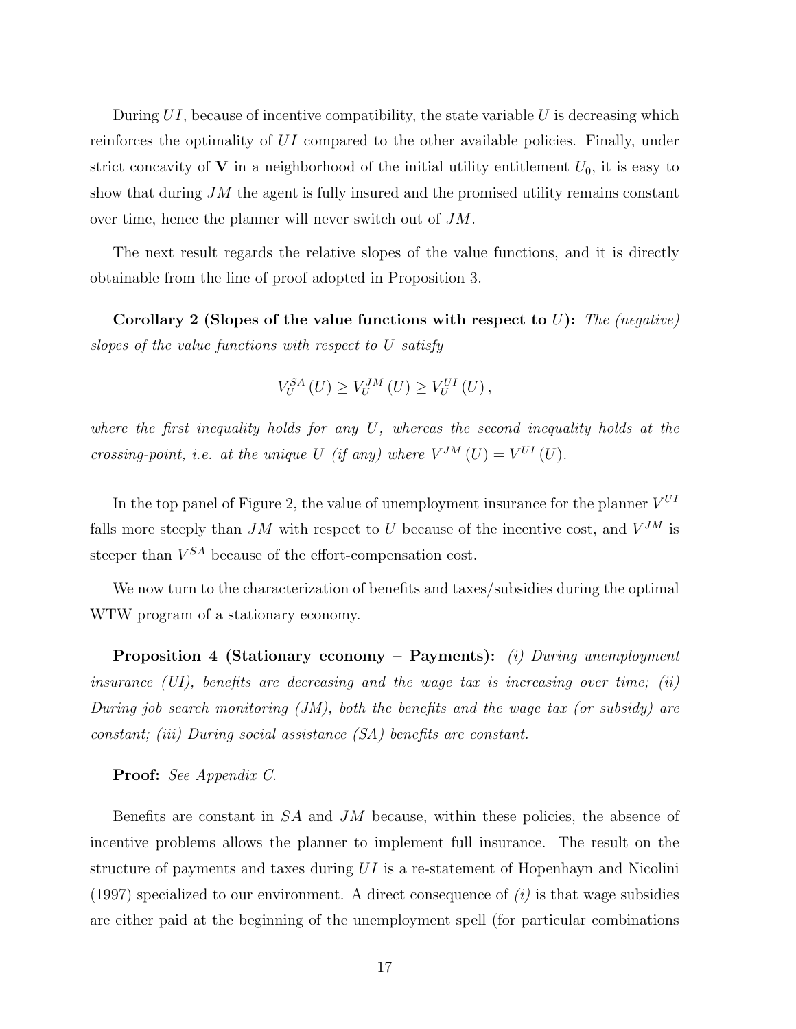During $UI$, because of incentive compatibility, the state variable $U$ is decreasing which reinforces the optimality of $UI$ compared to the other available policies. Finally, under strict concavity of $\mathbf{V}$ in a neighborhood of the initial utility entitlement $U_0$, it is easy to show that during $JM$ the agent is fully insured and the promised utility remains constant over time, hence the planner will never switch out of $JM$.

The next result regards the relative slopes of the value functions, and it is directly obtainable from the line of proof adopted in Proposition 3.

**Corollary 2 (Slopes of the value functions with respect to $U$):** *The (negative) slopes of the value functions with respect to $U$ satisfy*

$$V_U^{SA}(U) \geq V_U^{JM}(U) \geq V_U^{UI}(U),$$

*where the first inequality holds for any $U$, whereas the second inequality holds at the crossing-point, i.e. at the unique $U$ (if any) where $V^{JM}(U) = V^{UI}(U)$.*

In the top panel of Figure 2, the value of unemployment insurance for the planner $V^{UI}$ falls more steeply than $JM$ with respect to $U$ because of the incentive cost, and $V^{JM}$ is steeper than $V^{SA}$ because of the effort-compensation cost.

We now turn to the characterization of benefits and taxes/subsidies during the optimal WTW program of a stationary economy.

**Proposition 4 (Stationary economy – Payments):** *(i) During unemployment insurance (UI), benefits are decreasing and the wage tax is increasing over time; (ii) During job search monitoring (JM), both the benefits and the wage tax (or subsidy) are constant; (iii) During social assistance (SA) benefits are constant.*

**Proof:** *See Appendix C.*

Benefits are constant in $SA$ and $JM$ because, within these policies, the absence of incentive problems allows the planner to implement full insurance. The result on the structure of payments and taxes during $UI$ is a re-statement of Hopenhayn and Nicolini (1997) specialized to our environment. A direct consequence of *(i)* is that wage subsidies are either paid at the beginning of the unemployment spell (for particular combinations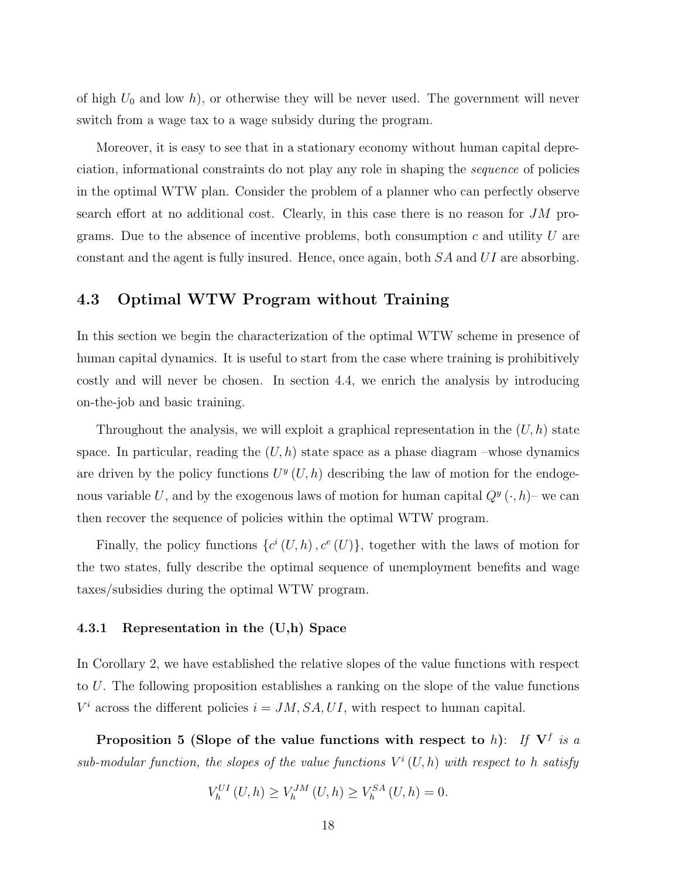of high $U_0$ and low $h$), or otherwise they will be never used. The government will never switch from a wage tax to a wage subsidy during the program.

Moreover, it is easy to see that in a stationary economy without human capital depreciation, informational constraints do not play any role in shaping the *sequence* of policies in the optimal WTW plan. Consider the problem of a planner who can perfectly observe search effort at no additional cost. Clearly, in this case there is no reason for $JM$ programs. Due to the absence of incentive problems, both consumption $c$ and utility $U$ are constant and the agent is fully insured. Hence, once again, both $SA$ and $UI$ are absorbing.

## 4.3 Optimal WTW Program without Training

In this section we begin the characterization of the optimal WTW scheme in presence of human capital dynamics. It is useful to start from the case where training is prohibitively costly and will never be chosen. In section 4.4, we enrich the analysis by introducing on-the-job and basic training.

Throughout the analysis, we will exploit a graphical representation in the $(U, h)$ state space. In particular, reading the $(U, h)$ state space as a phase diagram –whose dynamics are driven by the policy functions $U^y(U, h)$ describing the law of motion for the endogenous variable $U$, and by the exogenous laws of motion for human capital $Q^y(\cdot, h)$– we can then recover the sequence of policies within the optimal WTW program.

Finally, the policy functions $\{c^i(U, h), c^e(U)\}$, together with the laws of motion for the two states, fully describe the optimal sequence of unemployment benefits and wage taxes/subsidies during the optimal WTW program.

### 4.3.1 Representation in the (U,h) Space

In Corollary 2, we have established the relative slopes of the value functions with respect to $U$. The following proposition establishes a ranking on the slope of the value functions $V^i$ across the different policies $i = JM, SA, UI$, with respect to human capital.

**Proposition 5 (Slope of the value functions with respect to $h$)**: *If $\mathbf{V}^f$ is a sub-modular function, the slopes of the value functions $V^i(U, h)$ with respect to $h$ satisfy*

$$V_h^{UI}(U, h) \geq V_h^{JM}(U, h) \geq V_h^{SA}(U, h) = 0.$$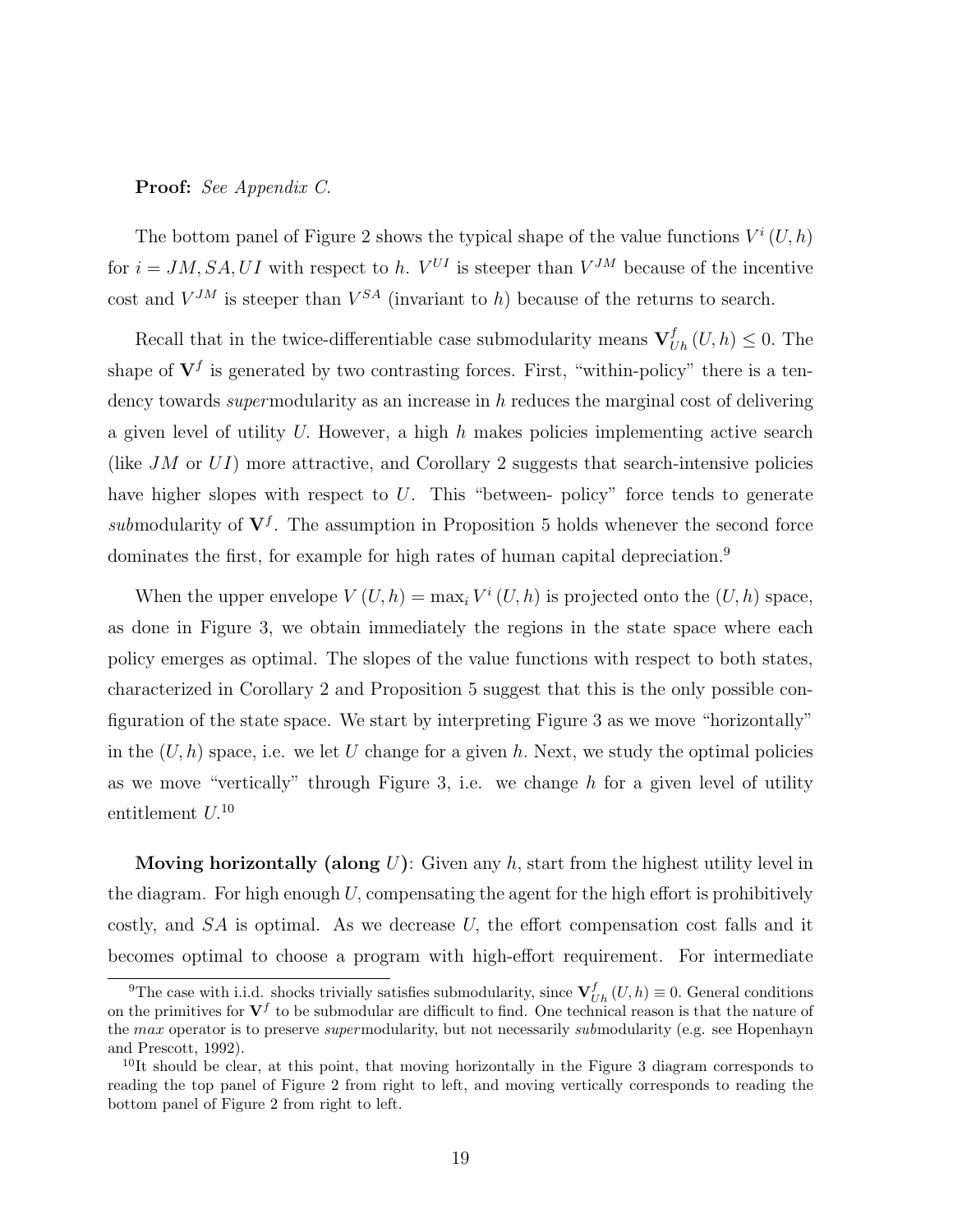**Proof:** *See Appendix C.*

The bottom panel of Figure 2 shows the typical shape of the value functions $V^i(U,h)$ for $i = JM, SA, UI$ with respect to $h$. $V^{UI}$ is steeper than $V^{JM}$ because of the incentive cost and $V^{JM}$ is steeper than $V^{SA}$ (invariant to $h$) because of the returns to search.

Recall that in the twice-differentiable case submodularity means $\mathbf{V}^f_{Uh}(U,h) \leq 0$. The shape of $\mathbf{V}^f$ is generated by two contrasting forces. First, "within-policy" there is a tendency towards *super*modularity as an increase in $h$ reduces the marginal cost of delivering a given level of utility $U$. However, a high $h$ makes policies implementing active search (like $JM$ or $UI$) more attractive, and Corollary 2 suggests that search-intensive policies have higher slopes with respect to $U$. This "between- policy" force tends to generate *sub*modularity of $\mathbf{V}^f$. The assumption in Proposition 5 holds whenever the second force dominates the first, for example for high rates of human capital depreciation.[9]

When the upper envelope $V(U,h) = \max_i V^i(U,h)$ is projected onto the $(U,h)$ space, as done in Figure 3, we obtain immediately the regions in the state space where each policy emerges as optimal. The slopes of the value functions with respect to both states, characterized in Corollary 2 and Proposition 5 suggest that this is the only possible configuration of the state space. We start by interpreting Figure 3 as we move "horizontally" in the $(U,h)$ space, i.e. we let $U$ change for a given $h$. Next, we study the optimal policies as we move "vertically" through Figure 3, i.e. we change $h$ for a given level of utility entitlement $U$.[10]

**Moving horizontally (along $U$)**: Given any $h$, start from the highest utility level in the diagram. For high enough $U$, compensating the agent for the high effort is prohibitively costly, and $SA$ is optimal. As we decrease $U$, the effort compensation cost falls and it becomes optimal to choose a program with high-effort requirement. For intermediate

[9] The case with i.i.d. shocks trivially satisfies submodularity, since $\mathbf{V}^f_{Uh}(U,h) \equiv 0$. General conditions on the primitives for $\mathbf{V}^f$ to be submodular are difficult to find. One technical reason is that the nature of the *max* operator is to preserve *super*modularity, but not necessarily *sub*modularity (e.g. see Hopenhayn and Prescott, 1992).

[10] It should be clear, at this point, that moving horizontally in the Figure 3 diagram corresponds to reading the top panel of Figure 2 from right to left, and moving vertically corresponds to reading the bottom panel of Figure 2 from right to left.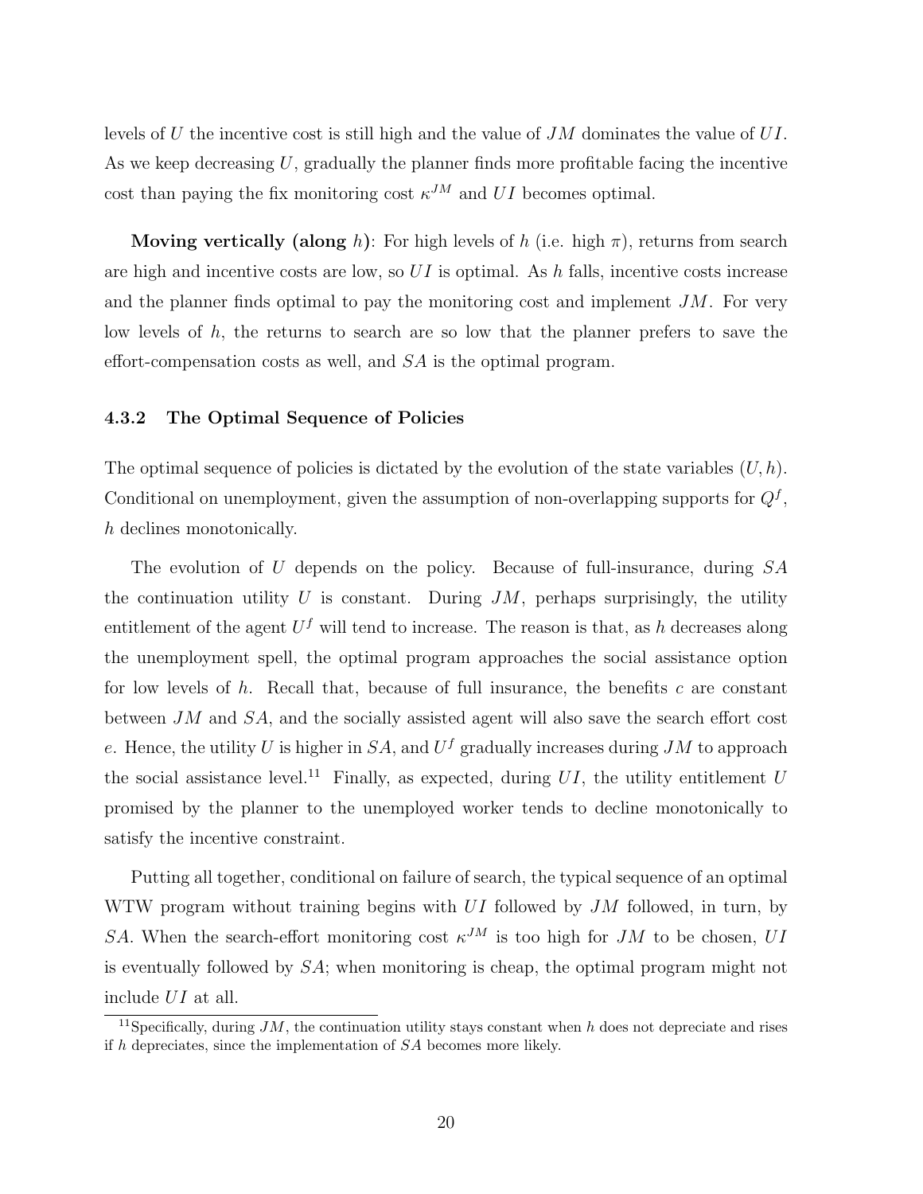levels of $U$ the incentive cost is still high and the value of $JM$ dominates the value of $UI$. As we keep decreasing $U$, gradually the planner finds more profitable facing the incentive cost than paying the fix monitoring cost $\kappa^{JM}$ and $UI$ becomes optimal.

**Moving vertically (along $h$)**: For high levels of $h$ (i.e. high $\pi$), returns from search are high and incentive costs are low, so $UI$ is optimal. As $h$ falls, incentive costs increase and the planner finds optimal to pay the monitoring cost and implement $JM$. For very low levels of $h$, the returns to search are so low that the planner prefers to save the effort-compensation costs as well, and $SA$ is the optimal program.

### 4.3.2 The Optimal Sequence of Policies

The optimal sequence of policies is dictated by the evolution of the state variables $(U, h)$. Conditional on unemployment, given the assumption of non-overlapping supports for $Q^f$, $h$ declines monotonically.

The evolution of $U$ depends on the policy. Because of full-insurance, during $SA$ the continuation utility $U$ is constant. During $JM$, perhaps surprisingly, the utility entitlement of the agent $U^f$ will tend to increase. The reason is that, as $h$ decreases along the unemployment spell, the optimal program approaches the social assistance option for low levels of $h$. Recall that, because of full insurance, the benefits $c$ are constant between $JM$ and $SA$, and the socially assisted agent will also save the search effort cost $e$. Hence, the utility $U$ is higher in $SA$, and $U^f$ gradually increases during $JM$ to approach the social assistance level.[11] Finally, as expected, during $UI$, the utility entitlement $U$ promised by the planner to the unemployed worker tends to decline monotonically to satisfy the incentive constraint.

Putting all together, conditional on failure of search, the typical sequence of an optimal WTW program without training begins with $UI$ followed by $JM$ followed, in turn, by $SA$. When the search-effort monitoring cost $\kappa^{JM}$ is too high for $JM$ to be chosen, $UI$ is eventually followed by $SA$; when monitoring is cheap, the optimal program might not include $UI$ at all.

[11] Specifically, during $JM$, the continuation utility stays constant when $h$ does not depreciate and rises if $h$ depreciates, since the implementation of $SA$ becomes more likely.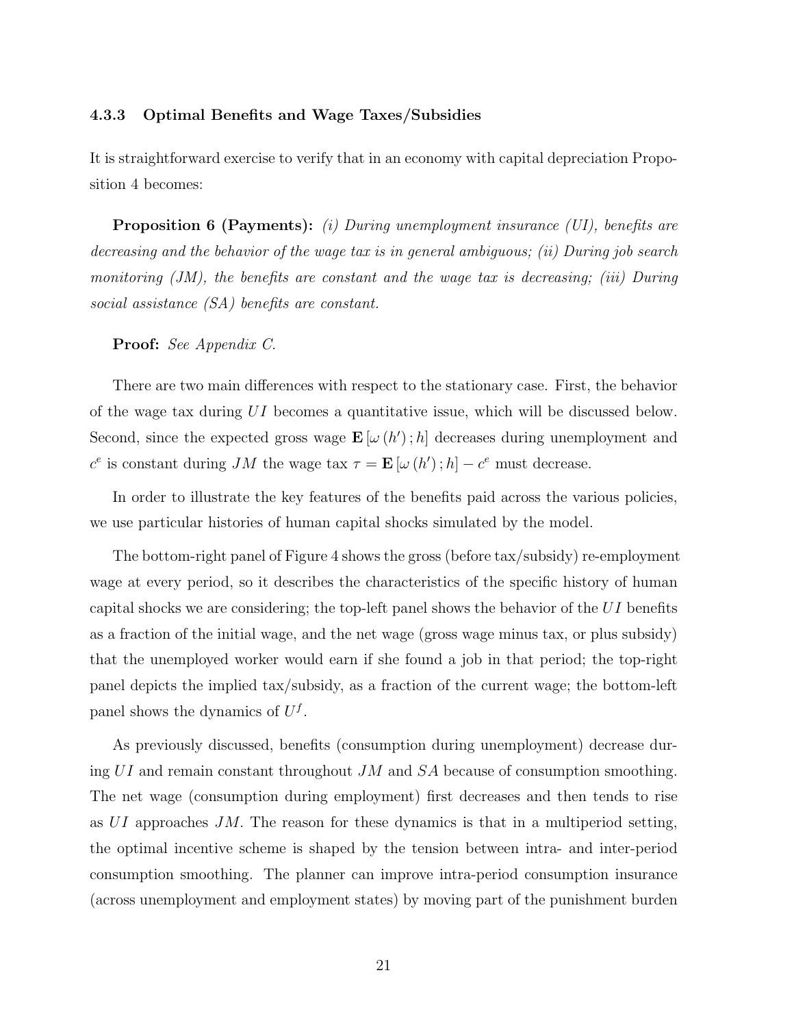### 4.3.3 Optimal Benefits and Wage Taxes/Subsidies

It is straightforward exercise to verify that in an economy with capital depreciation Proposition 4 becomes:

**Proposition 6 (Payments):** *(i) During unemployment insurance (UI), benefits are decreasing and the behavior of the wage tax is in general ambiguous; (ii) During job search monitoring (JM), the benefits are constant and the wage tax is decreasing; (iii) During social assistance (SA) benefits are constant.*

**Proof:** *See Appendix C.*

There are two main differences with respect to the stationary case. First, the behavior of the wage tax during $UI$ becomes a quantitative issue, which will be discussed below. Second, since the expected gross wage $\mathbf{E}\left[\omega\left(h'\right);h\right]$ decreases during unemployment and $c^e$ is constant during $JM$ the wage tax $\tau = \mathbf{E}\left[\omega\left(h'\right);h\right] - c^e$ must decrease.

In order to illustrate the key features of the benefits paid across the various policies, we use particular histories of human capital shocks simulated by the model.

The bottom-right panel of Figure 4 shows the gross (before tax/subsidy) re-employment wage at every period, so it describes the characteristics of the specific history of human capital shocks we are considering; the top-left panel shows the behavior of the $UI$ benefits as a fraction of the initial wage, and the net wage (gross wage minus tax, or plus subsidy) that the unemployed worker would earn if she found a job in that period; the top-right panel depicts the implied tax/subsidy, as a fraction of the current wage; the bottom-left panel shows the dynamics of $U^f$.

As previously discussed, benefits (consumption during unemployment) decrease during $UI$ and remain constant throughout $JM$ and $SA$ because of consumption smoothing. The net wage (consumption during employment) first decreases and then tends to rise as $UI$ approaches $JM$. The reason for these dynamics is that in a multiperiod setting, the optimal incentive scheme is shaped by the tension between intra- and inter-period consumption smoothing. The planner can improve intra-period consumption insurance (across unemployment and employment states) by moving part of the punishment burden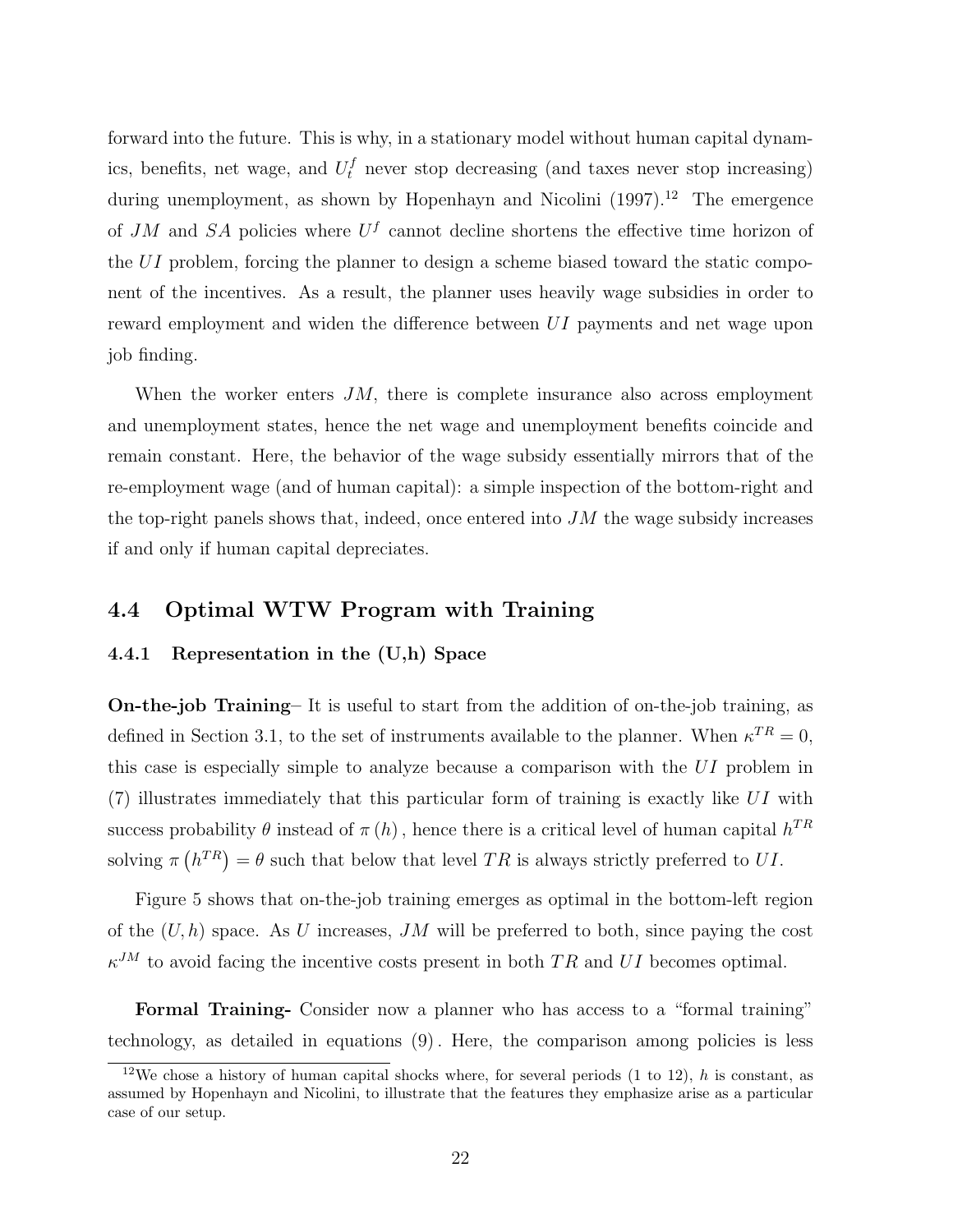forward into the future. This is why, in a stationary model without human capital dynamics, benefits, net wage, and $U_t^f$ never stop decreasing (and taxes never stop increasing) during unemployment, as shown by Hopenhayn and Nicolini (1997).[12] The emergence of $JM$ and $SA$ policies where $U^f$ cannot decline shortens the effective time horizon of the $UI$ problem, forcing the planner to design a scheme biased toward the static component of the incentives. As a result, the planner uses heavily wage subsidies in order to reward employment and widen the difference between $UI$ payments and net wage upon job finding.

When the worker enters $JM$, there is complete insurance also across employment and unemployment states, hence the net wage and unemployment benefits coincide and remain constant. Here, the behavior of the wage subsidy essentially mirrors that of the re-employment wage (and of human capital): a simple inspection of the bottom-right and the top-right panels shows that, indeed, once entered into $JM$ the wage subsidy increases if and only if human capital depreciates.

## 4.4 Optimal WTW Program with Training

### 4.4.1 Representation in the (U,h) Space

**On-the-job Training**– It is useful to start from the addition of on-the-job training, as defined in Section 3.1, to the set of instruments available to the planner. When $\kappa^{TR} = 0$, this case is especially simple to analyze because a comparison with the $UI$ problem in (7) illustrates immediately that this particular form of training is exactly like $UI$ with success probability $\theta$ instead of $\pi(h)$, hence there is a critical level of human capital $h^{TR}$ solving $\pi(h^{TR}) = \theta$ such that below that level $TR$ is always strictly preferred to $UI$.

Figure 5 shows that on-the-job training emerges as optimal in the bottom-left region of the $(U, h)$ space. As $U$ increases, $JM$ will be preferred to both, since paying the cost $\kappa^{JM}$ to avoid facing the incentive costs present in both $TR$ and $UI$ becomes optimal.

**Formal Training-** Consider now a planner who has access to a "formal training" technology, as detailed in equations (9). Here, the comparison among policies is less

[12] We chose a history of human capital shocks where, for several periods (1 to 12), $h$ is constant, as assumed by Hopenhayn and Nicolini, to illustrate that the features they emphasize arise as a particular case of our setup.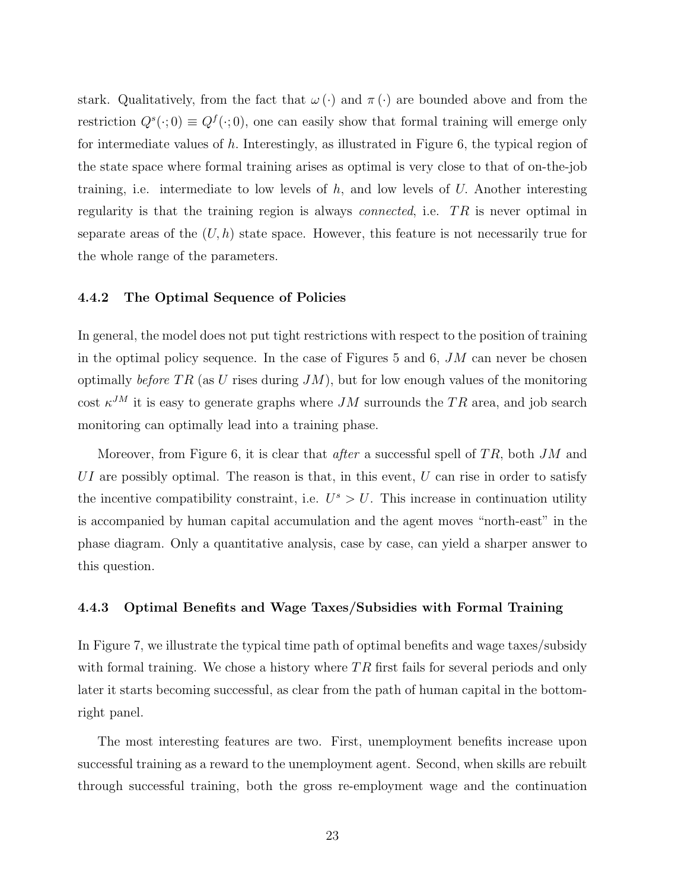stark. Qualitatively, from the fact that $\omega(\cdot)$ and $\pi(\cdot)$ are bounded above and from the restriction $Q^s(\cdot;0) \equiv Q^f(\cdot;0)$, one can easily show that formal training will emerge only for intermediate values of $h$. Interestingly, as illustrated in Figure 6, the typical region of the state space where formal training arises as optimal is very close to that of on-the-job training, i.e. intermediate to low levels of $h$, and low levels of $U$. Another interesting regularity is that the training region is always *connected*, i.e. $TR$ is never optimal in separate areas of the $(U, h)$ state space. However, this feature is not necessarily true for the whole range of the parameters.

#### 4.4.2 The Optimal Sequence of Policies

In general, the model does not put tight restrictions with respect to the position of training in the optimal policy sequence. In the case of Figures 5 and 6, $JM$ can never be chosen optimally *before* $TR$ (as $U$ rises during $JM$), but for low enough values of the monitoring cost $\kappa^{JM}$ it is easy to generate graphs where $JM$ surrounds the $TR$ area, and job search monitoring can optimally lead into a training phase.

Moreover, from Figure 6, it is clear that *after* a successful spell of $TR$, both $JM$ and $UI$ are possibly optimal. The reason is that, in this event, $U$ can rise in order to satisfy the incentive compatibility constraint, i.e. $U^s > U$. This increase in continuation utility is accompanied by human capital accumulation and the agent moves "north-east" in the phase diagram. Only a quantitative analysis, case by case, can yield a sharper answer to this question.

#### 4.4.3 Optimal Benefits and Wage Taxes/Subsidies with Formal Training

In Figure 7, we illustrate the typical time path of optimal benefits and wage taxes/subsidy with formal training. We chose a history where $TR$ first fails for several periods and only later it starts becoming successful, as clear from the path of human capital in the bottom-right panel.

The most interesting features are two. First, unemployment benefits increase upon successful training as a reward to the unemployment agent. Second, when skills are rebuilt through successful training, both the gross re-employment wage and the continuation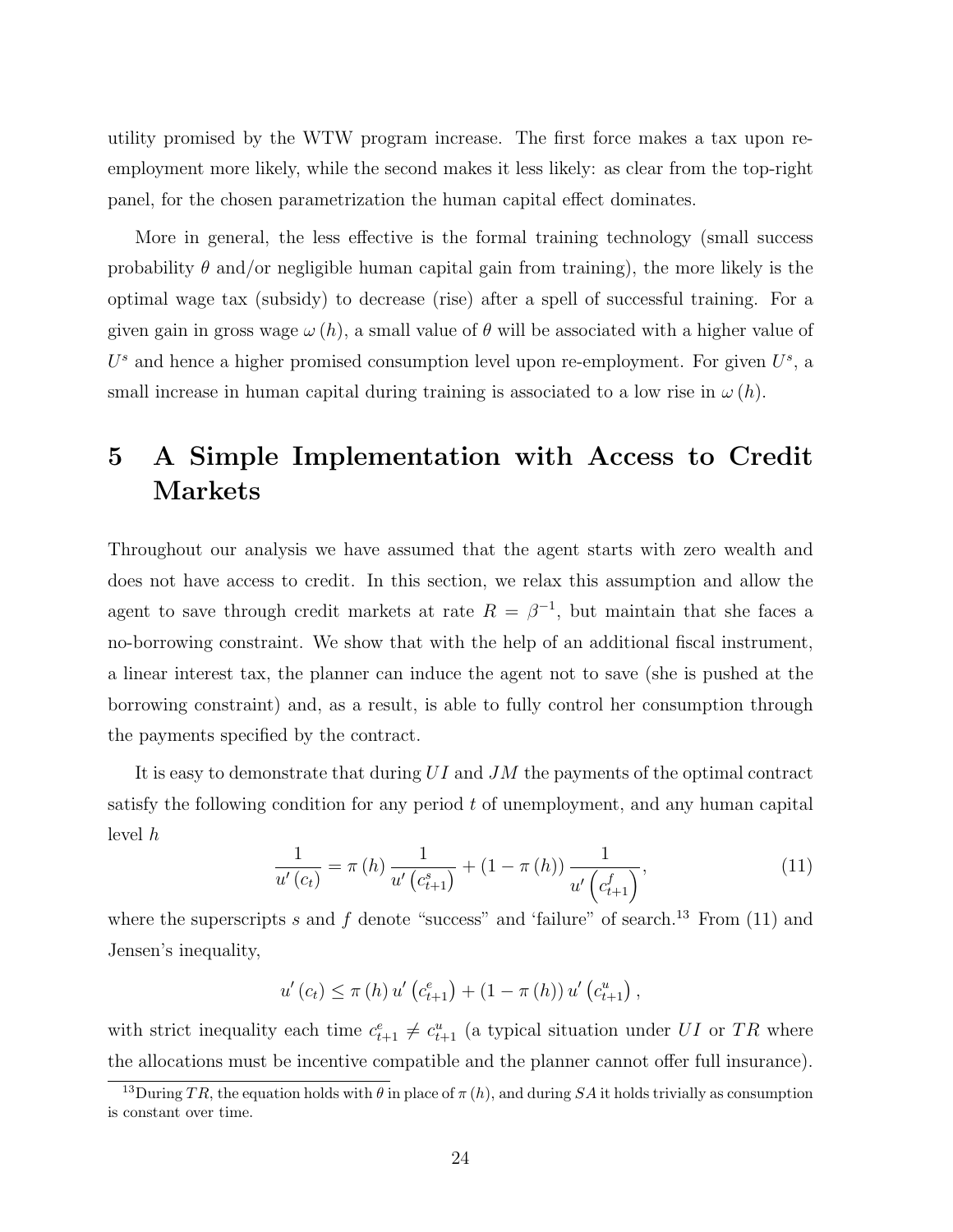utility promised by the WTW program increase. The first force makes a tax upon re-employment more likely, while the second makes it less likely: as clear from the top-right panel, for the chosen parametrization the human capital effect dominates.

More in general, the less effective is the formal training technology (small success probability $\theta$ and/or negligible human capital gain from training), the more likely is the optimal wage tax (subsidy) to decrease (rise) after a spell of successful training. For a given gain in gross wage $\omega(h)$, a small value of $\theta$ will be associated with a higher value of $U^s$ and hence a higher promised consumption level upon re-employment. For given $U^s$, a small increase in human capital during training is associated to a low rise in $\omega(h)$.

# 5 A Simple Implementation with Access to Credit Markets

Throughout our analysis we have assumed that the agent starts with zero wealth and does not have access to credit. In this section, we relax this assumption and allow the agent to save through credit markets at rate $R = \beta^{-1}$, but maintain that she faces a no-borrowing constraint. We show that with the help of an additional fiscal instrument, a linear interest tax, the planner can induce the agent not to save (she is pushed at the borrowing constraint) and, as a result, is able to fully control her consumption through the payments specified by the contract.

It is easy to demonstrate that during $UI$ and $JM$ the payments of the optimal contract satisfy the following condition for any period $t$ of unemployment, and any human capital level $h$

$$\frac{1}{u'(c_t)} = \pi(h) \frac{1}{u'\left(c_{t+1}^s\right)} + (1 - \pi(h)) \frac{1}{u'\left(c_{t+1}^f\right)}, \tag{11}$$

where the superscripts $s$ and $f$ denote "success" and 'failure" of search.[13] From (11) and Jensen's inequality,

$$u'(c_t) \leq \pi(h) u'\left(c_{t+1}^e\right) + (1 - \pi(h)) u'\left(c_{t+1}^u\right),$$

with strict inequality each time $c_{t+1}^e \neq c_{t+1}^u$ (a typical situation under $UI$ or $TR$ where the allocations must be incentive compatible and the planner cannot offer full insurance).

[13] During $TR$, the equation holds with $\theta$ in place of $\pi(h)$, and during $SA$ it holds trivially as consumption is constant over time.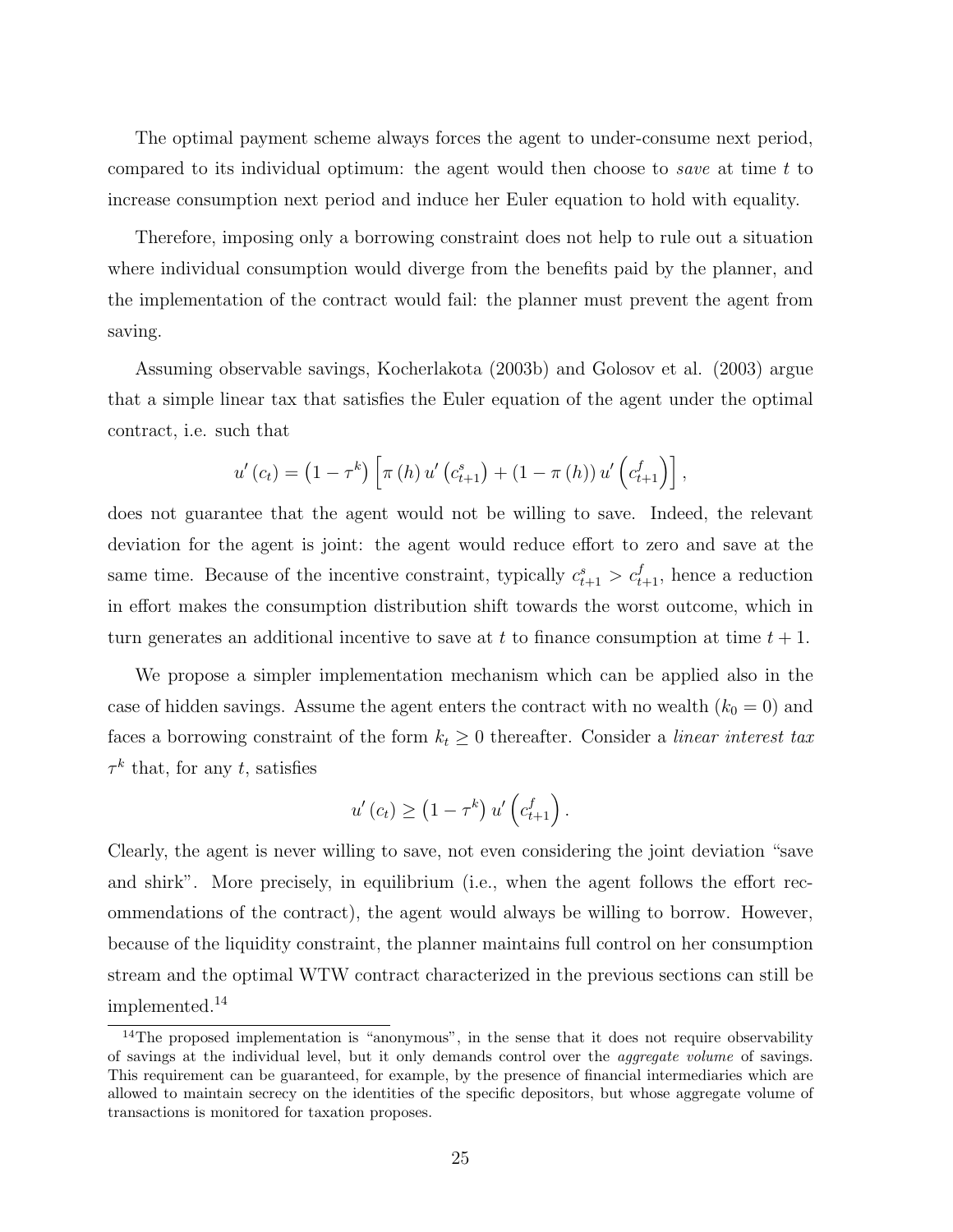The optimal payment scheme always forces the agent to under-consume next period, compared to its individual optimum: the agent would then choose to *save* at time $t$ to increase consumption next period and induce her Euler equation to hold with equality.

Therefore, imposing only a borrowing constraint does not help to rule out a situation where individual consumption would diverge from the benefits paid by the planner, and the implementation of the contract would fail: the planner must prevent the agent from saving.

Assuming observable savings, Kocherlakota (2003b) and Golosov et al. (2003) argue that a simple linear tax that satisfies the Euler equation of the agent under the optimal contract, i.e. such that

$$u'(c_t) = \left(1 - \tau^k\right) \left[\pi(h) u'\left(c^s_{t+1}\right) + (1 - \pi(h)) u'\left(c^f_{t+1}\right)\right],$$

does not guarantee that the agent would not be willing to save. Indeed, the relevant deviation for the agent is joint: the agent would reduce effort to zero and save at the same time. Because of the incentive constraint, typically $c^s_{t+1} > c^f_{t+1}$, hence a reduction in effort makes the consumption distribution shift towards the worst outcome, which in turn generates an additional incentive to save at $t$ to finance consumption at time $t+1$.

We propose a simpler implementation mechanism which can be applied also in the case of hidden savings. Assume the agent enters the contract with no wealth ($k_0 = 0$) and faces a borrowing constraint of the form $k_t \geq 0$ thereafter. Consider a *linear interest tax* $\tau^k$ that, for any $t$, satisfies

$$u'(c_t) \geq \left(1 - \tau^k\right) u'\left(c^f_{t+1}\right).$$

Clearly, the agent is never willing to save, not even considering the joint deviation "save and shirk". More precisely, in equilibrium (i.e., when the agent follows the effort recommendations of the contract), the agent would always be willing to borrow. However, because of the liquidity constraint, the planner maintains full control on her consumption stream and the optimal WTW contract characterized in the previous sections can still be implemented.[14]

[14] The proposed implementation is "anonymous", in the sense that it does not require observability of savings at the individual level, but it only demands control over the *aggregate volume* of savings. This requirement can be guaranteed, for example, by the presence of financial intermediaries which are allowed to maintain secrecy on the identities of the specific depositors, but whose aggregate volume of transactions is monitored for taxation proposes.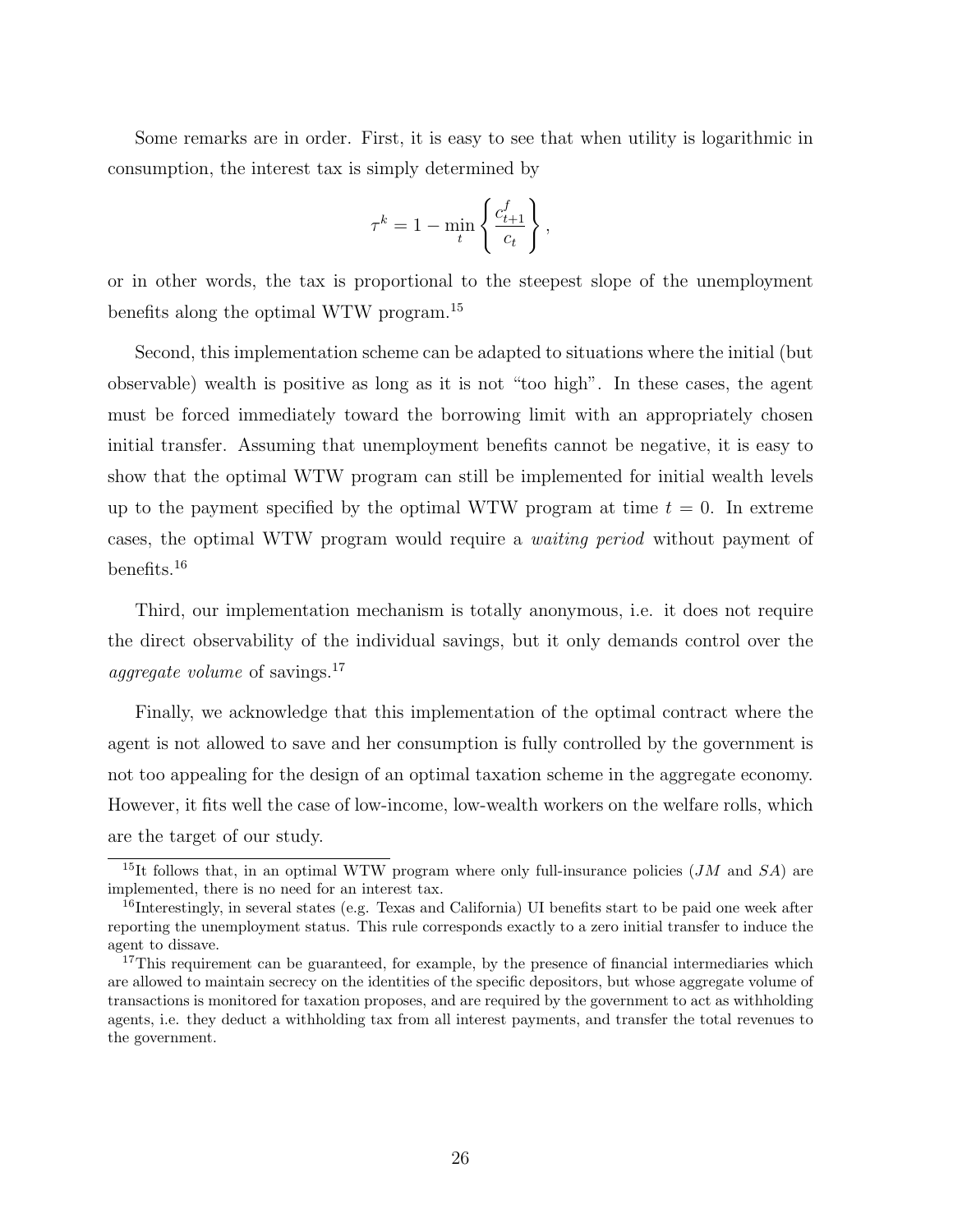Some remarks are in order. First, it is easy to see that when utility is logarithmic in consumption, the interest tax is simply determined by

$$\tau^k = 1 - \min_t \left\{ \frac{c_{t+1}^f}{c_t} \right\},$$

or in other words, the tax is proportional to the steepest slope of the unemployment benefits along the optimal WTW program.[15]

Second, this implementation scheme can be adapted to situations where the initial (but observable) wealth is positive as long as it is not "too high". In these cases, the agent must be forced immediately toward the borrowing limit with an appropriately chosen initial transfer. Assuming that unemployment benefits cannot be negative, it is easy to show that the optimal WTW program can still be implemented for initial wealth levels up to the payment specified by the optimal WTW program at time $t = 0$. In extreme cases, the optimal WTW program would require a *waiting period* without payment of benefits.[16]

Third, our implementation mechanism is totally anonymous, i.e. it does not require the direct observability of the individual savings, but it only demands control over the *aggregate volume* of savings.[17]

Finally, we acknowledge that this implementation of the optimal contract where the agent is not allowed to save and her consumption is fully controlled by the government is not too appealing for the design of an optimal taxation scheme in the aggregate economy. However, it fits well the case of low-income, low-wealth workers on the welfare rolls, which are the target of our study.

---

[15] It follows that, in an optimal WTW program where only full-insurance policies ($JM$ and $SA$) are implemented, there is no need for an interest tax.

[16] Interestingly, in several states (e.g. Texas and California) UI benefits start to be paid one week after reporting the unemployment status. This rule corresponds exactly to a zero initial transfer to induce the agent to dissave.

[17] This requirement can be guaranteed, for example, by the presence of financial intermediaries which are allowed to maintain secrecy on the identities of the specific depositors, but whose aggregate volume of transactions is monitored for taxation proposes, and are required by the government to act as withholding agents, i.e. they deduct a withholding tax from all interest payments, and transfer the total revenues to the government.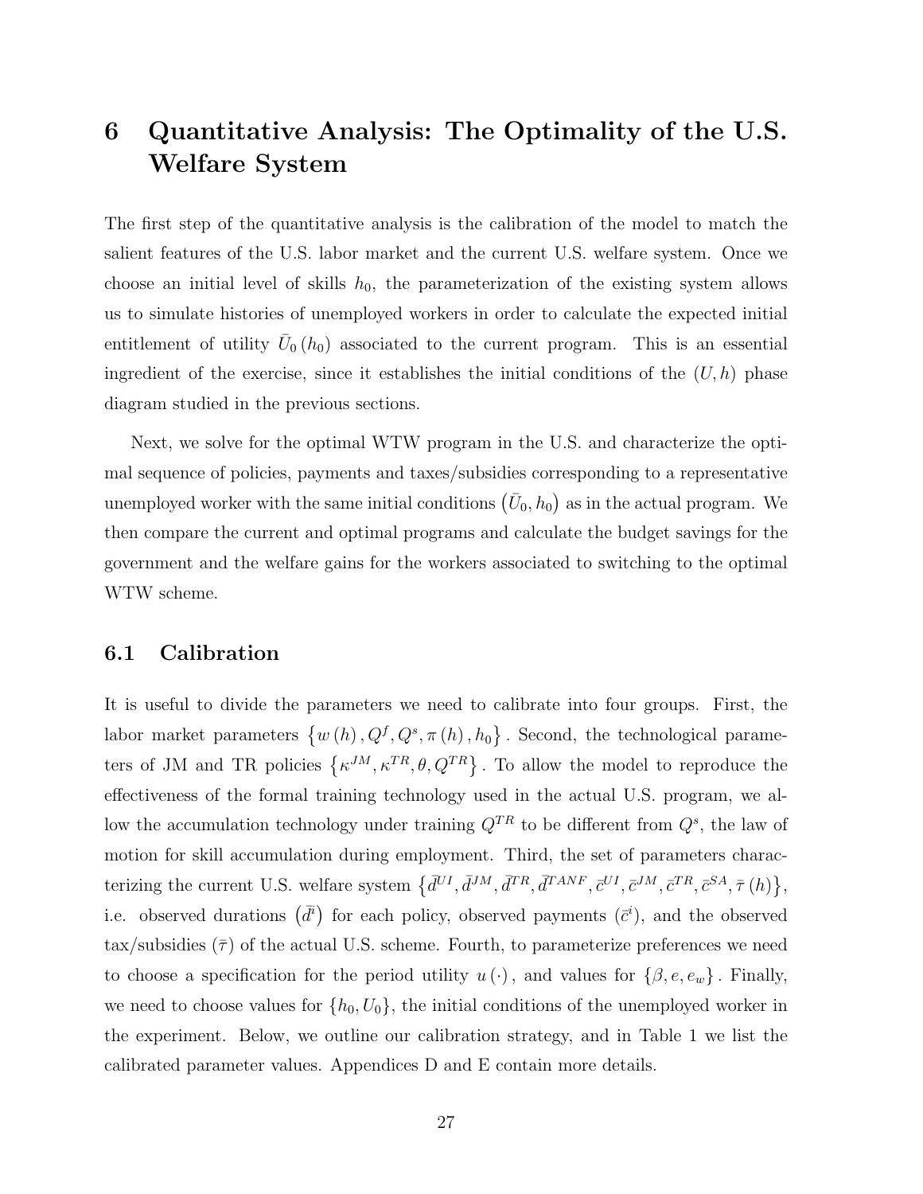# 6 Quantitative Analysis: The Optimality of the U.S. Welfare System

The first step of the quantitative analysis is the calibration of the model to match the salient features of the U.S. labor market and the current U.S. welfare system. Once we choose an initial level of skills $h_0$, the parameterization of the existing system allows us to simulate histories of unemployed workers in order to calculate the expected initial entitlement of utility $\bar{U}_0(h_0)$ associated to the current program. This is an essential ingredient of the exercise, since it establishes the initial conditions of the $(U, h)$ phase diagram studied in the previous sections.

Next, we solve for the optimal WTW program in the U.S. and characterize the optimal sequence of policies, payments and taxes/subsidies corresponding to a representative unemployed worker with the same initial conditions $(\bar{U}_0, h_0)$ as in the actual program. We then compare the current and optimal programs and calculate the budget savings for the government and the welfare gains for the workers associated to switching to the optimal WTW scheme.

## 6.1 Calibration

It is useful to divide the parameters we need to calibrate into four groups. First, the labor market parameters $\{w(h), Q^f, Q^s, \pi(h), h_0\}$. Second, the technological parameters of JM and TR policies $\{\kappa^{JM}, \kappa^{TR}, \theta, Q^{TR}\}$. To allow the model to reproduce the effectiveness of the formal training technology used in the actual U.S. program, we allow the accumulation technology under training $Q^{TR}$ to be different from $Q^s$, the law of motion for skill accumulation during employment. Third, the set of parameters characterizing the current U.S. welfare system $\{\bar{d}^{UI}, \bar{d}^{JM}, \bar{d}^{TR}, \bar{d}^{TANF}, \bar{c}^{UI}, \bar{c}^{JM}, \bar{c}^{TR}, \bar{c}^{SA}, \bar{\tau}(h)\}$, i.e. observed durations $(\bar{d}^i)$ for each policy, observed payments $(\bar{c}^i)$, and the observed tax/subsidies $(\bar{\tau})$ of the actual U.S. scheme. Fourth, to parameterize preferences we need to choose a specification for the period utility $u(\cdot)$, and values for $\{\beta, e, e_w\}$. Finally, we need to choose values for $\{h_0, U_0\}$, the initial conditions of the unemployed worker in the experiment. Below, we outline our calibration strategy, and in Table 1 we list the calibrated parameter values. Appendices D and E contain more details.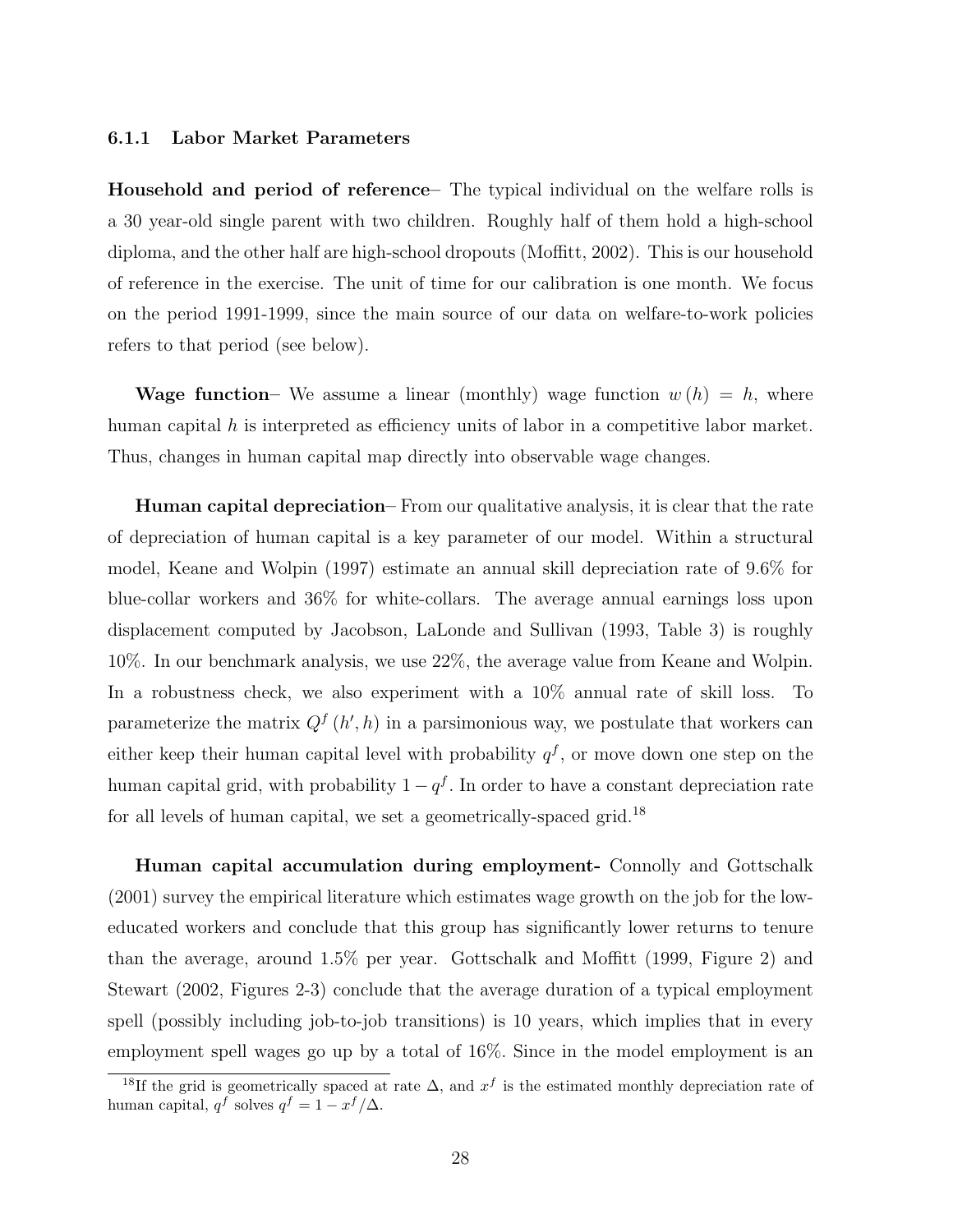#### 6.1.1 Labor Market Parameters

**Household and period of reference**– The typical individual on the welfare rolls is a 30 year-old single parent with two children. Roughly half of them hold a high-school diploma, and the other half are high-school dropouts (Moffitt, 2002). This is our household of reference in the exercise. The unit of time for our calibration is one month. We focus on the period 1991-1999, since the main source of our data on welfare-to-work policies refers to that period (see below).

**Wage function**– We assume a linear (monthly) wage function $w(h) = h$, where human capital $h$ is interpreted as efficiency units of labor in a competitive labor market. Thus, changes in human capital map directly into observable wage changes.

**Human capital depreciation**– From our qualitative analysis, it is clear that the rate of depreciation of human capital is a key parameter of our model. Within a structural model, Keane and Wolpin (1997) estimate an annual skill depreciation rate of 9.6% for blue-collar workers and 36% for white-collars. The average annual earnings loss upon displacement computed by Jacobson, LaLonde and Sullivan (1993, Table 3) is roughly 10%. In our benchmark analysis, we use 22%, the average value from Keane and Wolpin. In a robustness check, we also experiment with a 10% annual rate of skill loss. To parameterize the matrix $Q^f(h', h)$ in a parsimonious way, we postulate that workers can either keep their human capital level with probability $q^f$, or move down one step on the human capital grid, with probability $1 - q^f$. In order to have a constant depreciation rate for all levels of human capital, we set a geometrically-spaced grid.[18]

**Human capital accumulation during employment-** Connolly and Gottschalk (2001) survey the empirical literature which estimates wage growth on the job for the low-educated workers and conclude that this group has significantly lower returns to tenure than the average, around 1.5% per year. Gottschalk and Moffitt (1999, Figure 2) and Stewart (2002, Figures 2-3) conclude that the average duration of a typical employment spell (possibly including job-to-job transitions) is 10 years, which implies that in every employment spell wages go up by a total of 16%. Since in the model employment is an

[18] If the grid is geometrically spaced at rate $\Delta$, and $x^f$ is the estimated monthly depreciation rate of human capital, $q^f$ solves $q^f = 1 - x^f/\Delta$.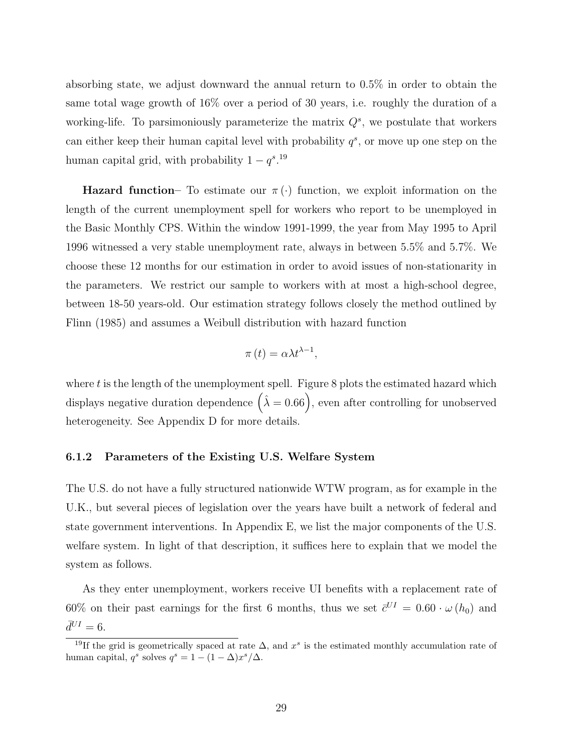absorbing state, we adjust downward the annual return to 0.5% in order to obtain the same total wage growth of 16% over a period of 30 years, i.e. roughly the duration of a working-life. To parsimoniously parameterize the matrix $Q^s$, we postulate that workers can either keep their human capital level with probability $q^s$, or move up one step on the human capital grid, with probability $1 - q^s$.[19]

**Hazard function**– To estimate our $\pi(\cdot)$ function, we exploit information on the length of the current unemployment spell for workers who report to be unemployed in the Basic Monthly CPS. Within the window 1991-1999, the year from May 1995 to April 1996 witnessed a very stable unemployment rate, always in between 5.5% and 5.7%. We choose these 12 months for our estimation in order to avoid issues of non-stationarity in the parameters. We restrict our sample to workers with at most a high-school degree, between 18-50 years-old. Our estimation strategy follows closely the method outlined by Flinn (1985) and assumes a Weibull distribution with hazard function

$$\pi(t) = \alpha \lambda t^{\lambda - 1},$$

where $t$ is the length of the unemployment spell. Figure 8 plots the estimated hazard which displays negative duration dependence $\left(\hat{\lambda} = 0.66\right)$, even after controlling for unobserved heterogeneity. See Appendix D for more details.

### 6.1.2 Parameters of the Existing U.S. Welfare System

The U.S. do not have a fully structured nationwide WTW program, as for example in the U.K., but several pieces of legislation over the years have built a network of federal and state government interventions. In Appendix E, we list the major components of the U.S. welfare system. In light of that description, it suffices here to explain that we model the system as follows.

As they enter unemployment, workers receive UI benefits with a replacement rate of 60% on their past earnings for the first 6 months, thus we set $\bar{c}^{UI} = 0.60 \cdot \omega(h_0)$ and $\bar{d}^{UI} = 6$.

[19] If the grid is geometrically spaced at rate $\Delta$, and $x^s$ is the estimated monthly accumulation rate of human capital, $q^s$ solves $q^s = 1 - (1 - \Delta)x^s/\Delta$.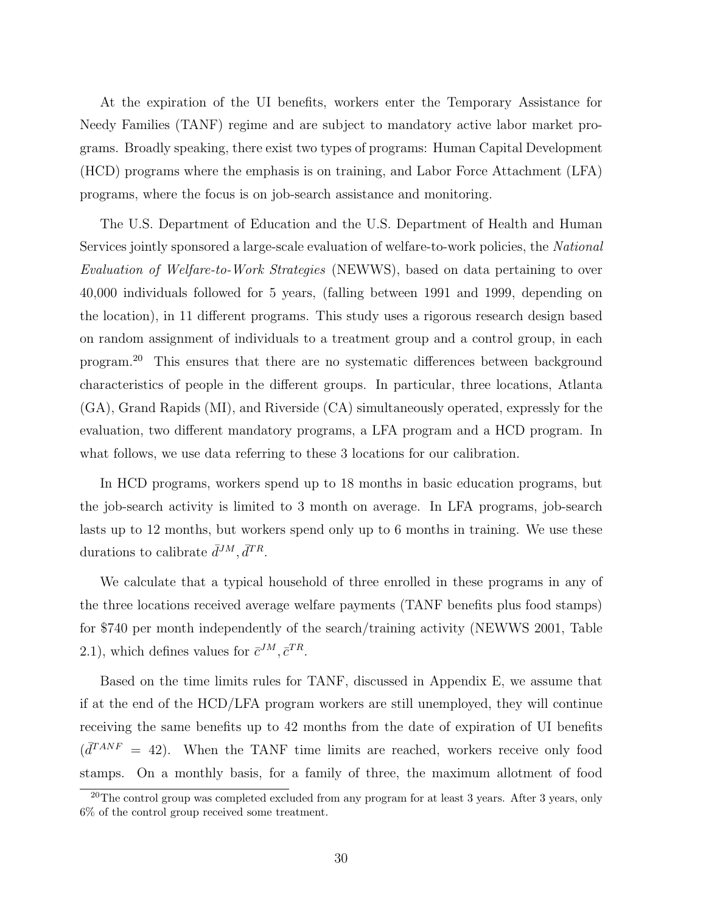At the expiration of the UI benefits, workers enter the Temporary Assistance for Needy Families (TANF) regime and are subject to mandatory active labor market programs. Broadly speaking, there exist two types of programs: Human Capital Development (HCD) programs where the emphasis is on training, and Labor Force Attachment (LFA) programs, where the focus is on job-search assistance and monitoring.

The U.S. Department of Education and the U.S. Department of Health and Human Services jointly sponsored a large-scale evaluation of welfare-to-work policies, the *National Evaluation of Welfare-to-Work Strategies* (NEWWS), based on data pertaining to over 40,000 individuals followed for 5 years, (falling between 1991 and 1999, depending on the location), in 11 different programs. This study uses a rigorous research design based on random assignment of individuals to a treatment group and a control group, in each program.[20] This ensures that there are no systematic differences between background characteristics of people in the different groups. In particular, three locations, Atlanta (GA), Grand Rapids (MI), and Riverside (CA) simultaneously operated, expressly for the evaluation, two different mandatory programs, a LFA program and a HCD program. In what follows, we use data referring to these 3 locations for our calibration.

In HCD programs, workers spend up to 18 months in basic education programs, but the job-search activity is limited to 3 month on average. In LFA programs, job-search lasts up to 12 months, but workers spend only up to 6 months in training. We use these durations to calibrate $\bar{d}^{JM}, \bar{d}^{TR}$.

We calculate that a typical household of three enrolled in these programs in any of the three locations received average welfare payments (TANF benefits plus food stamps) for \$740 per month independently of the search/training activity (NEWWS 2001, Table 2.1), which defines values for $\bar{c}^{JM}, \bar{c}^{TR}$.

Based on the time limits rules for TANF, discussed in Appendix E, we assume that if at the end of the HCD/LFA program workers are still unemployed, they will continue receiving the same benefits up to 42 months from the date of expiration of UI benefits ($\bar{d}^{TANF} = 42$). When the TANF time limits are reached, workers receive only food stamps. On a monthly basis, for a family of three, the maximum allotment of food

[20] The control group was completed excluded from any program for at least 3 years. After 3 years, only 6% of the control group received some treatment.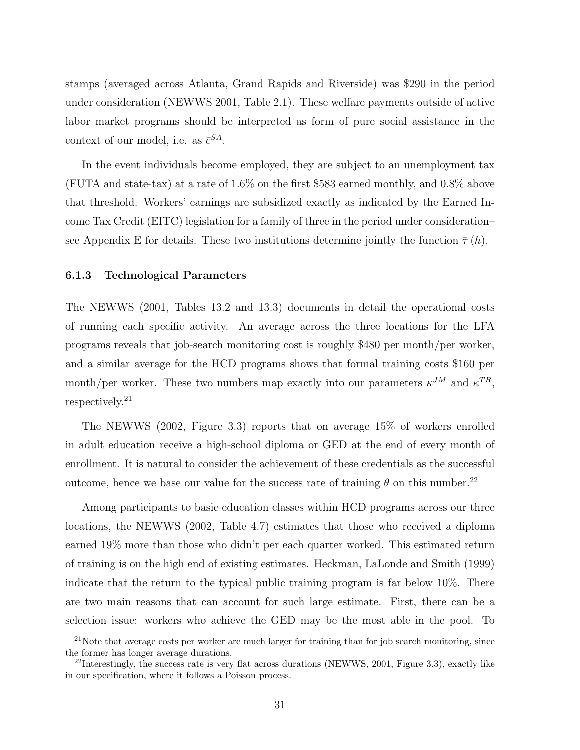stamps (averaged across Atlanta, Grand Rapids and Riverside) was $290 in the period under consideration (NEWWS 2001, Table 2.1). These welfare payments outside of active labor market programs should be interpreted as form of pure social assistance in the context of our model, i.e. as $\bar{c}^{SA}$.

In the event individuals become employed, they are subject to an unemployment tax (FUTA and state-tax) at a rate of 1.6% on the first $583 earned monthly, and 0.8% above that threshold. Workers' earnings are subsidized exactly as indicated by the Earned Income Tax Credit (EITC) legislation for a family of three in the period under consideration– see Appendix E for details. These two institutions determine jointly the function $\bar{\tau}(h)$.

### 6.1.3 Technological Parameters

The NEWWS (2001, Tables 13.2 and 13.3) documents in detail the operational costs of running each specific activity. An average across the three locations for the LFA programs reveals that job-search monitoring cost is roughly $480 per month/per worker, and a similar average for the HCD programs shows that formal training costs $160 per month/per worker. These two numbers map exactly into our parameters $\kappa^{JM}$ and $\kappa^{TR}$, respectively.[21]

The NEWWS (2002, Figure 3.3) reports that on average 15% of workers enrolled in adult education receive a high-school diploma or GED at the end of every month of enrollment. It is natural to consider the achievement of these credentials as the successful outcome, hence we base our value for the success rate of training $\theta$ on this number.[22]

Among participants to basic education classes within HCD programs across our three locations, the NEWWS (2002, Table 4.7) estimates that those who received a diploma earned 19% more than those who didn't per each quarter worked. This estimated return of training is on the high end of existing estimates. Heckman, LaLonde and Smith (1999) indicate that the return to the typical public training program is far below 10%. There are two main reasons that can account for such large estimate. First, there can be a selection issue: workers who achieve the GED may be the most able in the pool. To

[21] Note that average costs per worker are much larger for training than for job search monitoring, since the former has longer average durations.

[22] Interestingly, the success rate is very flat across durations (NEWWS, 2001, Figure 3.3), exactly like in our specification, where it follows a Poisson process.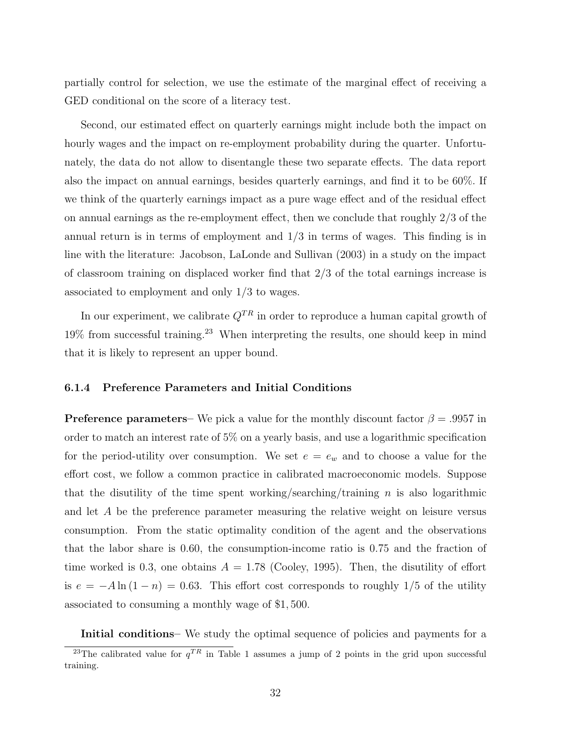partially control for selection, we use the estimate of the marginal effect of receiving a GED conditional on the score of a literacy test.

Second, our estimated effect on quarterly earnings might include both the impact on hourly wages and the impact on re-employment probability during the quarter. Unfortunately, the data do not allow to disentangle these two separate effects. The data report also the impact on annual earnings, besides quarterly earnings, and find it to be 60%. If we think of the quarterly earnings impact as a pure wage effect and of the residual effect on annual earnings as the re-employment effect, then we conclude that roughly 2/3 of the annual return is in terms of employment and 1/3 in terms of wages. This finding is in line with the literature: Jacobson, LaLonde and Sullivan (2003) in a study on the impact of classroom training on displaced worker find that 2/3 of the total earnings increase is associated to employment and only 1/3 to wages.

In our experiment, we calibrate $Q^{TR}$ in order to reproduce a human capital growth of 19% from successful training.[23] When interpreting the results, one should keep in mind that it is likely to represent an upper bound.

#### 6.1.4 Preference Parameters and Initial Conditions

**Preference parameters**– We pick a value for the monthly discount factor $\beta = .9957$ in order to match an interest rate of 5% on a yearly basis, and use a logarithmic specification for the period-utility over consumption. We set $e = e_w$ and to choose a value for the effort cost, we follow a common practice in calibrated macroeconomic models. Suppose that the disutility of the time spent working/searching/training $n$ is also logarithmic and let $A$ be the preference parameter measuring the relative weight on leisure versus consumption. From the static optimality condition of the agent and the observations that the labor share is 0.60, the consumption-income ratio is 0.75 and the fraction of time worked is 0.3, one obtains $A = 1.78$ (Cooley, 1995). Then, the disutility of effort is $e = -A \ln(1 - n) = 0.63$. This effort cost corresponds to roughly 1/5 of the utility associated to consuming a monthly wage of \$1,500.

**Initial conditions**– We study the optimal sequence of policies and payments for a

[23] The calibrated value for $q^{TR}$ in Table 1 assumes a jump of 2 points in the grid upon successful training.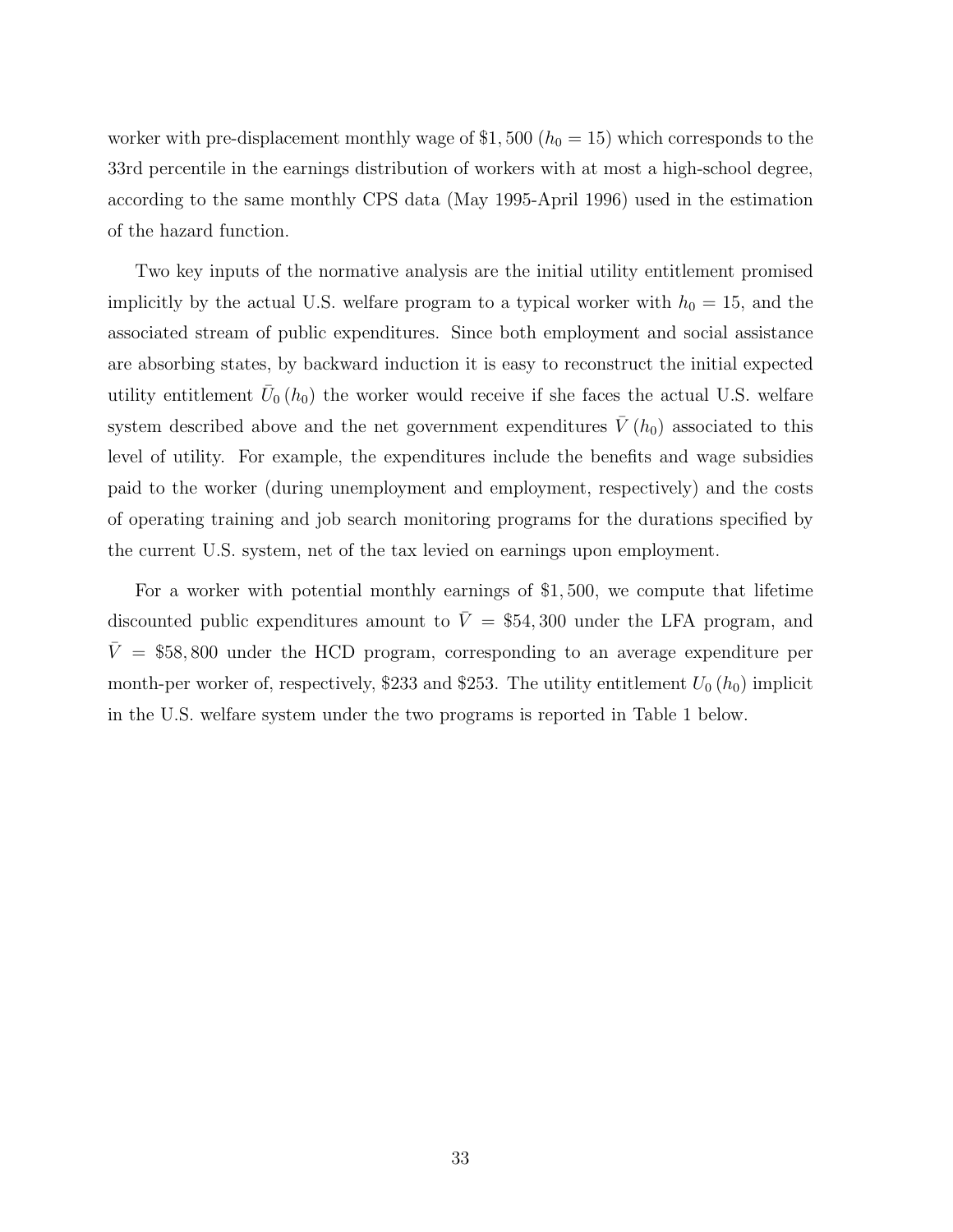worker with pre-displacement monthly wage of \$1,500 ($h_0 = 15$) which corresponds to the 33rd percentile in the earnings distribution of workers with at most a high-school degree, according to the same monthly CPS data (May 1995-April 1996) used in the estimation of the hazard function.

Two key inputs of the normative analysis are the initial utility entitlement promised implicitly by the actual U.S. welfare program to a typical worker with $h_0 = 15$, and the associated stream of public expenditures. Since both employment and social assistance are absorbing states, by backward induction it is easy to reconstruct the initial expected utility entitlement $\bar{U}_0(h_0)$ the worker would receive if she faces the actual U.S. welfare system described above and the net government expenditures $\bar{V}(h_0)$ associated to this level of utility. For example, the expenditures include the benefits and wage subsidies paid to the worker (during unemployment and employment, respectively) and the costs of operating training and job search monitoring programs for the durations specified by the current U.S. system, net of the tax levied on earnings upon employment.

For a worker with potential monthly earnings of \$1,500, we compute that lifetime discounted public expenditures amount to $\bar{V} = \$54,300$ under the LFA program, and $\bar{V} = \$58,800$ under the HCD program, corresponding to an average expenditure per month-per worker of, respectively, \$233 and \$253. The utility entitlement $U_0(h_0)$ implicit in the U.S. welfare system under the two programs is reported in Table 1 below.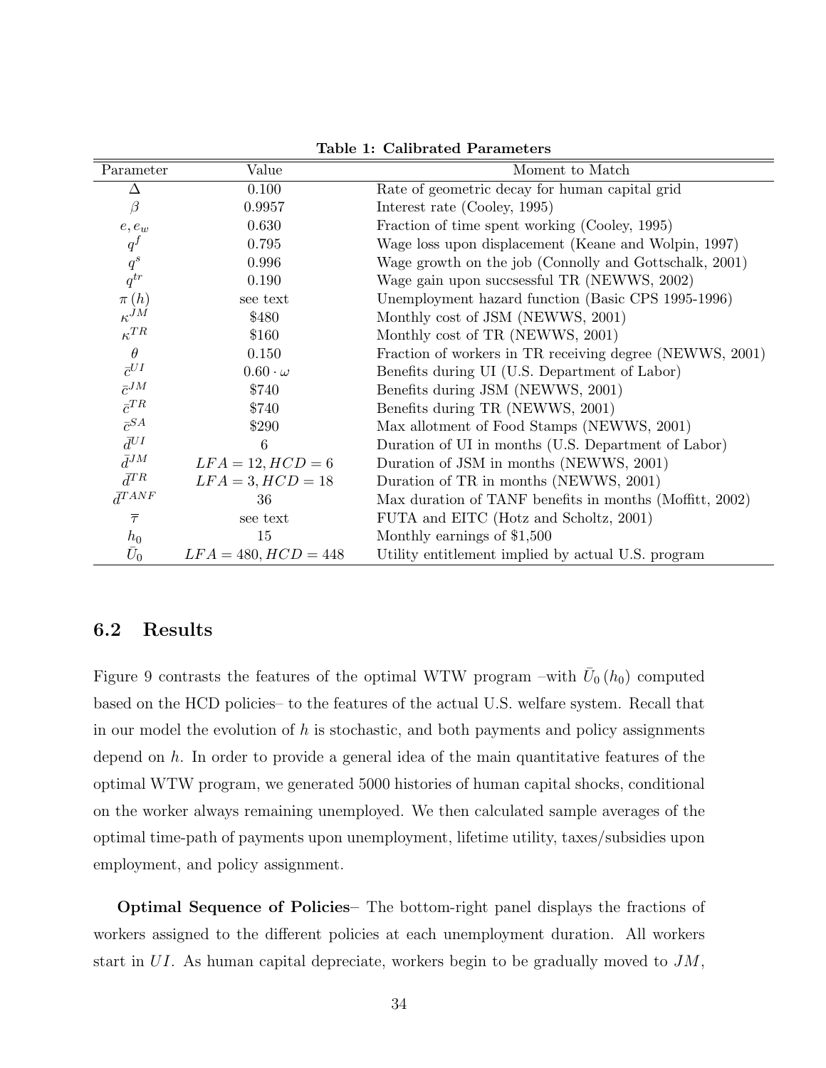**Table 1: Calibrated Parameters**

| Parameter | Value | Moment to Match |
|---|---|---|
| $\Delta$ | 0.100 | Rate of geometric decay for human capital grid |
| $\beta$ | 0.9957 | Interest rate (Cooley, 1995) |
| $e, e_w$ | 0.630 | Fraction of time spent working (Cooley, 1995) |
| $q^f$ | 0.795 | Wage loss upon displacement (Keane and Wolpin, 1997) |
| $q^s$ | 0.996 | Wage growth on the job (Connolly and Gottschalk, 2001) |
| $q^{tr}$ | 0.190 | Wage gain upon succsessful TR (NEWWS, 2002) |
| $\pi(h)$ | see text | Unemployment hazard function (Basic CPS 1995-1996) |
| $\kappa^{JM}$ | \$480 | Monthly cost of JSM (NEWWS, 2001) |
| $\kappa^{TR}$ | \$160 | Monthly cost of TR (NEWWS, 2001) |
| $\theta$ | 0.150 | Fraction of workers in TR receiving degree (NEWWS, 2001) |
| $\bar{c}^{UI}$ | $0.60 \cdot \omega$ | Benefits during UI (U.S. Department of Labor) |
| $\bar{c}^{JM}$ | \$740 | Benefits during JSM (NEWWS, 2001) |
| $\bar{c}^{TR}$ | \$740 | Benefits during TR (NEWWS, 2001) |
| $\bar{c}^{SA}$ | \$290 | Max allotment of Food Stamps (NEWWS, 2001) |
| $\bar{d}^{UI}$ | 6 | Duration of UI in months (U.S. Department of Labor) |
| $\bar{d}^{JM}$ | $LFA = 12, HCD = 6$ | Duration of JSM in months (NEWWS, 2001) |
| $\bar{d}^{TR}$ | $LFA = 3, HCD = 18$ | Duration of TR in months (NEWWS, 2001) |
| $\bar{d}^{TANF}$ | 36 | Max duration of TANF benefits in months (Moffitt, 2002) |
| $\overline{\tau}$ | see text | FUTA and EITC (Hotz and Scholtz, 2001) |
| $h_0$ | 15 | Monthly earnings of \$1,500 |
| $\bar{U}_0$ | $LFA = 480, HCD = 448$ | Utility entitlement implied by actual U.S. program |

## 6.2 Results

Figure 9 contrasts the features of the optimal WTW program –with $\bar{U}_0(h_0)$ computed based on the HCD policies– to the features of the actual U.S. welfare system. Recall that in our model the evolution of $h$ is stochastic, and both payments and policy assignments depend on $h$. In order to provide a general idea of the main quantitative features of the optimal WTW program, we generated 5000 histories of human capital shocks, conditional on the worker always remaining unemployed. We then calculated sample averages of the optimal time-path of payments upon unemployment, lifetime utility, taxes/subsidies upon employment, and policy assignment.

**Optimal Sequence of Policies**– The bottom-right panel displays the fractions of workers assigned to the different policies at each unemployment duration. All workers start in $UI$. As human capital depreciate, workers begin to be gradually moved to $JM$,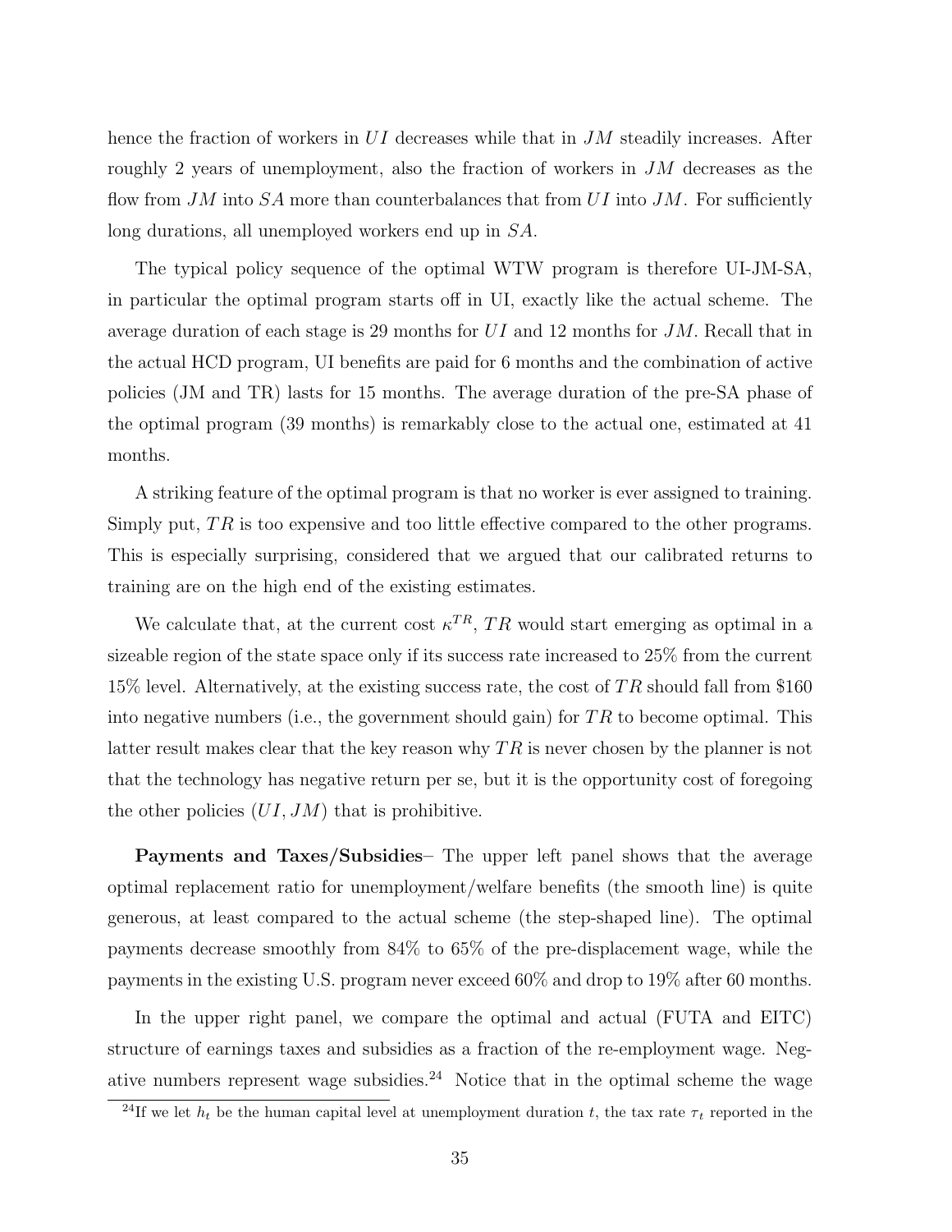hence the fraction of workers in $UI$ decreases while that in $JM$ steadily increases. After roughly 2 years of unemployment, also the fraction of workers in $JM$ decreases as the flow from $JM$ into $SA$ more than counterbalances that from $UI$ into $JM$. For sufficiently long durations, all unemployed workers end up in $SA$.

The typical policy sequence of the optimal WTW program is therefore UI-JM-SA, in particular the optimal program starts off in UI, exactly like the actual scheme. The average duration of each stage is 29 months for $UI$ and 12 months for $JM$. Recall that in the actual HCD program, UI benefits are paid for 6 months and the combination of active policies (JM and TR) lasts for 15 months. The average duration of the pre-SA phase of the optimal program (39 months) is remarkably close to the actual one, estimated at 41 months.

A striking feature of the optimal program is that no worker is ever assigned to training. Simply put, $TR$ is too expensive and too little effective compared to the other programs. This is especially surprising, considered that we argued that our calibrated returns to training are on the high end of the existing estimates.

We calculate that, at the current cost $\kappa^{TR}$, $TR$ would start emerging as optimal in a sizeable region of the state space only if its success rate increased to 25% from the current 15% level. Alternatively, at the existing success rate, the cost of $TR$ should fall from $160 into negative numbers (i.e., the government should gain) for $TR$ to become optimal. This latter result makes clear that the key reason why $TR$ is never chosen by the planner is not that the technology has negative return per se, but it is the opportunity cost of foregoing the other policies ($UI, JM$) that is prohibitive.

**Payments and Taxes/Subsidies**– The upper left panel shows that the average optimal replacement ratio for unemployment/welfare benefits (the smooth line) is quite generous, at least compared to the actual scheme (the step-shaped line). The optimal payments decrease smoothly from 84% to 65% of the pre-displacement wage, while the payments in the existing U.S. program never exceed 60% and drop to 19% after 60 months.

In the upper right panel, we compare the optimal and actual (FUTA and EITC) structure of earnings taxes and subsidies as a fraction of the re-employment wage. Negative numbers represent wage subsidies.[24] Notice that in the optimal scheme the wage

[24] If we let $h_t$ be the human capital level at unemployment duration $t$, the tax rate $\tau_t$ reported in the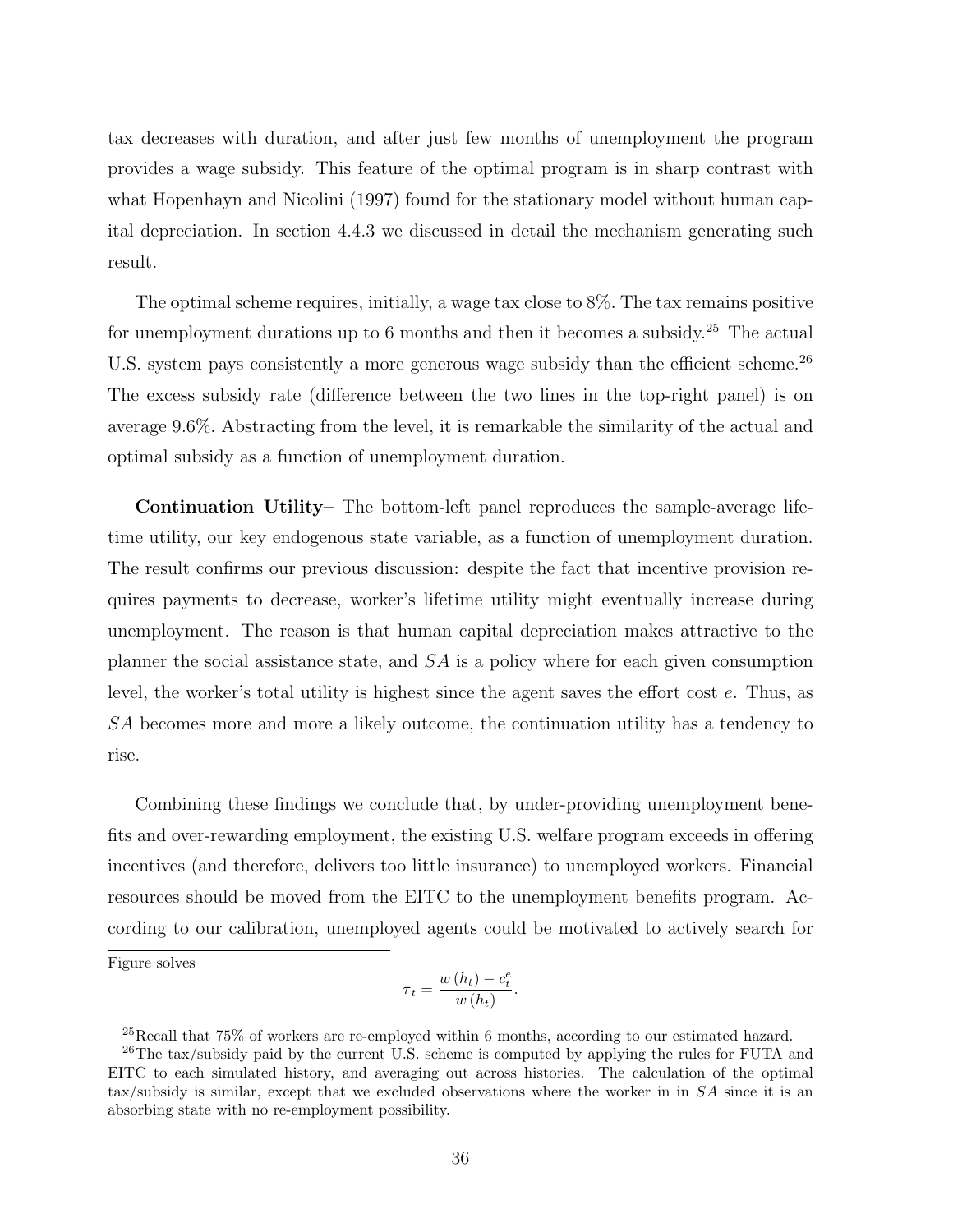tax decreases with duration, and after just few months of unemployment the program provides a wage subsidy. This feature of the optimal program is in sharp contrast with what Hopenhayn and Nicolini (1997) found for the stationary model without human capital depreciation. In section 4.4.3 we discussed in detail the mechanism generating such result.

The optimal scheme requires, initially, a wage tax close to 8%. The tax remains positive for unemployment durations up to 6 months and then it becomes a subsidy.[25] The actual U.S. system pays consistently a more generous wage subsidy than the efficient scheme.[26] The excess subsidy rate (difference between the two lines in the top-right panel) is on average 9.6%. Abstracting from the level, it is remarkable the similarity of the actual and optimal subsidy as a function of unemployment duration.

**Continuation Utility**– The bottom-left panel reproduces the sample-average lifetime utility, our key endogenous state variable, as a function of unemployment duration. The result confirms our previous discussion: despite the fact that incentive provision requires payments to decrease, worker's lifetime utility might eventually increase during unemployment. The reason is that human capital depreciation makes attractive to the planner the social assistance state, and $SA$ is a policy where for each given consumption level, the worker's total utility is highest since the agent saves the effort cost $e$. Thus, as $SA$ becomes more and more a likely outcome, the continuation utility has a tendency to rise.

Combining these findings we conclude that, by under-providing unemployment benefits and over-rewarding employment, the existing U.S. welfare program exceeds in offering incentives (and therefore, delivers too little insurance) to unemployed workers. Financial resources should be moved from the EITC to the unemployment benefits program. According to our calibration, unemployed agents could be motivated to actively search for

Figure solves

$$\tau_t = \frac{w(h_t) - c_t^e}{w(h_t)}.$$

[25] Recall that 75% of workers are re-employed within 6 months, according to our estimated hazard.

[26] The tax/subsidy paid by the current U.S. scheme is computed by applying the rules for FUTA and EITC to each simulated history, and averaging out across histories. The calculation of the optimal tax/subsidy is similar, except that we excluded observations where the worker in in $SA$ since it is an absorbing state with no re-employment possibility.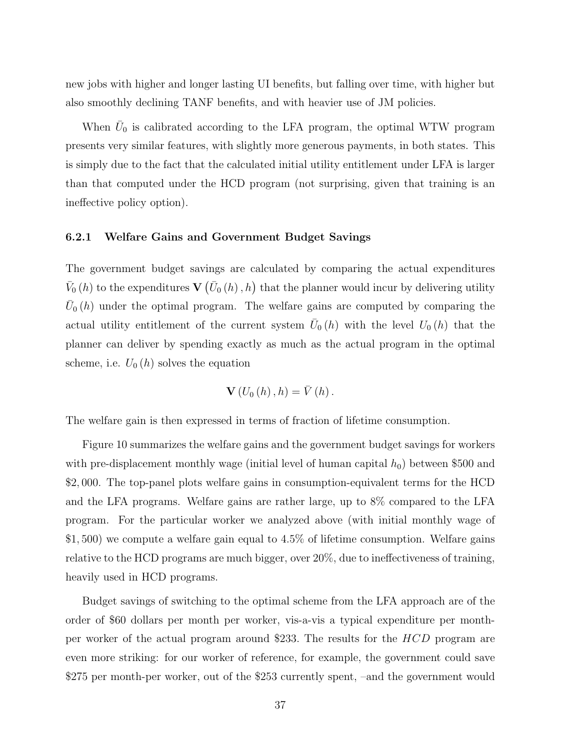new jobs with higher and longer lasting UI benefits, but falling over time, with higher but also smoothly declining TANF benefits, and with heavier use of JM policies.

When $\bar{U}_0$ is calibrated according to the LFA program, the optimal WTW program presents very similar features, with slightly more generous payments, in both states. This is simply due to the fact that the calculated initial utility entitlement under LFA is larger than that computed under the HCD program (not surprising, given that training is an ineffective policy option).

### 6.2.1 Welfare Gains and Government Budget Savings

The government budget savings are calculated by comparing the actual expenditures $\bar{V}_0(h)$ to the expenditures $\mathbf{V}\left(\bar{U}_0(h), h\right)$ that the planner would incur by delivering utility $\bar{U}_0(h)$ under the optimal program. The welfare gains are computed by comparing the actual utility entitlement of the current system $\bar{U}_0(h)$ with the level $U_0(h)$ that the planner can deliver by spending exactly as much as the actual program in the optimal scheme, i.e. $U_0(h)$ solves the equation

$$\mathbf{V}\left(U_0(h), h\right) = \bar{V}(h).$$

The welfare gain is then expressed in terms of fraction of lifetime consumption.

Figure 10 summarizes the welfare gains and the government budget savings for workers with pre-displacement monthly wage (initial level of human capital $h_0$) between \$500 and \$2,000. The top-panel plots welfare gains in consumption-equivalent terms for the HCD and the LFA programs. Welfare gains are rather large, up to 8% compared to the LFA program. For the particular worker we analyzed above (with initial monthly wage of \$1,500) we compute a welfare gain equal to 4.5% of lifetime consumption. Welfare gains relative to the HCD programs are much bigger, over 20%, due to ineffectiveness of training, heavily used in HCD programs.

Budget savings of switching to the optimal scheme from the LFA approach are of the order of \$60 dollars per month per worker, vis-a-vis a typical expenditure per month-per worker of the actual program around \$233. The results for the *HCD* program are even more striking: for our worker of reference, for example, the government could save \$275 per month-per worker, out of the \$253 currently spent, –and the government would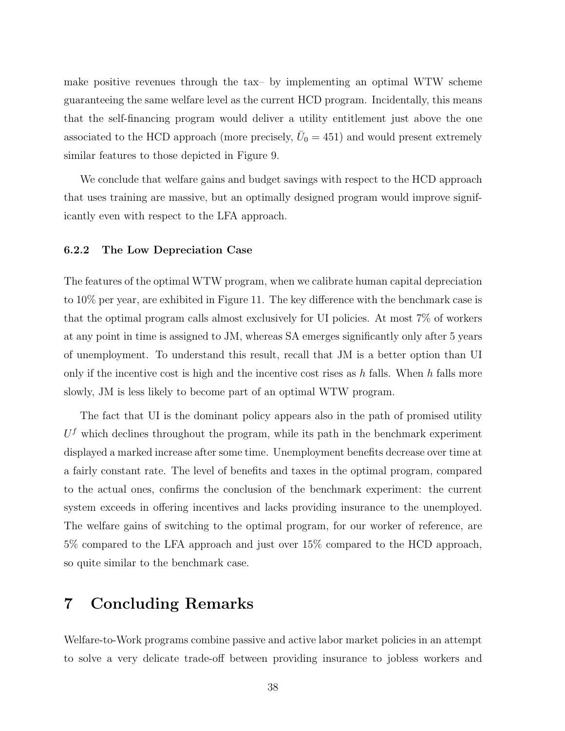make positive revenues through the tax– by implementing an optimal WTW scheme guaranteeing the same welfare level as the current HCD program. Incidentally, this means that the self-financing program would deliver a utility entitlement just above the one associated to the HCD approach (more precisely, $\bar{U}_0 = 451$) and would present extremely similar features to those depicted in Figure 9.

We conclude that welfare gains and budget savings with respect to the HCD approach that uses training are massive, but an optimally designed program would improve significantly even with respect to the LFA approach.

### 6.2.2 The Low Depreciation Case

The features of the optimal WTW program, when we calibrate human capital depreciation to 10% per year, are exhibited in Figure 11. The key difference with the benchmark case is that the optimal program calls almost exclusively for UI policies. At most 7% of workers at any point in time is assigned to JM, whereas SA emerges significantly only after 5 years of unemployment. To understand this result, recall that JM is a better option than UI only if the incentive cost is high and the incentive cost rises as $h$ falls. When $h$ falls more slowly, JM is less likely to become part of an optimal WTW program.

The fact that UI is the dominant policy appears also in the path of promised utility $U^f$ which declines throughout the program, while its path in the benchmark experiment displayed a marked increase after some time. Unemployment benefits decrease over time at a fairly constant rate. The level of benefits and taxes in the optimal program, compared to the actual ones, confirms the conclusion of the benchmark experiment: the current system exceeds in offering incentives and lacks providing insurance to the unemployed. The welfare gains of switching to the optimal program, for our worker of reference, are 5% compared to the LFA approach and just over 15% compared to the HCD approach, so quite similar to the benchmark case.

# 7 Concluding Remarks

Welfare-to-Work programs combine passive and active labor market policies in an attempt to solve a very delicate trade-off between providing insurance to jobless workers and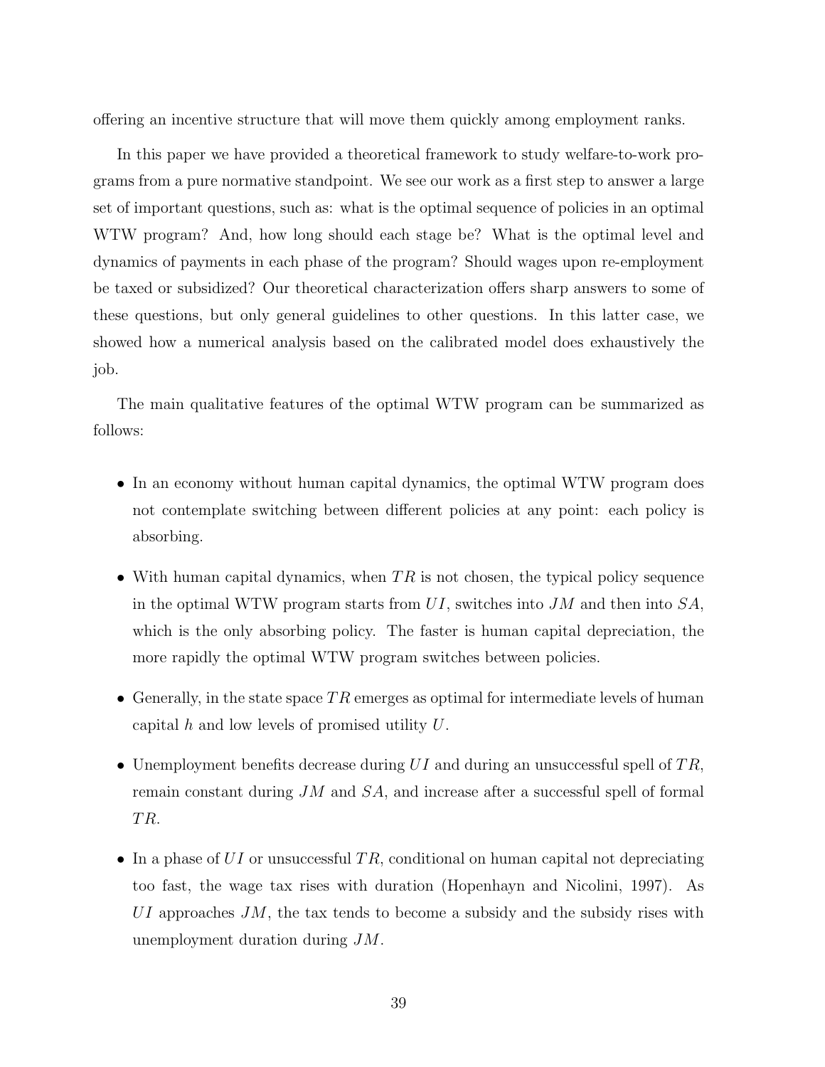offering an incentive structure that will move them quickly among employment ranks.

In this paper we have provided a theoretical framework to study welfare-to-work programs from a pure normative standpoint. We see our work as a first step to answer a large set of important questions, such as: what is the optimal sequence of policies in an optimal WTW program? And, how long should each stage be? What is the optimal level and dynamics of payments in each phase of the program? Should wages upon re-employment be taxed or subsidized? Our theoretical characterization offers sharp answers to some of these questions, but only general guidelines to other questions. In this latter case, we showed how a numerical analysis based on the calibrated model does exhaustively the job.

The main qualitative features of the optimal WTW program can be summarized as follows:

- In an economy without human capital dynamics, the optimal WTW program does not contemplate switching between different policies at any point: each policy is absorbing.
- With human capital dynamics, when $TR$ is not chosen, the typical policy sequence in the optimal WTW program starts from $UI$, switches into $JM$ and then into $SA$, which is the only absorbing policy. The faster is human capital depreciation, the more rapidly the optimal WTW program switches between policies.
- Generally, in the state space $TR$ emerges as optimal for intermediate levels of human capital $h$ and low levels of promised utility $U$.
- Unemployment benefits decrease during $UI$ and during an unsuccessful spell of $TR$, remain constant during $JM$ and $SA$, and increase after a successful spell of formal $TR$.
- In a phase of $UI$ or unsuccessful $TR$, conditional on human capital not depreciating too fast, the wage tax rises with duration (Hopenhayn and Nicolini, 1997). As $UI$ approaches $JM$, the tax tends to become a subsidy and the subsidy rises with unemployment duration during $JM$.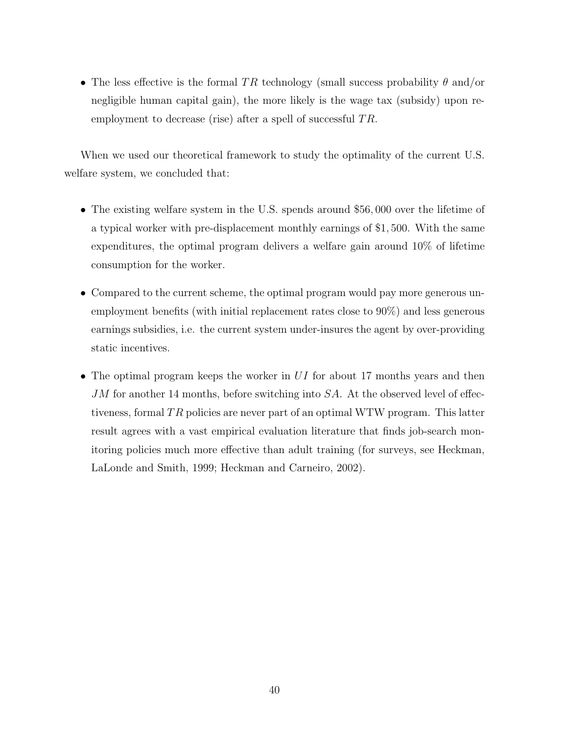- The less effective is the formal $TR$ technology (small success probability $\theta$ and/or negligible human capital gain), the more likely is the wage tax (subsidy) upon re-employment to decrease (rise) after a spell of successful $TR$.

When we used our theoretical framework to study the optimality of the current U.S. welfare system, we concluded that:

- The existing welfare system in the U.S. spends around \$56,000 over the lifetime of a typical worker with pre-displacement monthly earnings of \$1,500. With the same expenditures, the optimal program delivers a welfare gain around 10% of lifetime consumption for the worker.

- Compared to the current scheme, the optimal program would pay more generous unemployment benefits (with initial replacement rates close to 90%) and less generous earnings subsidies, i.e. the current system under-insures the agent by over-providing static incentives.

- The optimal program keeps the worker in $UI$ for about 17 months years and then $JM$ for another 14 months, before switching into $SA$. At the observed level of effectiveness, formal $TR$ policies are never part of an optimal WTW program. This latter result agrees with a vast empirical evaluation literature that finds job-search monitoring policies much more effective than adult training (for surveys, see Heckman, LaLonde and Smith, 1999; Heckman and Carneiro, 2002).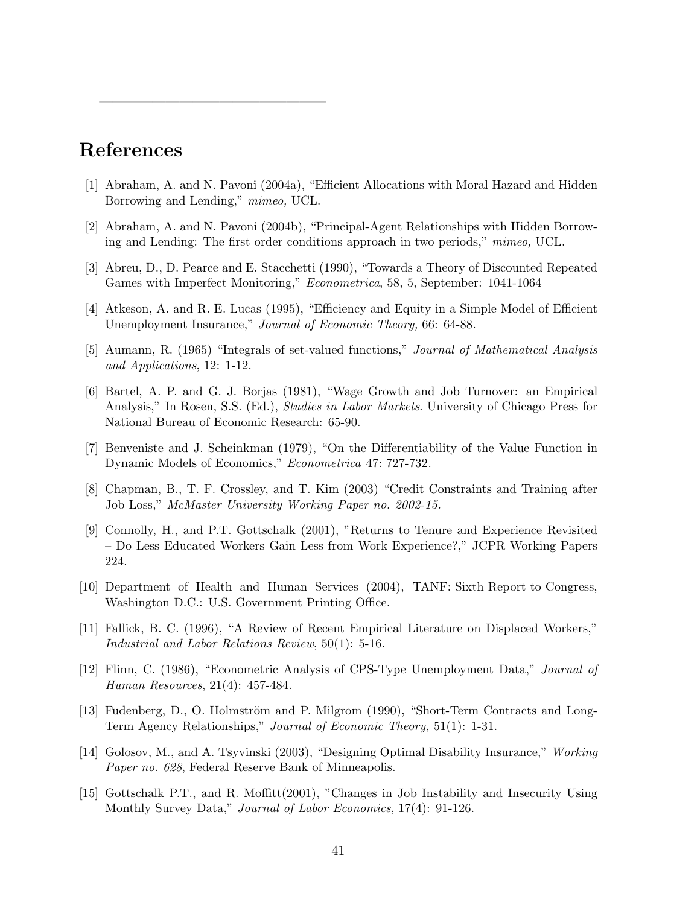---

# References

[1] Abraham, A. and N. Pavoni (2004a), "Efficient Allocations with Moral Hazard and Hidden Borrowing and Lending," *mimeo,* UCL.

[2] Abraham, A. and N. Pavoni (2004b), "Principal-Agent Relationships with Hidden Borrowing and Lending: The first order conditions approach in two periods," *mimeo,* UCL.

[3] Abreu, D., D. Pearce and E. Stacchetti (1990), "Towards a Theory of Discounted Repeated Games with Imperfect Monitoring," *Econometrica*, 58, 5, September: 1041-1064

[4] Atkeson, A. and R. E. Lucas (1995), "Efficiency and Equity in a Simple Model of Efficient Unemployment Insurance," *Journal of Economic Theory,* 66: 64-88.

[5] Aumann, R. (1965) "Integrals of set-valued functions," *Journal of Mathematical Analysis and Applications*, 12: 1-12.

[6] Bartel, A. P. and G. J. Borjas (1981), "Wage Growth and Job Turnover: an Empirical Analysis," In Rosen, S.S. (Ed.), *Studies in Labor Markets*. University of Chicago Press for National Bureau of Economic Research: 65-90.

[7] Benveniste and J. Scheinkman (1979), "On the Differentiability of the Value Function in Dynamic Models of Economics," *Econometrica* 47: 727-732.

[8] Chapman, B., T. F. Crossley, and T. Kim (2003) "Credit Constraints and Training after Job Loss," *McMaster University Working Paper no. 2002-15.*

[9] Connolly, H., and P.T. Gottschalk (2001), "Returns to Tenure and Experience Revisited – Do Less Educated Workers Gain Less from Work Experience?," JCPR Working Papers 224.

[10] Department of Health and Human Services (2004), TANF: Sixth Report to Congress, Washington D.C.: U.S. Government Printing Office.

[11] Fallick, B. C. (1996), "A Review of Recent Empirical Literature on Displaced Workers," *Industrial and Labor Relations Review*, 50(1): 5-16.

[12] Flinn, C. (1986), "Econometric Analysis of CPS-Type Unemployment Data," *Journal of Human Resources*, 21(4): 457-484.

[13] Fudenberg, D., O. Holmström and P. Milgrom (1990), "Short-Term Contracts and Long-Term Agency Relationships," *Journal of Economic Theory,* 51(1): 1-31.

[14] Golosov, M., and A. Tsyvinski (2003), "Designing Optimal Disability Insurance," *Working Paper no. 628*, Federal Reserve Bank of Minneapolis.

[15] Gottschalk P.T., and R. Moffitt(2001), "Changes in Job Instability and Insecurity Using Monthly Survey Data," *Journal of Labor Economics*, 17(4): 91-126.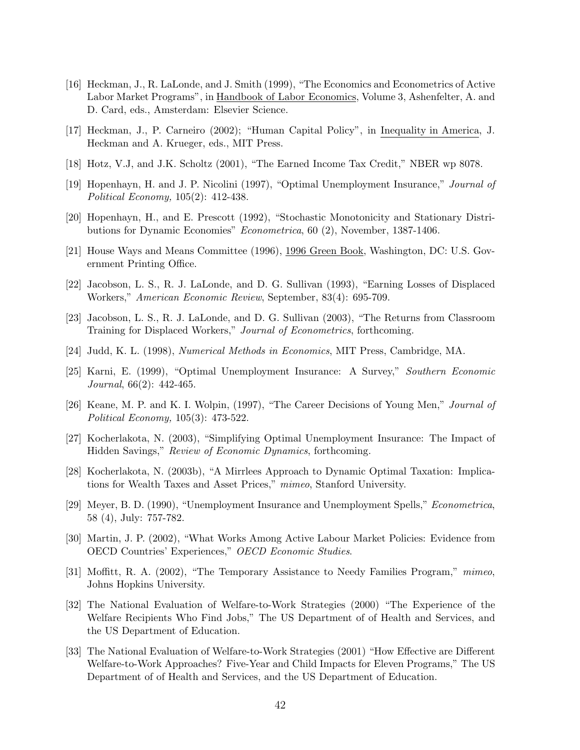[16] Heckman, J., R. LaLonde, and J. Smith (1999), "The Economics and Econometrics of Active Labor Market Programs", in Handbook of Labor Economics, Volume 3, Ashenfelter, A. and D. Card, eds., Amsterdam: Elsevier Science.

[17] Heckman, J., P. Carneiro (2002); "Human Capital Policy", in Inequality in America, J. Heckman and A. Krueger, eds., MIT Press.

[18] Hotz, V.J, and J.K. Scholtz (2001), "The Earned Income Tax Credit," NBER wp 8078.

[19] Hopenhayn, H. and J. P. Nicolini (1997), "Optimal Unemployment Insurance," *Journal of Political Economy,* 105(2): 412-438.

[20] Hopenhayn, H., and E. Prescott (1992), "Stochastic Monotonicity and Stationary Distributions for Dynamic Economies" *Econometrica*, 60 (2), November, 1387-1406.

[21] House Ways and Means Committee (1996), 1996 Green Book, Washington, DC: U.S. Government Printing Office.

[22] Jacobson, L. S., R. J. LaLonde, and D. G. Sullivan (1993), "Earning Losses of Displaced Workers," *American Economic Review*, September, 83(4): 695-709.

[23] Jacobson, L. S., R. J. LaLonde, and D. G. Sullivan (2003), "The Returns from Classroom Training for Displaced Workers," *Journal of Econometrics*, forthcoming.

[24] Judd, K. L. (1998), *Numerical Methods in Economics*, MIT Press, Cambridge, MA.

[25] Karni, E. (1999), "Optimal Unemployment Insurance: A Survey," *Southern Economic Journal*, 66(2): 442-465.

[26] Keane, M. P. and K. I. Wolpin, (1997), "The Career Decisions of Young Men," *Journal of Political Economy,* 105(3): 473-522.

[27] Kocherlakota, N. (2003), "Simplifying Optimal Unemployment Insurance: The Impact of Hidden Savings," *Review of Economic Dynamics*, forthcoming.

[28] Kocherlakota, N. (2003b), "A Mirrlees Approach to Dynamic Optimal Taxation: Implications for Wealth Taxes and Asset Prices," *mimeo*, Stanford University.

[29] Meyer, B. D. (1990), "Unemployment Insurance and Unemployment Spells," *Econometrica*, 58 (4), July: 757-782.

[30] Martin, J. P. (2002), "What Works Among Active Labour Market Policies: Evidence from OECD Countries' Experiences," *OECD Economic Studies*.

[31] Moffitt, R. A. (2002), "The Temporary Assistance to Needy Families Program," *mimeo*, Johns Hopkins University.

[32] The National Evaluation of Welfare-to-Work Strategies (2000) "The Experience of the Welfare Recipients Who Find Jobs," The US Department of of Health and Services, and the US Department of Education.

[33] The National Evaluation of Welfare-to-Work Strategies (2001) "How Effective are Different Welfare-to-Work Approaches? Five-Year and Child Impacts for Eleven Programs," The US Department of of Health and Services, and the US Department of Education.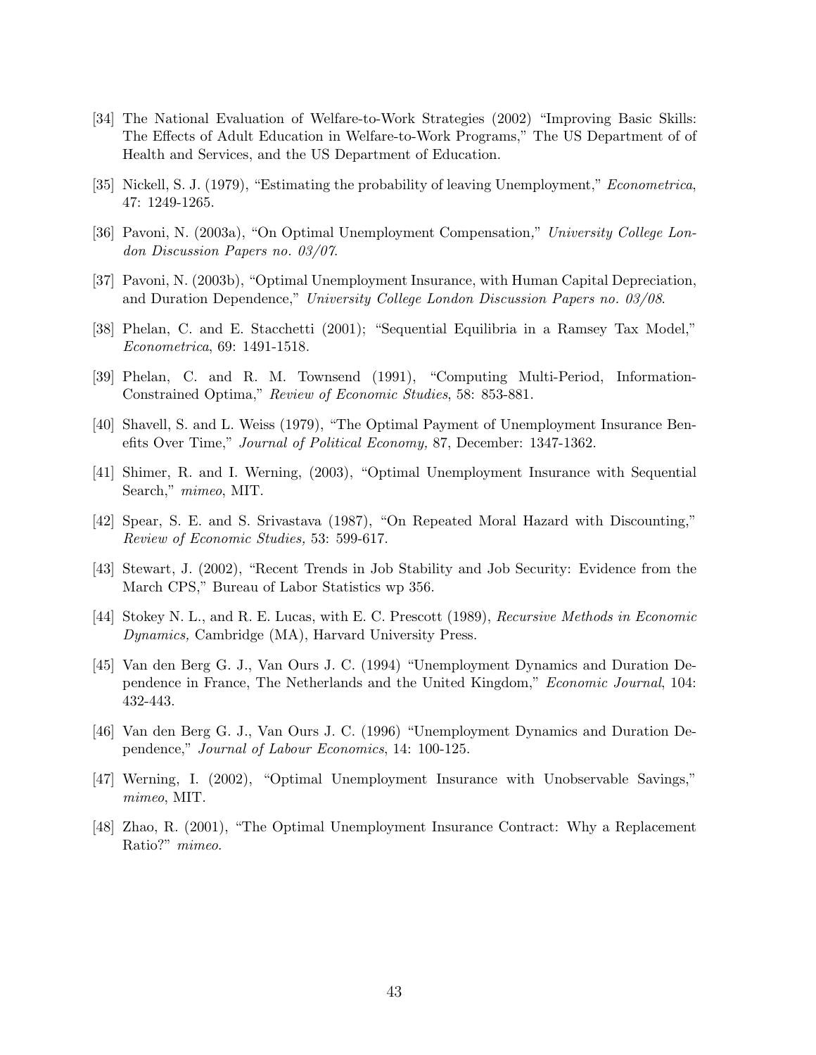[34] The National Evaluation of Welfare-to-Work Strategies (2002) "Improving Basic Skills: The Effects of Adult Education in Welfare-to-Work Programs," The US Department of of Health and Services, and the US Department of Education.

[35] Nickell, S. J. (1979), "Estimating the probability of leaving Unemployment," *Econometrica*, 47: 1249-1265.

[36] Pavoni, N. (2003a), "On Optimal Unemployment Compensation," *University College London Discussion Papers no. 03/07*.

[37] Pavoni, N. (2003b), "Optimal Unemployment Insurance, with Human Capital Depreciation, and Duration Dependence," *University College London Discussion Papers no. 03/08*.

[38] Phelan, C. and E. Stacchetti (2001); "Sequential Equilibria in a Ramsey Tax Model," *Econometrica*, 69: 1491-1518.

[39] Phelan, C. and R. M. Townsend (1991), "Computing Multi-Period, Information-Constrained Optima," *Review of Economic Studies*, 58: 853-881.

[40] Shavell, S. and L. Weiss (1979), "The Optimal Payment of Unemployment Insurance Benefits Over Time," *Journal of Political Economy,* 87, December: 1347-1362.

[41] Shimer, R. and I. Werning, (2003), "Optimal Unemployment Insurance with Sequential Search," *mimeo*, MIT.

[42] Spear, S. E. and S. Srivastava (1987), "On Repeated Moral Hazard with Discounting," *Review of Economic Studies,* 53: 599-617.

[43] Stewart, J. (2002), "Recent Trends in Job Stability and Job Security: Evidence from the March CPS," Bureau of Labor Statistics wp 356.

[44] Stokey N. L., and R. E. Lucas, with E. C. Prescott (1989), *Recursive Methods in Economic Dynamics,* Cambridge (MA), Harvard University Press.

[45] Van den Berg G. J., Van Ours J. C. (1994) "Unemployment Dynamics and Duration Dependence in France, The Netherlands and the United Kingdom," *Economic Journal*, 104: 432-443.

[46] Van den Berg G. J., Van Ours J. C. (1996) "Unemployment Dynamics and Duration Dependence," *Journal of Labour Economics*, 14: 100-125.

[47] Werning, I. (2002), "Optimal Unemployment Insurance with Unobservable Savings," *mimeo*, MIT.

[48] Zhao, R. (2001), "The Optimal Unemployment Insurance Contract: Why a Replacement Ratio?" *mimeo*.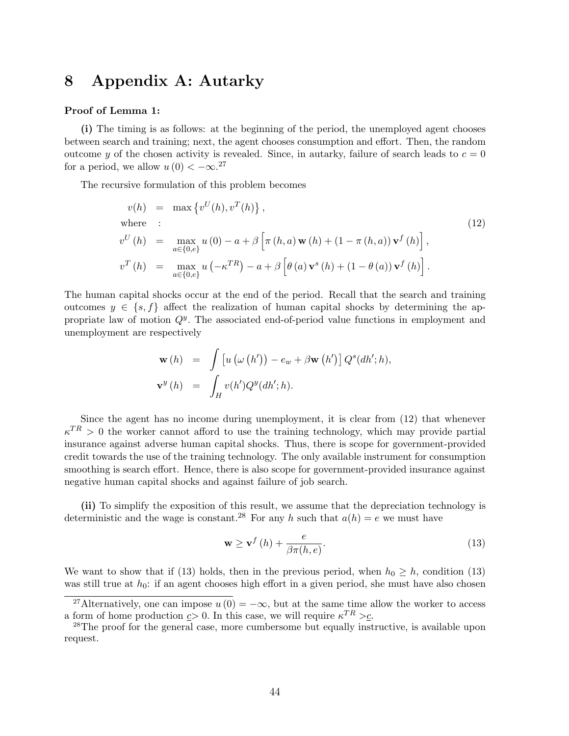# 8 Appendix A: Autarky

**Proof of Lemma 1:**

**(i)** The timing is as follows: at the beginning of the period, the unemployed agent chooses between search and training; next, the agent chooses consumption and effort. Then, the random outcome $y$ of the chosen activity is revealed. Since, in autarky, failure of search leads to $c = 0$ for a period, we allow $u(0) < -\infty$.[27]

The recursive formulation of this problem becomes

$$
\begin{aligned}
v(h) &= \max\left\{v^U(h), v^T(h)\right\}, \\
\text{where} &: \\
v^U(h) &= \max_{a\in\{0,e\}} u(0) - a + \beta\left[\pi(h,a)\,\mathbf{w}(h) + (1-\pi(h,a))\,\mathbf{v}^f(h)\right], \\
v^T(h) &= \max_{a\in\{0,e\}} u\left(-\kappa^{TR}\right) - a + \beta\left[\theta(a)\,\mathbf{v}^s(h) + (1-\theta(a))\,\mathbf{v}^f(h)\right].
\end{aligned}
\tag{12}
$$

The human capital shocks occur at the end of the period. Recall that the search and training outcomes $y \in \{s, f\}$ affect the realization of human capital shocks by determining the appropriate law of motion $Q^y$. The associated end-of-period value functions in employment and unemployment are respectively

$$
\begin{aligned}
\mathbf{w}(h) &= \int \left[u\left(\omega\left(h'\right)\right) - e_w + \beta\mathbf{w}\left(h'\right)\right] Q^s(dh';h), \\
\mathbf{v}^y(h) &= \int_H v(h')Q^y(dh';h).
\end{aligned}
$$

Since the agent has no income during unemployment, it is clear from (12) that whenever $\kappa^{TR} > 0$ the worker cannot afford to use the training technology, which may provide partial insurance against adverse human capital shocks. Thus, there is scope for government-provided credit towards the use of the training technology. The only available instrument for consumption smoothing is search effort. Hence, there is also scope for government-provided insurance against negative human capital shocks and against failure of job search.

**(ii)** To simplify the exposition of this result, we assume that the depreciation technology is deterministic and the wage is constant.[28] For any $h$ such that $a(h) = e$ we must have

$$
\mathbf{w} \geq \mathbf{v}^f(h) + \frac{e}{\beta\pi(h,e)}. \tag{13}
$$

We want to show that if (13) holds, then in the previous period, when $h_0 \geq h$, condition (13) was still true at $h_0$: if an agent chooses high effort in a given period, she must have also chosen

[27] Alternatively, one can impose $u(0) = -\infty$, but at the same time allow the worker to access a form of home production $\underline{c} > 0$. In this case, we will require $\kappa^{TR} > \underline{c}$.

[28] The proof for the general case, more cumbersome but equally instructive, is available upon request.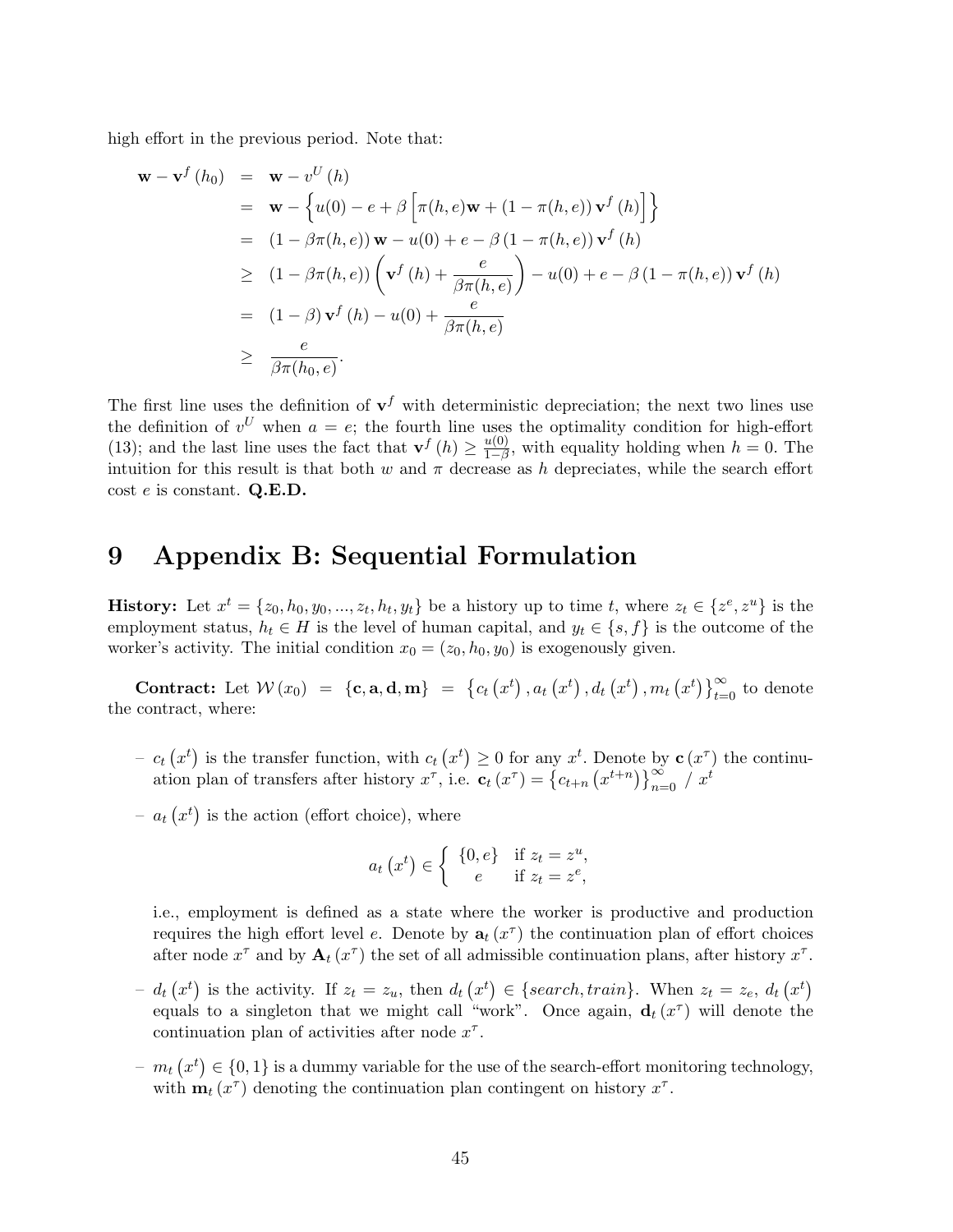high effort in the previous period. Note that:

$$
\begin{aligned}
\mathbf{w} - \mathbf{v}^f(h_0) &= \mathbf{w} - v^U(h) \\
&= \mathbf{w} - \left\{ u(0) - e + \beta \left[ \pi(h,e)\mathbf{w} + (1-\pi(h,e))\,\mathbf{v}^f(h) \right] \right\} \\
&= (1 - \beta\pi(h,e))\,\mathbf{w} - u(0) + e - \beta(1-\pi(h,e))\,\mathbf{v}^f(h) \\
&\geq (1 - \beta\pi(h,e)) \left( \mathbf{v}^f(h) + \frac{e}{\beta\pi(h,e)} \right) - u(0) + e - \beta(1-\pi(h,e))\,\mathbf{v}^f(h) \\
&= (1-\beta)\,\mathbf{v}^f(h) - u(0) + \frac{e}{\beta\pi(h,e)} \\
&\geq \frac{e}{\beta\pi(h_0,e)}.
\end{aligned}
$$

The first line uses the definition of $\mathbf{v}^f$ with deterministic depreciation; the next two lines use the definition of $v^U$ when $a = e$; the fourth line uses the optimality condition for high-effort (13); and the last line uses the fact that $\mathbf{v}^f(h) \geq \frac{u(0)}{1-\beta}$, with equality holding when $h = 0$. The intuition for this result is that both $w$ and $\pi$ decrease as $h$ depreciates, while the search effort cost $e$ is constant. **Q.E.D.**

# 9 Appendix B: Sequential Formulation

**History:** Let $x^t = \{z_0, h_0, y_0, ..., z_t, h_t, y_t\}$ be a history up to time $t$, where $z_t \in \{z^e, z^u\}$ is the employment status, $h_t \in H$ is the level of human capital, and $y_t \in \{s, f\}$ is the outcome of the worker's activity. The initial condition $x_0 = (z_0, h_0, y_0)$ is exogenously given.

**Contract:** Let $\mathcal{W}(x_0) = \{\mathbf{c}, \mathbf{a}, \mathbf{d}, \mathbf{m}\} = \left\{ c_t(x^t), a_t(x^t), d_t(x^t), m_t(x^t) \right\}_{t=0}^{\infty}$ to denote the contract, where:

- $c_t(x^t)$ is the transfer function, with $c_t(x^t) \geq 0$ for any $x^t$. Denote by $\mathbf{c}(x^\tau)$ the continuation plan of transfers after history $x^\tau$, i.e. $\mathbf{c}_t(x^\tau) = \left\{ c_{t+n}(x^{t+n}) \right\}_{n=0}^{\infty} \,/\, x^t$
- $a_t(x^t)$ is the action (effort choice), where

$$
a_t(x^t) \in \begin{cases} \{0, e\} & \text{if } z_t = z^u, \\ e & \text{if } z_t = z^e, \end{cases}
$$

  i.e., employment is defined as a state where the worker is productive and production requires the high effort level $e$. Denote by $\mathbf{a}_t(x^\tau)$ the continuation plan of effort choices after node $x^\tau$ and by $\mathbf{A}_t(x^\tau)$ the set of all admissible continuation plans, after history $x^\tau$.
- $d_t(x^t)$ is the activity. If $z_t = z_u$, then $d_t(x^t) \in \{search, train\}$. When $z_t = z_e$, $d_t(x^t)$ equals to a singleton that we might call "work". Once again, $\mathbf{d}_t(x^\tau)$ will denote the continuation plan of activities after node $x^\tau$.
- $m_t(x^t) \in \{0, 1\}$ is a dummy variable for the use of the search-effort monitoring technology, with $\mathbf{m}_t(x^\tau)$ denoting the continuation plan contingent on history $x^\tau$.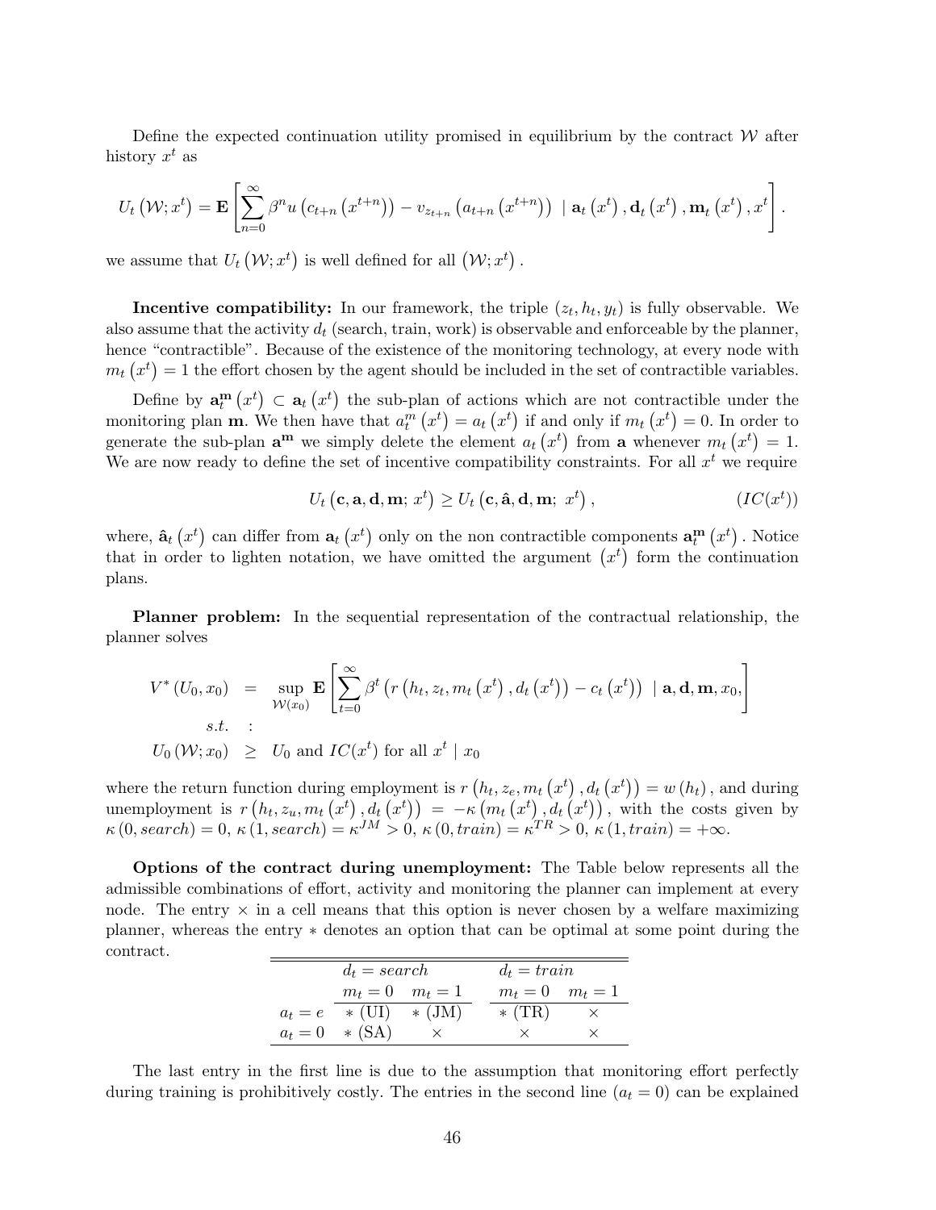Define the expected continuation utility promised in equilibrium by the contract $\mathcal{W}$ after history $x^t$ as

$$U_t\left(\mathcal{W};x^t\right)=\mathbf{E}\left[\sum_{n=0}^{\infty}\beta^n u\left(c_{t+n}\left(x^{t+n}\right)\right)-v_{z_{t+n}}\left(a_{t+n}\left(x^{t+n}\right)\right)\ \mid \mathbf{a}_t\left(x^t\right),\mathbf{d}_t\left(x^t\right),\mathbf{m}_t\left(x^t\right),x^t\right].$$

we assume that $U_t\left(\mathcal{W};x^t\right)$ is well defined for all $\left(\mathcal{W};x^t\right)$.

**Incentive compatibility:** In our framework, the triple $(z_t,h_t,y_t)$ is fully observable. We also assume that the activity $d_t$ (search, train, work) is observable and enforceable by the planner, hence "contractible". Because of the existence of the monitoring technology, at every node with $m_t\left(x^t\right)=1$ the effort chosen by the agent should be included in the set of contractible variables.

Define by $\mathbf{a}_t^{\mathbf{m}}\left(x^t\right)\subset \mathbf{a}_t\left(x^t\right)$ the sub-plan of actions which are not contractible under the monitoring plan $\mathbf{m}$. We then have that $a_t^m\left(x^t\right)=a_t\left(x^t\right)$ if and only if $m_t\left(x^t\right)=0$. In order to generate the sub-plan $\mathbf{a}^{\mathbf{m}}$ we simply delete the element $a_t\left(x^t\right)$ from $\mathbf{a}$ whenever $m_t\left(x^t\right)=1$. We are now ready to define the set of incentive compatibility constraints. For all $x^t$ we require

$$U_t\left(\mathbf{c},\mathbf{a},\mathbf{d},\mathbf{m};\,x^t\right)\geq U_t\left(\mathbf{c},\hat{\mathbf{a}},\mathbf{d},\mathbf{m};\,x^t\right), \qquad (IC(x^t))$$

where, $\hat{\mathbf{a}}_t\left(x^t\right)$ can differ from $\mathbf{a}_t\left(x^t\right)$ only on the non contractible components $\mathbf{a}_t^{\mathbf{m}}\left(x^t\right)$. Notice that in order to lighten notation, we have omitted the argument $\left(x^t\right)$ form the continuation plans.

**Planner problem:** In the sequential representation of the contractual relationship, the planner solves

$$\begin{aligned}
V^*\left(U_0,x_0\right) &= \sup_{\mathcal{W}(x_0)}\mathbf{E}\left[\sum_{t=0}^{\infty}\beta^t\left(r\left(h_t,z_t,m_t\left(x^t\right),d_t\left(x^t\right)\right)-c_t\left(x^t\right)\right)\ \mid \mathbf{a},\mathbf{d},\mathbf{m},x_0,\right]\\
s.t. &: \\
U_0\left(\mathcal{W};x_0\right) &\geq U_0 \text{ and } IC(x^t) \text{ for all } x^t \mid x_0
\end{aligned}$$

where the return function during employment is $r\left(h_t,z_e,m_t\left(x^t\right),d_t\left(x^t\right)\right)=w\left(h_t\right)$, and during unemployment is $r\left(h_t,z_u,m_t\left(x^t\right),d_t\left(x^t\right)\right)=-\kappa\left(m_t\left(x^t\right),d_t\left(x^t\right)\right)$, with the costs given by $\kappa\left(0,search\right)=0$, $\kappa\left(1,search\right)=\kappa^{JM}>0$, $\kappa\left(0,train\right)=\kappa^{TR}>0$, $\kappa\left(1,train\right)=+\infty$.

**Options of the contract during unemployment:** The Table below represents all the admissible combinations of effort, activity and monitoring the planner can implement at every node. The entry $\times$ in a cell means that this option is never chosen by a welfare maximizing planner, whereas the entry $*$ denotes an option that can be optimal at some point during the contract.

| | $d_t=search$ | | $d_t=train$ | |
|---|---|---|---|---|
| | $m_t=0$ | $m_t=1$ | $m_t=0$ | $m_t=1$ |
| $a_t=e$ | $*$ (UI) | $*$ (JM) | $*$ (TR) | $\times$ |
| $a_t=0$ | $*$ (SA) | $\times$ | $\times$ | $\times$ |

The last entry in the first line is due to the assumption that monitoring effort perfectly during training is prohibitively costly. The entries in the second line ($a_t=0$) can be explained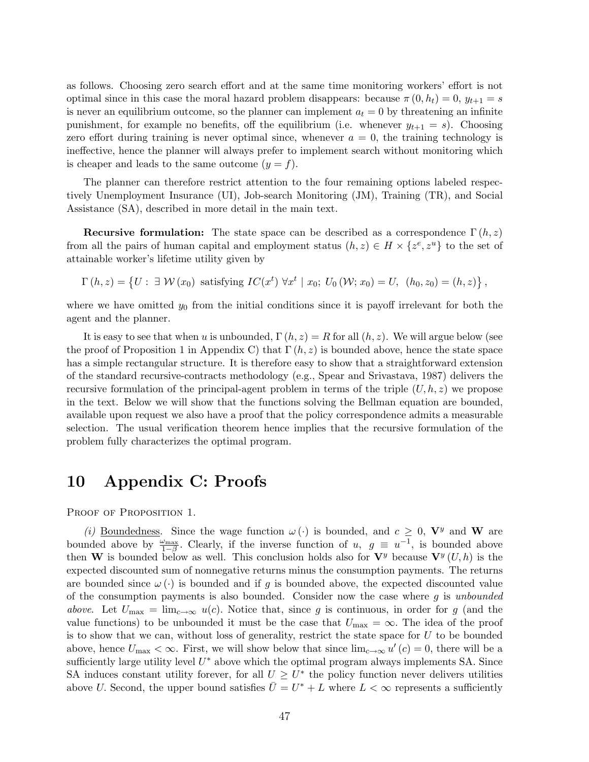as follows. Choosing zero search effort and at the same time monitoring workers' effort is not optimal since in this case the moral hazard problem disappears: because $\pi(0, h_t) = 0$, $y_{t+1} = s$ is never an equilibrium outcome, so the planner can implement $a_t = 0$ by threatening an infinite punishment, for example no benefits, off the equilibrium (i.e. whenever $y_{t+1} = s$). Choosing zero effort during training is never optimal since, whenever $a = 0$, the training technology is ineffective, hence the planner will always prefer to implement search without monitoring which is cheaper and leads to the same outcome ($y = f$).

The planner can therefore restrict attention to the four remaining options labeled respectively Unemployment Insurance (UI), Job-search Monitoring (JM), Training (TR), and Social Assistance (SA), described in more detail in the main text.

**Recursive formulation:** The state space can be described as a correspondence $\Gamma(h, z)$ from all the pairs of human capital and employment status $(h, z) \in H \times \{z^e, z^u\}$ to the set of attainable worker's lifetime utility given by

$$\Gamma(h, z) = \left\{ U : \exists\, \mathcal{W}(x_0) \text{ satisfying } IC(x^t)\ \forall x^t \mid x_0;\ U_0(\mathcal{W}; x_0) = U,\ \ (h_0, z_0) = (h, z) \right\},$$

where we have omitted $y_0$ from the initial conditions since it is payoff irrelevant for both the agent and the planner.

It is easy to see that when $u$ is unbounded, $\Gamma(h, z) = R$ for all $(h, z)$. We will argue below (see the proof of Proposition 1 in Appendix C) that $\Gamma(h, z)$ is bounded above, hence the state space has a simple rectangular structure. It is therefore easy to show that a straightforward extension of the standard recursive-contracts methodology (e.g., Spear and Srivastava, 1987) delivers the recursive formulation of the principal-agent problem in terms of the triple $(U, h, z)$ we propose in the text. Below we will show that the functions solving the Bellman equation are bounded, available upon request we also have a proof that the policy correspondence admits a measurable selection. The usual verification theorem hence implies that the recursive formulation of the problem fully characterizes the optimal program.

# 10 Appendix C: Proofs

Proof of Proposition 1.

*(i)* Boundedness. Since the wage function $\omega(\cdot)$ is bounded, and $c \geq 0$, $\mathbf{V}^y$ and $\mathbf{W}$ are bounded above by $\frac{\omega_{\max}}{1-\beta}$. Clearly, if the inverse function of $u$, $g \equiv u^{-1}$, is bounded above then $\mathbf{W}$ is bounded below as well. This conclusion holds also for $\mathbf{V}^y$ because $\mathbf{V}^y(U, h)$ is the expected discounted sum of nonnegative returns minus the consumption payments. The returns are bounded since $\omega(\cdot)$ is bounded and if $g$ is bounded above, the expected discounted value of the consumption payments is also bounded. Consider now the case where $g$ is *unbounded above*. Let $U_{\max} = \lim_{c \to \infty} u(c)$. Notice that, since $g$ is continuous, in order for $g$ (and the value functions) to be unbounded it must be the case that $U_{\max} = \infty$. The idea of the proof is to show that we can, without loss of generality, restrict the state space for $U$ to be bounded above, hence $U_{\max} < \infty$. First, we will show below that since $\lim_{c \to \infty} u'(c) = 0$, there will be a sufficiently large utility level $U^*$ above which the optimal program always implements SA. Since SA induces constant utility forever, for all $U \geq U^*$ the policy function never delivers utilities above $U$. Second, the upper bound satisfies $\bar{U} = U^* + L$ where $L < \infty$ represents a sufficiently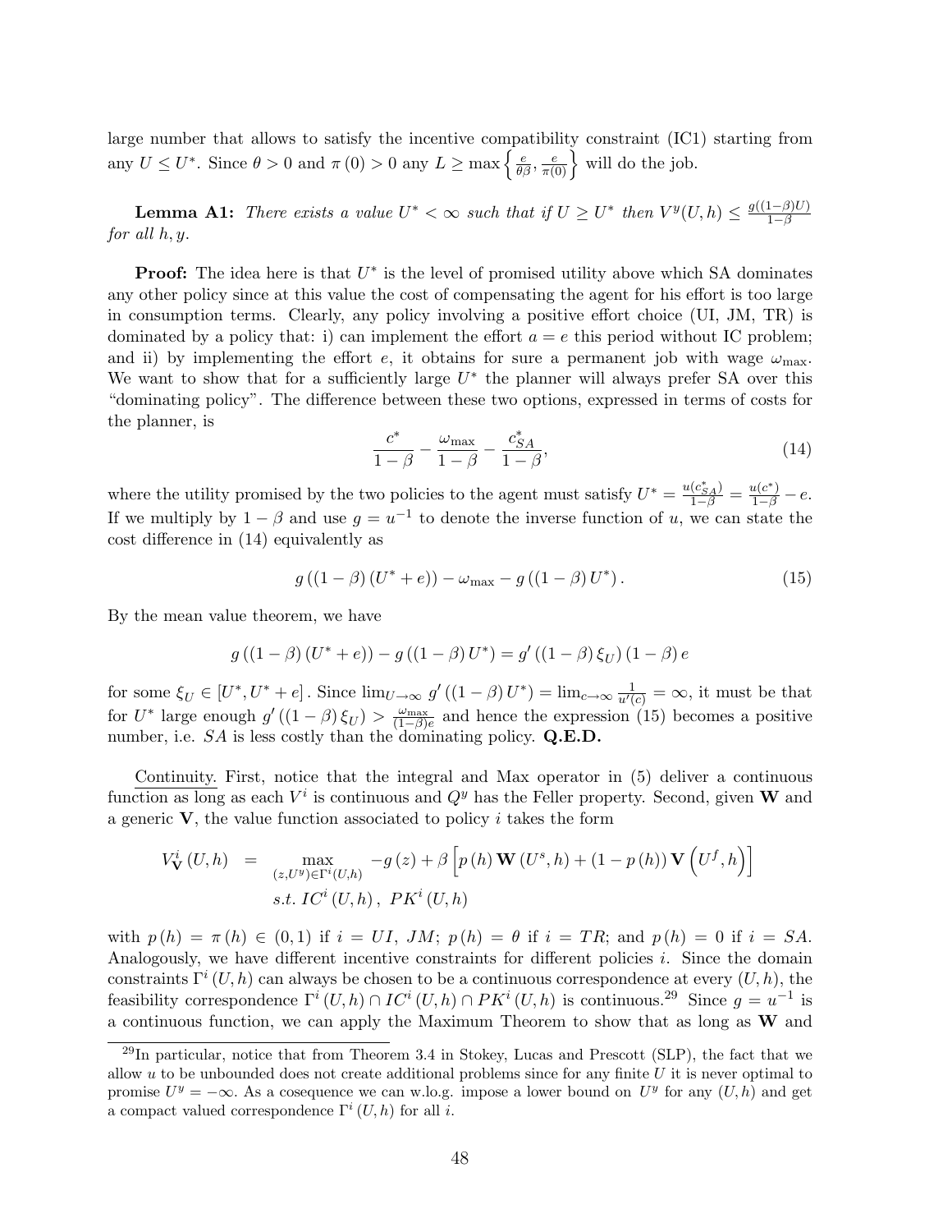large number that allows to satisfy the incentive compatibility constraint (IC1) starting from any $U \leq U^*$. Since $\theta > 0$ and $\pi(0) > 0$ any $L \geq \max\left\{\frac{e}{\theta\beta}, \frac{e}{\pi(0)}\right\}$ will do the job.

**Lemma A1:** *There exists a value $U^* < \infty$ such that if $U \geq U^*$ then $V^y(U,h) \leq \frac{g((1-\beta)U)}{1-\beta}$ for all $h, y$.*

**Proof:** The idea here is that $U^*$ is the level of promised utility above which SA dominates any other policy since at this value the cost of compensating the agent for his effort is too large in consumption terms. Clearly, any policy involving a positive effort choice (UI, JM, TR) is dominated by a policy that: i) can implement the effort $a = e$ this period without IC problem; and ii) by implementing the effort $e$, it obtains for sure a permanent job with wage $\omega_{\max}$. We want to show that for a sufficiently large $U^*$ the planner will always prefer SA over this "dominating policy". The difference between these two options, expressed in terms of costs for the planner, is

$$\frac{c^*}{1-\beta} - \frac{\omega_{\max}}{1-\beta} - \frac{c^*_{SA}}{1-\beta}, \tag{14}$$

where the utility promised by the two policies to the agent must satisfy $U^* = \frac{u(c^*_{SA})}{1-\beta} = \frac{u(c^*)}{1-\beta} - e$. If we multiply by $1-\beta$ and use $g = u^{-1}$ to denote the inverse function of $u$, we can state the cost difference in (14) equivalently as

$$g\left((1-\beta)(U^*+e)\right) - \omega_{\max} - g\left((1-\beta)U^*\right). \tag{15}$$

By the mean value theorem, we have

$$g\left((1-\beta)(U^*+e)\right) - g\left((1-\beta)U^*\right) = g'\left((1-\beta)\xi_U\right)(1-\beta)e$$

for some $\xi_U \in [U^*, U^*+e]$. Since $\lim_{U\to\infty} g'\left((1-\beta)U^*\right) = \lim_{c\to\infty}\frac{1}{u'(c)} = \infty$, it must be that for $U^*$ large enough $g'\left((1-\beta)\xi_U\right) > \frac{\omega_{\max}}{(1-\beta)e}$ and hence the expression (15) becomes a positive number, i.e. $SA$ is less costly than the dominating policy. **Q.E.D.**

Continuity. First, notice that the integral and Max operator in (5) deliver a continuous function as long as each $V^i$ is continuous and $Q^y$ has the Feller property. Second, given $\mathbf{W}$ and a generic $\mathbf{V}$, the value function associated to policy $i$ takes the form

$$\begin{aligned} V^i_{\mathbf{V}}(U,h) \;\; &= \max_{(z,U^y)\in\Gamma^i(U,h)} -g(z) + \beta\left[p(h)\,\mathbf{W}(U^s,h) + (1-p(h))\,\mathbf{V}\left(U^f,h\right)\right] \\ &\quad s.t.\; IC^i(U,h),\; PK^i(U,h) \end{aligned}$$

with $p(h) = \pi(h) \in (0,1)$ if $i = UI,\, JM$; $p(h) = \theta$ if $i = TR$; and $p(h) = 0$ if $i = SA$. Analogously, we have different incentive constraints for different policies $i$. Since the domain constraints $\Gamma^i(U,h)$ can always be chosen to be a continuous correspondence at every $(U,h)$, the feasibility correspondence $\Gamma^i(U,h) \cap IC^i(U,h) \cap PK^i(U,h)$ is continuous.[29] Since $g = u^{-1}$ is a continuous function, we can apply the Maximum Theorem to show that as long as $\mathbf{W}$ and

[29] In particular, notice that from Theorem 3.4 in Stokey, Lucas and Prescott (SLP), the fact that we allow $u$ to be unbounded does not create additional problems since for any finite $U$ it is never optimal to promise $U^y = -\infty$. As a cosequence we can w.l.o.g. impose a lower bound on $U^y$ for any $(U,h)$ and get a compact valued correspondence $\Gamma^i(U,h)$ for all $i$.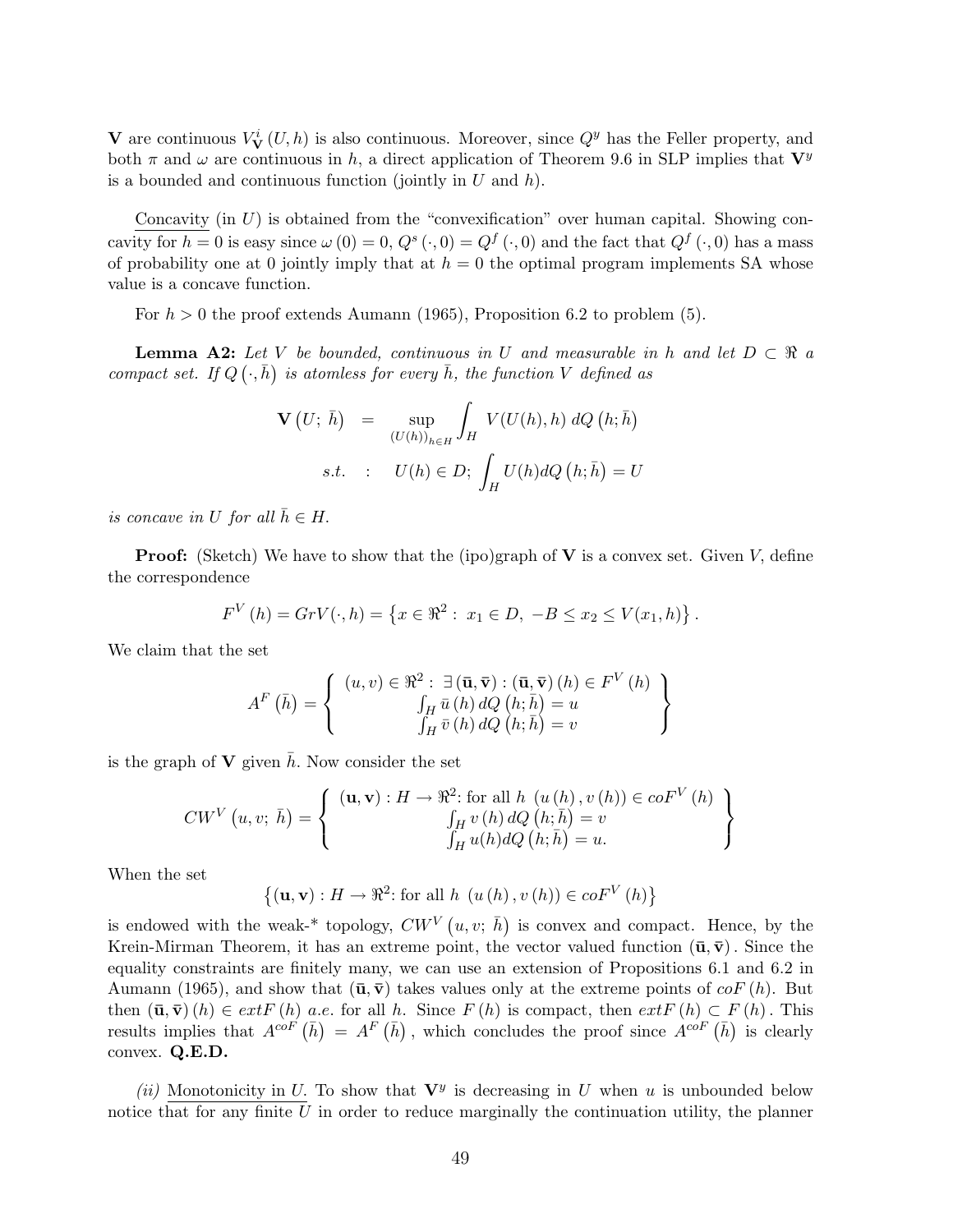$\mathbf{V}$ are continuous $V_{\mathbf{V}}^{i}(U,h)$ is also continuous. Moreover, since $Q^y$ has the Feller property, and both $\pi$ and $\omega$ are continuous in $h$, a direct application of Theorem 9.6 in SLP implies that $\mathbf{V}^y$ is a bounded and continuous function (jointly in $U$ and $h$).

Concavity (in $U$) is obtained from the "convexification" over human capital. Showing concavity for $h=0$ is easy since $\omega(0)=0$, $Q^s(\cdot,0)=Q^f(\cdot,0)$ and the fact that $Q^f(\cdot,0)$ has a mass of probability one at 0 jointly imply that at $h=0$ the optimal program implements SA whose value is a concave function.

For $h>0$ the proof extends Aumann (1965), Proposition 6.2 to problem (5).

**Lemma A2:** *Let $V$ be bounded, continuous in $U$ and measurable in $h$ and let $D \subset \Re$ a compact set. If $Q(\cdot, \bar{h})$ is atomless for every $\bar{h}$, the function $V$ defined as*

$$\mathbf{V}(U;\, \bar{h}) \;=\; \sup_{(U(h))_{h\in H}} \int_H V(U(h),h)\, dQ(h;\bar{h})$$

$$s.t. \quad : \quad U(h) \in D;\; \int_H U(h) dQ(h;\bar{h}) = U$$

*is concave in $U$ for all $\bar{h} \in H$.*

**Proof:** (Sketch) We have to show that the (ipo)graph of $\mathbf{V}$ is a convex set. Given $V$, define the correspondence

$$F^V(h) = GrV(\cdot,h) = \left\{x \in \Re^2 :\; x_1 \in D,\; -B \le x_2 \le V(x_1,h)\right\}.$$

We claim that the set

$$A^F(\bar{h}) = \left\{ \begin{array}{c} (u,v) \in \Re^2 :\; \exists\,(\bar{\mathbf{u}},\bar{\mathbf{v}}) : (\bar{\mathbf{u}},\bar{\mathbf{v}})(h) \in F^V(h) \\ \int_H \bar{u}(h)\, dQ(h;\bar{h}) = u \\ \int_H \bar{v}(h)\, dQ(h;\bar{h}) = v \end{array} \right\}$$

is the graph of $\mathbf{V}$ given $\bar{h}$. Now consider the set

$$CW^V(u,v;\,\bar{h}) = \left\{ \begin{array}{c} (\mathbf{u},\mathbf{v}) : H \to \Re^2\text{: for all } h\;\, (u(h),v(h)) \in coF^V(h) \\ \int_H v(h)\, dQ(h;\bar{h}) = v \\ \int_H u(h) dQ(h;\bar{h}) = u. \end{array} \right\}$$

When the set

$$\left\{(\mathbf{u},\mathbf{v}) : H \to \Re^2\text{: for all } h\;\, (u(h),v(h)) \in coF^V(h)\right\}$$

is endowed with the weak-* topology, $CW^V(u,v;\,\bar{h})$ is convex and compact. Hence, by the Krein-Mirman Theorem, it has an extreme point, the vector valued function $(\bar{\mathbf{u}},\bar{\mathbf{v}})$. Since the equality constraints are finitely many, we can use an extension of Propositions 6.1 and 6.2 in Aumann (1965), and show that $(\bar{\mathbf{u}},\bar{\mathbf{v}})$ takes values only at the extreme points of $coF(h)$. But then $(\bar{\mathbf{u}},\bar{\mathbf{v}})(h) \in extF(h)$ *a.e.* for all $h$. Since $F(h)$ is compact, then $extF(h) \subset F(h)$. This results implies that $A^{coF}(\bar{h}) = A^F(\bar{h})$, which concludes the proof since $A^{coF}(\bar{h})$ is clearly convex. **Q.E.D.**

*(ii)* Monotonicity in $U$. To show that $\mathbf{V}^y$ is decreasing in $U$ when $u$ is unbounded below notice that for any finite $U$ in order to reduce marginally the continuation utility, the planner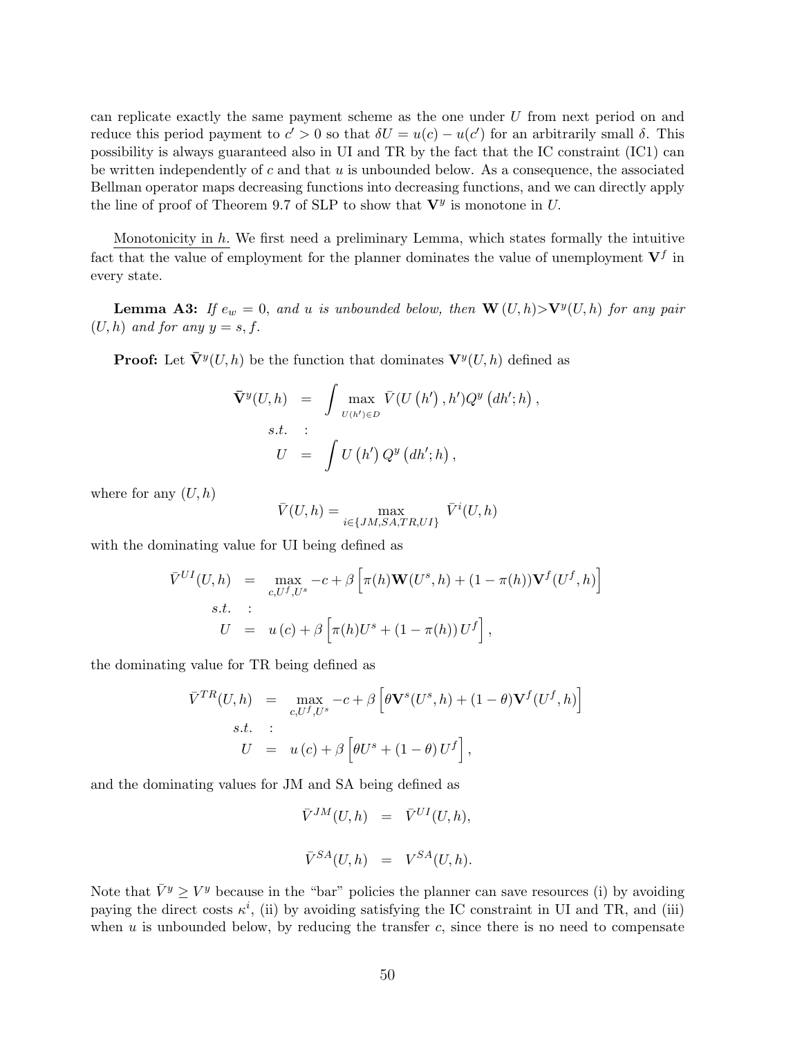can replicate exactly the same payment scheme as the one under $U$ from next period on and reduce this period payment to $c' > 0$ so that $\delta U = u(c) - u(c')$ for an arbitrarily small $\delta$. This possibility is always guaranteed also in UI and TR by the fact that the IC constraint (IC1) can be written independently of $c$ and that $u$ is unbounded below. As a consequence, the associated Bellman operator maps decreasing functions into decreasing functions, and we can directly apply the line of proof of Theorem 9.7 of SLP to show that $\mathbf{V}^y$ is monotone in $U$.

Monotonicity in $h$. We first need a preliminary Lemma, which states formally the intuitive fact that the value of employment for the planner dominates the value of unemployment $\mathbf{V}^f$ in every state.

**Lemma A3:** *If $e_w = 0$, and $u$ is unbounded below, then $\mathbf{W}(U,h) > \mathbf{V}^y(U,h)$ for any pair $(U,h)$ and for any $y = s, f$.*

**Proof:** Let $\bar{\mathbf{V}}^y(U,h)$ be the function that dominates $\mathbf{V}^y(U,h)$ defined as

$$
\begin{aligned}
\bar{\mathbf{V}}^y(U,h) &= \int \max_{U(h') \in D} \bar{V}(U(h'), h') Q^y(dh'; h), \\
s.t. &: \\
U &= \int U(h') Q^y(dh'; h),
\end{aligned}
$$

where for any $(U,h)$

$$
\bar{V}(U,h) = \max_{i \in \{JM, SA, TR, UI\}} \bar{V}^i(U,h)
$$

with the dominating value for UI being defined as

$$
\begin{aligned}
\bar{V}^{UI}(U,h) &= \max_{c, U^f, U^s} -c + \beta \left[ \pi(h) \mathbf{W}(U^s, h) + (1 - \pi(h)) \mathbf{V}^f(U^f, h) \right] \\
s.t. &: \\
U &= u(c) + \beta \left[ \pi(h) U^s + (1 - \pi(h)) U^f \right],
\end{aligned}
$$

the dominating value for TR being defined as

$$
\begin{aligned}
\bar{V}^{TR}(U,h) &= \max_{c, U^f, U^s} -c + \beta \left[ \theta \mathbf{V}^s(U^s, h) + (1 - \theta) \mathbf{V}^f(U^f, h) \right] \\
s.t. &: \\
U &= u(c) + \beta \left[ \theta U^s + (1 - \theta) U^f \right],
\end{aligned}
$$

and the dominating values for JM and SA being defined as

$$
\bar{V}^{JM}(U,h) = \bar{V}^{UI}(U,h),
$$

$$
\bar{V}^{SA}(U,h) = V^{SA}(U,h).
$$

Note that $\bar{V}^y \geq V^y$ because in the "bar" policies the planner can save resources (i) by avoiding paying the direct costs $\kappa^i$, (ii) by avoiding satisfying the IC constraint in UI and TR, and (iii) when $u$ is unbounded below, by reducing the transfer $c$, since there is no need to compensate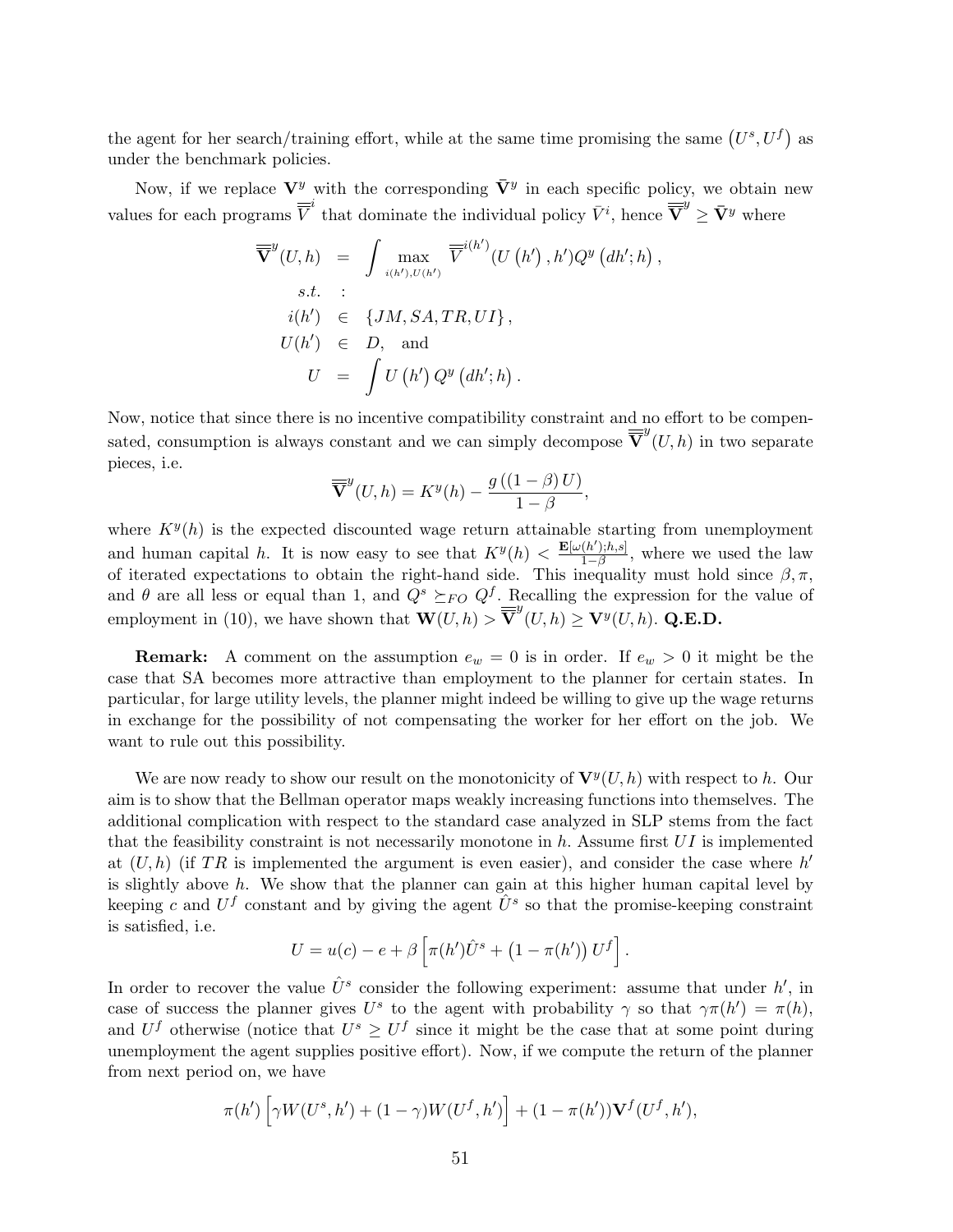the agent for her search/training effort, while at the same time promising the same $\left(U^s, U^f\right)$ as under the benchmark policies.

Now, if we replace $\mathbf{V}^y$ with the corresponding $\bar{\mathbf{V}}^y$ in each specific policy, we obtain new values for each programs $\overline{\overline{V}}^i$ that dominate the individual policy $\bar{V}^i$, hence $\overline{\overline{\mathbf{V}}}^y \geq \bar{\mathbf{V}}^y$ where

$$
\begin{aligned}
\overline{\overline{\mathbf{V}}}^y(U,h) &= \int \max_{i(h'),U(h')} \overline{\overline{V}}^{i(h')}(U\left(h'\right), h')Q^y\left(dh';h\right), \\
s.t. &: \\
i(h') &\in \{JM, SA, TR, UI\}, \\
U(h') &\in D, \quad \text{and} \\
U &= \int U\left(h'\right) Q^y\left(dh';h\right).
\end{aligned}
$$

Now, notice that since there is no incentive compatibility constraint and no effort to be compensated, consumption is always constant and we can simply decompose $\overline{\overline{\mathbf{V}}}^y(U,h)$ in two separate pieces, i.e.

$$
\overline{\overline{\mathbf{V}}}^y(U,h) = K^y(h) - \frac{g\left((1-\beta)U\right)}{1-\beta},
$$

where $K^y(h)$ is the expected discounted wage return attainable starting from unemployment and human capital $h$. It is now easy to see that $K^y(h) < \frac{\mathbf{E}[\omega(h');h,s]}{1-\beta}$, where we used the law of iterated expectations to obtain the right-hand side. This inequality must hold since $\beta, \pi$, and $\theta$ are all less or equal than 1, and $Q^s \succeq_{FO} Q^f$. Recalling the expression for the value of employment in (10), we have shown that $\mathbf{W}(U,h) > \overline{\overline{\mathbf{V}}}^y(U,h) \geq \mathbf{V}^y(U,h)$. **Q.E.D.**

**Remark:** A comment on the assumption $e_w = 0$ is in order. If $e_w > 0$ it might be the case that SA becomes more attractive than employment to the planner for certain states. In particular, for large utility levels, the planner might indeed be willing to give up the wage returns in exchange for the possibility of not compensating the worker for her effort on the job. We want to rule out this possibility.

We are now ready to show our result on the monotonicity of $\mathbf{V}^y(U,h)$ with respect to $h$. Our aim is to show that the Bellman operator maps weakly increasing functions into themselves. The additional complication with respect to the standard case analyzed in SLP stems from the fact that the feasibility constraint is not necessarily monotone in $h$. Assume first $UI$ is implemented at $(U,h)$ (if $TR$ is implemented the argument is even easier), and consider the case where $h'$ is slightly above $h$. We show that the planner can gain at this higher human capital level by keeping $c$ and $U^f$ constant and by giving the agent $\hat{U}^s$ so that the promise-keeping constraint is satisfied, i.e.

$$
U = u(c) - e + \beta\left[\pi(h')\hat{U}^s + \left(1-\pi(h')\right)U^f\right].
$$

In order to recover the value $\hat{U}^s$ consider the following experiment: assume that under $h'$, in case of success the planner gives $U^s$ to the agent with probability $\gamma$ so that $\gamma\pi(h') = \pi(h)$, and $U^f$ otherwise (notice that $U^s \geq U^f$ since it might be the case that at some point during unemployment the agent supplies positive effort). Now, if we compute the return of the planner from next period on, we have

$$
\pi(h')\left[\gamma W(U^s,h') + (1-\gamma)W(U^f,h')\right] + (1-\pi(h'))\mathbf{V}^f(U^f,h'),
$$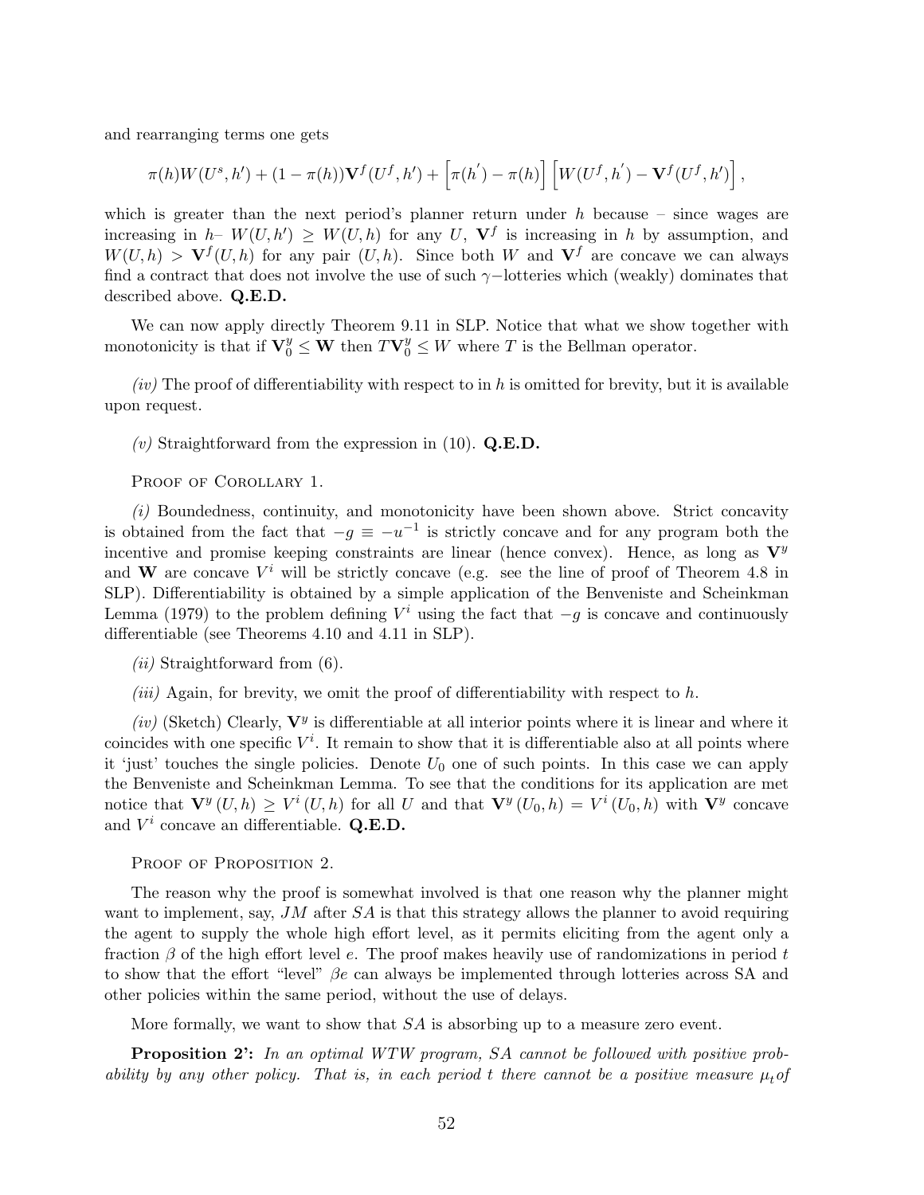and rearranging terms one gets

$$\pi(h)W(U^s, h') + (1-\pi(h))\mathbf{V}^f(U^f, h') + \left[\pi(h^{'}) - \pi(h)\right]\left[W(U^f, h^{'}) - \mathbf{V}^f(U^f, h')\right],$$

which is greater than the next period's planner return under $h$ because – since wages are increasing in $h$– $W(U, h') \geq W(U, h)$ for any $U$, $\mathbf{V}^f$ is increasing in $h$ by assumption, and $W(U, h) > \mathbf{V}^f(U, h)$ for any pair $(U, h)$. Since both $W$ and $\mathbf{V}^f$ are concave we can always find a contract that does not involve the use of such $\gamma-$lotteries which (weakly) dominates that described above. **Q.E.D.**

We can now apply directly Theorem 9.11 in SLP. Notice that what we show together with monotonicity is that if $\mathbf{V}_0^y \leq \mathbf{W}$ then $T\mathbf{V}_0^y \leq W$ where $T$ is the Bellman operator.

*(iv)* The proof of differentiability with respect to in $h$ is omitted for brevity, but it is available upon request.

*(v)* Straightforward from the expression in (10). **Q.E.D.**

Proof of Corollary 1.

*(i)* Boundedness, continuity, and monotonicity have been shown above. Strict concavity is obtained from the fact that $-g \equiv -u^{-1}$ is strictly concave and for any program both the incentive and promise keeping constraints are linear (hence convex). Hence, as long as $\mathbf{V}^y$ and $\mathbf{W}$ are concave $V^i$ will be strictly concave (e.g. see the line of proof of Theorem 4.8 in SLP). Differentiability is obtained by a simple application of the Benveniste and Scheinkman Lemma (1979) to the problem defining $V^i$ using the fact that $-g$ is concave and continuously differentiable (see Theorems 4.10 and 4.11 in SLP).

*(ii)* Straightforward from (6).

*(iii)* Again, for brevity, we omit the proof of differentiability with respect to $h$.

*(iv)* (Sketch) Clearly, $\mathbf{V}^y$ is differentiable at all interior points where it is linear and where it coincides with one specific $V^i$. It remain to show that it is differentiable also at all points where it 'just' touches the single policies. Denote $U_0$ one of such points. In this case we can apply the Benveniste and Scheinkman Lemma. To see that the conditions for its application are met notice that $\mathbf{V}^y(U, h) \geq V^i(U, h)$ for all $U$ and that $\mathbf{V}^y(U_0, h) = V^i(U_0, h)$ with $\mathbf{V}^y$ concave and $V^i$ concave an differentiable. **Q.E.D.**

Proof of Proposition 2.

The reason why the proof is somewhat involved is that one reason why the planner might want to implement, say, $JM$ after $SA$ is that this strategy allows the planner to avoid requiring the agent to supply the whole high effort level, as it permits eliciting from the agent only a fraction $\beta$ of the high effort level $e$. The proof makes heavily use of randomizations in period $t$ to show that the effort "level" $\beta e$ can always be implemented through lotteries across SA and other policies within the same period, without the use of delays.

More formally, we want to show that $SA$ is absorbing up to a measure zero event.

**Proposition 2':** *In an optimal WTW program, SA cannot be followed with positive probability by any other policy. That is, in each period t there cannot be a positive measure $\mu_t$ of*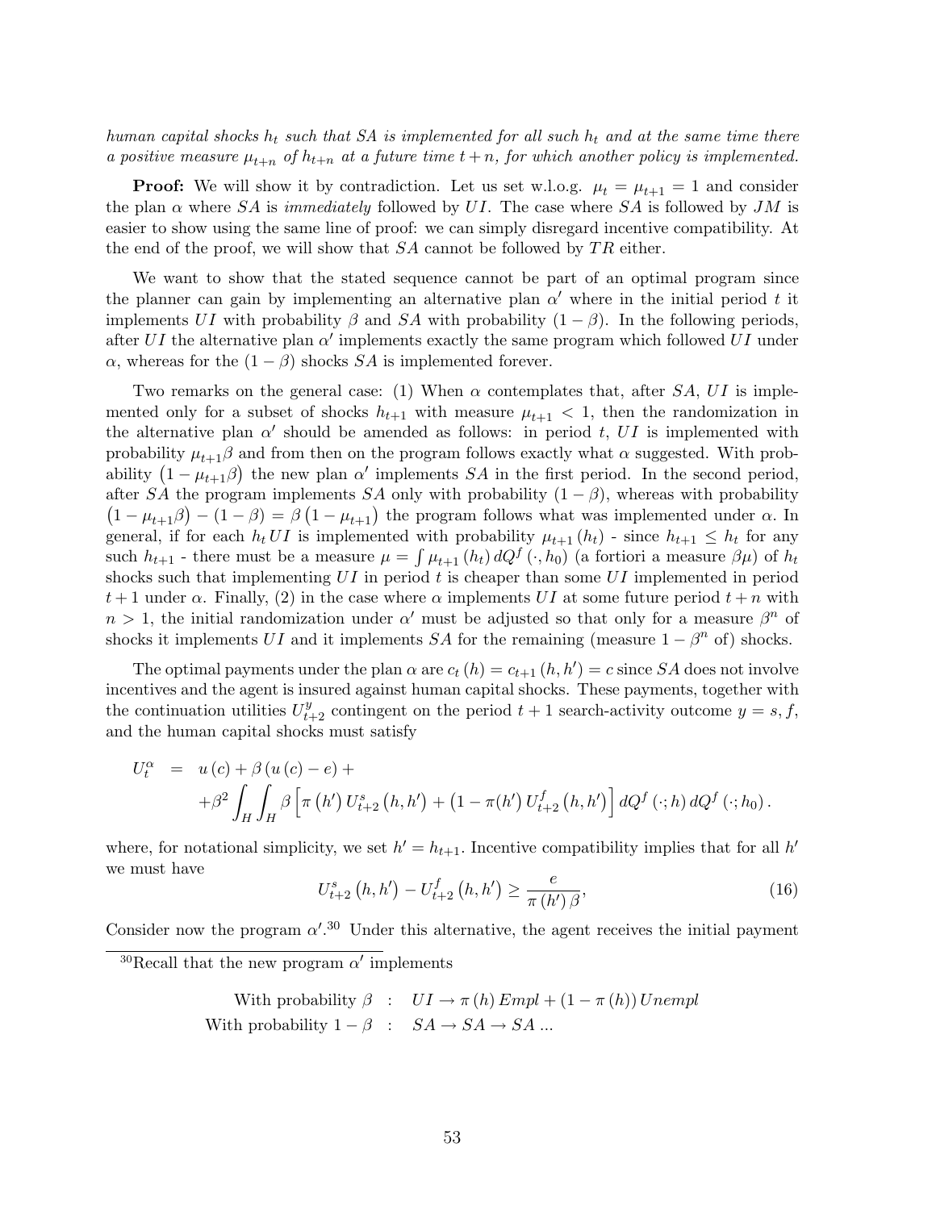*human capital shocks $h_t$ such that SA is implemented for all such $h_t$ and at the same time there a positive measure $\mu_{t+n}$ of $h_{t+n}$ at a future time $t+n$, for which another policy is implemented.*

**Proof:** We will show it by contradiction. Let us set w.l.o.g. $\mu_t = \mu_{t+1} = 1$ and consider the plan $\alpha$ where $SA$ is *immediately* followed by $UI$. The case where $SA$ is followed by $JM$ is easier to show using the same line of proof: we can simply disregard incentive compatibility. At the end of the proof, we will show that $SA$ cannot be followed by $TR$ either.

We want to show that the stated sequence cannot be part of an optimal program since the planner can gain by implementing an alternative plan $\alpha'$ where in the initial period $t$ it implements $UI$ with probability $\beta$ and $SA$ with probability $(1-\beta)$. In the following periods, after $UI$ the alternative plan $\alpha'$ implements exactly the same program which followed $UI$ under $\alpha$, whereas for the $(1-\beta)$ shocks $SA$ is implemented forever.

Two remarks on the general case: (1) When $\alpha$ contemplates that, after $SA$, $UI$ is implemented only for a subset of shocks $h_{t+1}$ with measure $\mu_{t+1} < 1$, then the randomization in the alternative plan $\alpha'$ should be amended as follows: in period $t$, $UI$ is implemented with probability $\mu_{t+1}\beta$ and from then on the program follows exactly what $\alpha$ suggested. With probability $\left(1-\mu_{t+1}\beta\right)$ the new plan $\alpha'$ implements $SA$ in the first period. In the second period, after $SA$ the program implements $SA$ only with probability $(1-\beta)$, whereas with probability $\left(1-\mu_{t+1}\beta\right)-(1-\beta) = \beta\left(1-\mu_{t+1}\right)$ the program follows what was implemented under $\alpha$. In general, if for each $h_t$ $UI$ is implemented with probability $\mu_{t+1}(h_t)$ - since $h_{t+1} \leq h_t$ for any such $h_{t+1}$ - there must be a measure $\mu = \int \mu_{t+1}(h_t)\, dQ^f(\cdot, h_0)$ (a fortiori a measure $\beta\mu$) of $h_t$ shocks such that implementing $UI$ in period $t$ is cheaper than some $UI$ implemented in period $t+1$ under $\alpha$. Finally, (2) in the case where $\alpha$ implements $UI$ at some future period $t+n$ with $n > 1$, the initial randomization under $\alpha'$ must be adjusted so that only for a measure $\beta^n$ of shocks it implements $UI$ and it implements $SA$ for the remaining (measure $1-\beta^n$ of) shocks.

The optimal payments under the plan $\alpha$ are $c_t(h) = c_{t+1}(h, h') = c$ since $SA$ does not involve incentives and the agent is insured against human capital shocks. These payments, together with the continuation utilities $U_{t+2}^y$ contingent on the period $t+1$ search-activity outcome $y = s, f$, and the human capital shocks must satisfy

$$
\begin{aligned}
U_t^\alpha &= u(c) + \beta\left(u(c) - e\right) + \\
&\quad + \beta^2 \int_H \int_H \beta\left[\pi\left(h'\right) U_{t+2}^s\left(h, h'\right) + \left(1 - \pi(h'\right) U_{t+2}^f\left(h, h'\right)\right] dQ^f(\cdot; h)\, dQ^f(\cdot; h_0).
\end{aligned}
$$

where, for notational simplicity, we set $h' = h_{t+1}$. Incentive compatibility implies that for all $h'$ we must have

$$
U_{t+2}^s\left(h, h'\right) - U_{t+2}^f\left(h, h'\right) \geq \frac{e}{\pi\left(h'\right)\beta}, \tag{16}
$$

Consider now the program $\alpha'$.[30] Under this alternative, the agent receives the initial payment

[30] Recall that the new program $\alpha'$ implements

$$
\begin{aligned}
\text{With probability } \beta &: \quad UI \to \pi(h)\, Empl + (1 - \pi(h))\, Unempl \\
\text{With probability } 1-\beta &: \quad SA \to SA \to SA\, ...
\end{aligned}
$$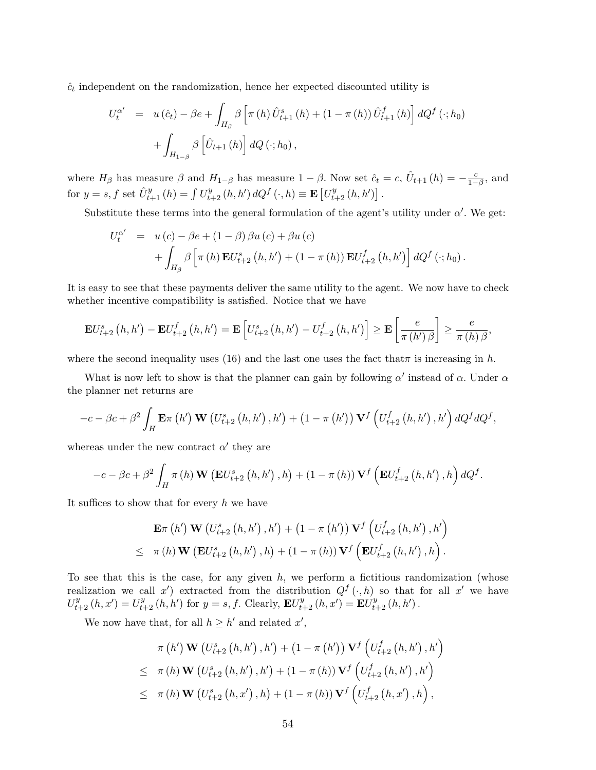$\hat{c}_t$ independent on the randomization, hence her expected discounted utility is

$$
\begin{aligned}
U_t^{\alpha'} &= u(\hat{c}_t) - \beta e + \int_{H_\beta} \beta \left[ \pi(h) \hat{U}_{t+1}^s(h) + (1 - \pi(h)) \hat{U}_{t+1}^f(h) \right] dQ^f(\cdot; h_0) \\
&\quad + \int_{H_{1-\beta}} \beta \left[ \hat{U}_{t+1}(h) \right] dQ(\cdot; h_0),
\end{aligned}
$$

where $H_\beta$ has measure $\beta$ and $H_{1-\beta}$ has measure $1-\beta$. Now set $\hat{c}_t = c$, $\hat{U}_{t+1}(h) = -\frac{c}{1-\beta}$, and for $y = s, f$ set $\hat{U}_{t+1}^y(h) = \int U_{t+2}^y(h, h') dQ^f(\cdot, h) \equiv \mathbf{E}\left[U_{t+2}^y(h, h')\right]$.

Substitute these terms into the general formulation of the agent's utility under $\alpha'$. We get:

$$
\begin{aligned}
U_t^{\alpha'} &= u(c) - \beta e + (1-\beta)\beta u(c) + \beta u(c) \\
&\quad + \int_{H_\beta} \beta \left[ \pi(h) \mathbf{E} U_{t+2}^s(h, h') + (1 - \pi(h)) \mathbf{E} U_{t+2}^f(h, h') \right] dQ^f(\cdot; h_0).
\end{aligned}
$$

It is easy to see that these payments deliver the same utility to the agent. We now have to check whether incentive compatibility is satisfied. Notice that we have

$$
\mathbf{E} U_{t+2}^s(h, h') - \mathbf{E} U_{t+2}^f(h, h') = \mathbf{E}\left[ U_{t+2}^s(h, h') - U_{t+2}^f(h, h') \right] \geq \mathbf{E}\left[ \frac{e}{\pi(h')\beta} \right] \geq \frac{e}{\pi(h)\beta},
$$

where the second inequality uses (16) and the last one uses the fact that$\pi$ is increasing in $h$.

What is now left to show is that the planner can gain by following $\alpha'$ instead of $\alpha$. Under $\alpha$ the planner net returns are

$$
-c - \beta c + \beta^2 \int_H \mathbf{E} \pi(h') \mathbf{W}\left(U_{t+2}^s(h, h'), h'\right) + \left(1 - \pi(h')\right) \mathbf{V}^f\left(U_{t+2}^f(h, h'), h'\right) dQ^f dQ^f,
$$

whereas under the new contract $\alpha'$ they are

$$
-c - \beta c + \beta^2 \int_H \pi(h) \mathbf{W}\left(\mathbf{E} U_{t+2}^s(h, h'), h\right) + (1 - \pi(h)) \mathbf{V}^f\left(\mathbf{E} U_{t+2}^f(h, h'), h\right) dQ^f.
$$

It suffices to show that for every $h$ we have

$$
\begin{aligned}
& \mathbf{E} \pi(h') \mathbf{W}\left(U_{t+2}^s(h, h'), h'\right) + \left(1 - \pi(h')\right) \mathbf{V}^f\left(U_{t+2}^f(h, h'), h'\right) \\
\leq\ & \pi(h) \mathbf{W}\left(\mathbf{E} U_{t+2}^s(h, h'), h\right) + (1 - \pi(h)) \mathbf{V}^f\left(\mathbf{E} U_{t+2}^f(h, h'), h\right).
\end{aligned}
$$

To see that this is the case, for any given $h$, we perform a fictitious randomization (whose realization we call $x'$) extracted from the distribution $Q^f(\cdot, h)$ so that for all $x'$ we have $U_{t+2}^y(h, x') = U_{t+2}^y(h, h')$ for $y = s, f$. Clearly, $\mathbf{E} U_{t+2}^y(h, x') = \mathbf{E} U_{t+2}^y(h, h')$.

We now have that, for all $h \geq h'$ and related $x'$,

$$
\begin{aligned}
& \pi(h') \mathbf{W}\left(U_{t+2}^s(h, h'), h'\right) + \left(1 - \pi(h')\right) \mathbf{V}^f\left(U_{t+2}^f(h, h'), h'\right) \\
\leq\ & \pi(h) \mathbf{W}\left(U_{t+2}^s(h, h'), h'\right) + (1 - \pi(h)) \mathbf{V}^f\left(U_{t+2}^f(h, h'), h'\right) \\
\leq\ & \pi(h) \mathbf{W}\left(U_{t+2}^s(h, x'), h\right) + (1 - \pi(h)) \mathbf{V}^f\left(U_{t+2}^f(h, x'), h\right),
\end{aligned}
$$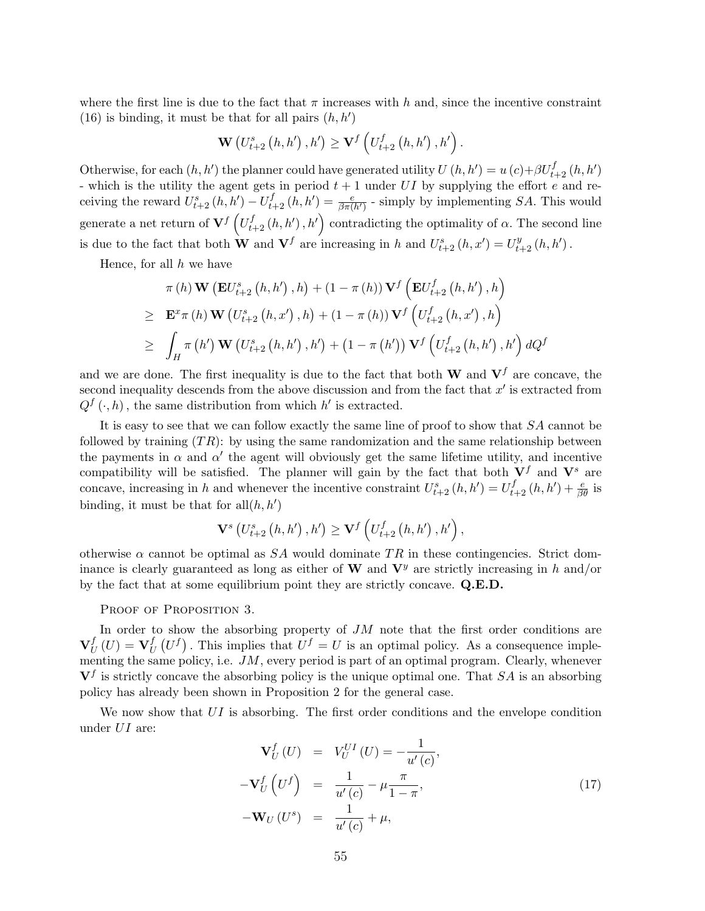where the first line is due to the fact that $\pi$ increases with $h$ and, since the incentive constraint (16) is binding, it must be that for all pairs $(h, h')$

$$\mathbf{W}\left(U_{t+2}^{s}\left(h,h'\right),h'\right) \geq \mathbf{V}^{f}\left(U_{t+2}^{f}\left(h,h'\right),h'\right).$$

Otherwise, for each $(h, h')$ the planner could have generated utility $U(h,h') = u(c) + \beta U_{t+2}^{f}(h,h')$ - which is the utility the agent gets in period $t+1$ under $UI$ by supplying the effort $e$ and receiving the reward $U_{t+2}^{s}(h,h') - U_{t+2}^{f}(h,h') = \frac{e}{\beta\pi(h')}$ - simply by implementing $SA$. This would generate a net return of $\mathbf{V}^{f}\left(U_{t+2}^{f}\left(h,h'\right),h'\right)$ contradicting the optimality of $\alpha$. The second line is due to the fact that both $\mathbf{W}$ and $\mathbf{V}^{f}$ are increasing in $h$ and $U_{t+2}^{s}(h,x') = U_{t+2}^{y}(h,h')$.

Hence, for all $h$ we have

$$\begin{aligned}
& \pi(h)\,\mathbf{W}\left(\mathbf{E}U_{t+2}^{s}\left(h,h'\right),h\right) + (1-\pi(h))\,\mathbf{V}^{f}\left(\mathbf{E}U_{t+2}^{f}\left(h,h'\right),h\right) \\
\geq\ & \mathbf{E}^{x}\pi(h)\,\mathbf{W}\left(U_{t+2}^{s}\left(h,x'\right),h\right) + (1-\pi(h))\,\mathbf{V}^{f}\left(U_{t+2}^{f}\left(h,x'\right),h\right) \\
\geq\ & \int_{H}\pi\left(h'\right)\mathbf{W}\left(U_{t+2}^{s}\left(h,h'\right),h'\right) + \left(1-\pi\left(h'\right)\right)\mathbf{V}^{f}\left(U_{t+2}^{f}\left(h,h'\right),h'\right)dQ^{f}
\end{aligned}$$

and we are done. The first inequality is due to the fact that both $\mathbf{W}$ and $\mathbf{V}^{f}$ are concave, the second inequality descends from the above discussion and from the fact that $x'$ is extracted from $Q^{f}(\cdot,h)$, the same distribution from which $h'$ is extracted.

It is easy to see that we can follow exactly the same line of proof to show that $SA$ cannot be followed by training ($TR$): by using the same randomization and the same relationship between the payments in $\alpha$ and $\alpha'$ the agent will obviously get the same lifetime utility, and incentive compatibility will be satisfied. The planner will gain by the fact that both $\mathbf{V}^{f}$ and $\mathbf{V}^{s}$ are concave, increasing in $h$ and whenever the incentive constraint $U_{t+2}^{s}(h,h') = U_{t+2}^{f}(h,h') + \frac{e}{\beta\theta}$ is binding, it must be that for all$(h,h')$

$$\mathbf{V}^{s}\left(U_{t+2}^{s}\left(h,h'\right),h'\right) \geq \mathbf{V}^{f}\left(U_{t+2}^{f}\left(h,h'\right),h'\right),$$

otherwise $\alpha$ cannot be optimal as $SA$ would dominate $TR$ in these contingencies. Strict dominance is clearly guaranteed as long as either of $\mathbf{W}$ and $\mathbf{V}^{y}$ are strictly increasing in $h$ and/or by the fact that at some equilibrium point they are strictly concave. **Q.E.D.**

Proof of Proposition 3.

In order to show the absorbing property of $JM$ note that the first order conditions are $\mathbf{V}_{U}^{f}(U) = \mathbf{V}_{U}^{f}\left(U^{f}\right)$. This implies that $U^{f} = U$ is an optimal policy. As a consequence implementing the same policy, i.e. $JM$, every period is part of an optimal program. Clearly, whenever $\mathbf{V}^{f}$ is strictly concave the absorbing policy is the unique optimal one. That $SA$ is an absorbing policy has already been shown in Proposition 2 for the general case.

We now show that $UI$ is absorbing. The first order conditions and the envelope condition under $UI$ are:

$$\begin{aligned}
\mathbf{V}_{U}^{f}(U) &= V_{U}^{UI}(U) = -\frac{1}{u'(c)}, \\
-\mathbf{V}_{U}^{f}\left(U^{f}\right) &= \frac{1}{u'(c)} - \mu\frac{\pi}{1-\pi}, \qquad (17)\\
-\mathbf{W}_{U}\left(U^{s}\right) &= \frac{1}{u'(c)} + \mu,
\end{aligned}$$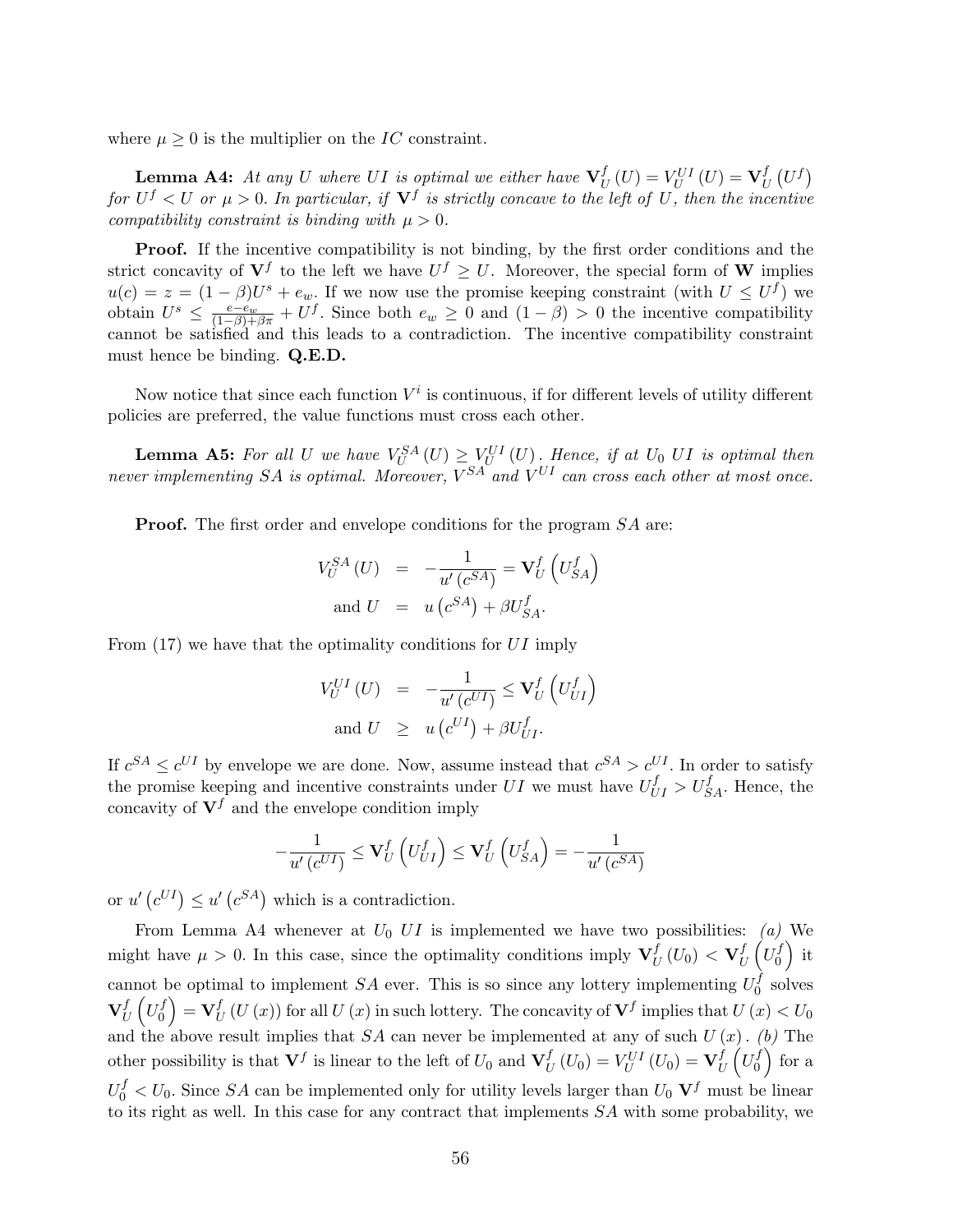where $\mu \geq 0$ is the multiplier on the $IC$ constraint.

**Lemma A4:** *At any $U$ where $UI$ is optimal we either have $\mathbf{V}_U^f(U) = V_U^{UI}(U) = \mathbf{V}_U^f\left(U^f\right)$ for $U^f < U$ or $\mu > 0$. In particular, if $\mathbf{V}^f$ is strictly concave to the left of $U$, then the incentive compatibility constraint is binding with $\mu > 0$.*

**Proof.** If the incentive compatibility is not binding, by the first order conditions and the strict concavity of $\mathbf{V}^f$ to the left we have $U^f \geq U$. Moreover, the special form of $\mathbf{W}$ implies $u(c) = z = (1-\beta)U^s + e_w$. If we now use the promise keeping constraint (with $U \leq U^f$) we obtain $U^s \leq \frac{e-e_w}{(1-\beta)+\beta\pi} + U^f$. Since both $e_w \geq 0$ and $(1-\beta) > 0$ the incentive compatibility cannot be satisfied and this leads to a contradiction. The incentive compatibility constraint must hence be binding. **Q.E.D.**

Now notice that since each function $V^i$ is continuous, if for different levels of utility different policies are preferred, the value functions must cross each other.

**Lemma A5:** *For all $U$ we have $V_U^{SA}(U) \geq V_U^{UI}(U)$. Hence, if at $U_0$ $UI$ is optimal then never implementing $SA$ is optimal. Moreover, $V^{SA}$ and $V^{UI}$ can cross each other at most once.*

**Proof.** The first order and envelope conditions for the program $SA$ are:

$$
\begin{aligned}
V_U^{SA}(U) &= -\frac{1}{u'\left(c^{SA}\right)} = \mathbf{V}_U^f\left(U_{SA}^f\right) \\
\text{and } U &= u\left(c^{SA}\right) + \beta U_{SA}^f.
\end{aligned}
$$

From (17) we have that the optimality conditions for $UI$ imply

$$
\begin{aligned}
V_U^{UI}(U) &= -\frac{1}{u'\left(c^{UI}\right)} \leq \mathbf{V}_U^f\left(U_{UI}^f\right) \\
\text{and } U &\geq u\left(c^{UI}\right) + \beta U_{UI}^f.
\end{aligned}
$$

If $c^{SA} \leq c^{UI}$ by envelope we are done. Now, assume instead that $c^{SA} > c^{UI}$. In order to satisfy the promise keeping and incentive constraints under $UI$ we must have $U_{UI}^f > U_{SA}^f$. Hence, the concavity of $\mathbf{V}^f$ and the envelope condition imply

$$
-\frac{1}{u'\left(c^{UI}\right)} \leq \mathbf{V}_U^f\left(U_{UI}^f\right) \leq \mathbf{V}_U^f\left(U_{SA}^f\right) = -\frac{1}{u'\left(c^{SA}\right)}
$$

or $u'\left(c^{UI}\right) \leq u'\left(c^{SA}\right)$ which is a contradiction.

From Lemma A4 whenever at $U_0$ $UI$ is implemented we have two possibilities: *(a)* We might have $\mu > 0$. In this case, since the optimality conditions imply $\mathbf{V}_U^f(U_0) < \mathbf{V}_U^f\left(U_0^f\right)$ it cannot be optimal to implement $SA$ ever. This is so since any lottery implementing $U_0^f$ solves $\mathbf{V}_U^f\left(U_0^f\right) = \mathbf{V}_U^f(U(x))$ for all $U(x)$ in such lottery. The concavity of $\mathbf{V}^f$ implies that $U(x) < U_0$ and the above result implies that $SA$ can never be implemented at any of such $U(x)$. *(b)* The other possibility is that $\mathbf{V}^f$ is linear to the left of $U_0$ and $\mathbf{V}_U^f(U_0) = V_U^{UI}(U_0) = \mathbf{V}_U^f\left(U_0^f\right)$ for a $U_0^f < U_0$. Since $SA$ can be implemented only for utility levels larger than $U_0$ $\mathbf{V}^f$ must be linear to its right as well. In this case for any contract that implements $SA$ with some probability, we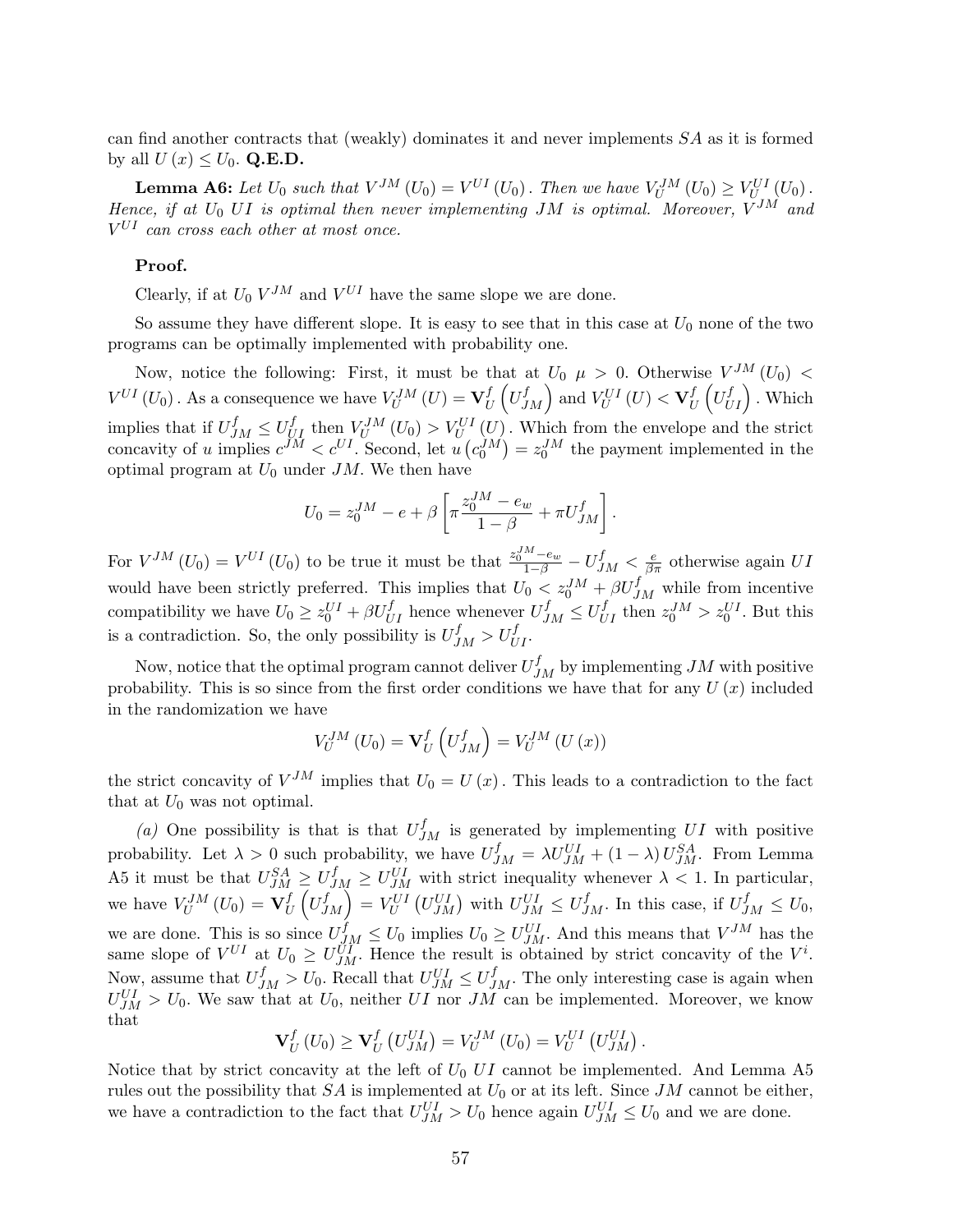can find another contracts that (weakly) dominates it and never implements $SA$ as it is formed by all $U(x) \leq U_0$. **Q.E.D.**

**Lemma A6:** *Let $U_0$ such that $V^{JM}(U_0) = V^{UI}(U_0)$. Then we have $V_U^{JM}(U_0) \geq V_U^{UI}(U_0)$. Hence, if at $U_0$ $UI$ is optimal then never implementing $JM$ is optimal. Moreover, $V^{JM}$ and $V^{UI}$ can cross each other at most once.*

**Proof.**

Clearly, if at $U_0$ $V^{JM}$ and $V^{UI}$ have the same slope we are done.

So assume they have different slope. It is easy to see that in this case at $U_0$ none of the two programs can be optimally implemented with probability one.

Now, notice the following: First, it must be that at $U_0$ $\mu > 0$. Otherwise $V^{JM}(U_0) < V^{UI}(U_0)$. As a consequence we have $V_U^{JM}(U) = \mathbf{V}_U^f\left(U_{JM}^f\right)$ and $V_U^{UI}(U) < \mathbf{V}_U^f\left(U_{UI}^f\right)$. Which implies that if $U_{JM}^f \leq U_{UI}^f$ then $V_U^{JM}(U_0) > V_U^{UI}(U)$. Which from the envelope and the strict concavity of $u$ implies $c^{JM} < c^{UI}$. Second, let $u\left(c_0^{JM}\right) = z_0^{JM}$ the payment implemented in the optimal program at $U_0$ under $JM$. We then have

$$U_0 = z_0^{JM} - e + \beta\left[\pi\frac{z_0^{JM} - e_w}{1-\beta} + \pi U_{JM}^f\right].$$

For $V^{JM}(U_0) = V^{UI}(U_0)$ to be true it must be that $\frac{z_0^{JM} - e_w}{1-\beta} - U_{JM}^f < \frac{e}{\beta\pi}$ otherwise again $UI$ would have been strictly preferred. This implies that $U_0 < z_0^{JM} + \beta U_{JM}^f$ while from incentive compatibility we have $U_0 \geq z_0^{UI} + \beta U_{UI}^f$ hence whenever $U_{JM}^f \leq U_{UI}^f$ then $z_0^{JM} > z_0^{UI}$. But this is a contradiction. So, the only possibility is $U_{JM}^f > U_{UI}^f$.

Now, notice that the optimal program cannot deliver $U_{JM}^f$ by implementing $JM$ with positive probability. This is so since from the first order conditions we have that for any $U(x)$ included in the randomization we have

$$V_U^{JM}(U_0) = \mathbf{V}_U^f\left(U_{JM}^f\right) = V_U^{JM}(U(x))$$

the strict concavity of $V^{JM}$ implies that $U_0 = U(x)$. This leads to a contradiction to the fact that at $U_0$ was not optimal.

*(a)* One possibility is that is that $U_{JM}^f$ is generated by implementing $UI$ with positive probability. Let $\lambda > 0$ such probability, we have $U_{JM}^f = \lambda U_{JM}^{UI} + (1-\lambda) U_{JM}^{SA}$. From Lemma A5 it must be that $U_{JM}^{SA} \geq U_{JM}^f \geq U_{JM}^{UI}$ with strict inequality whenever $\lambda < 1$. In particular, we have $V_U^{JM}(U_0) = \mathbf{V}_U^f\left(U_{JM}^f\right) = V_U^{UI}\left(U_{JM}^{UI}\right)$ with $U_{JM}^{UI} \leq U_{JM}^f$. In this case, if $U_{JM}^f \leq U_0$, we are done. This is so since $U_{JM}^f \leq U_0$ implies $U_0 \geq U_{JM}^{UI}$. And this means that $V^{JM}$ has the same slope of $V^{UI}$ at $U_0 \geq U_{JM}^{UI}$. Hence the result is obtained by strict concavity of the $V^i$. Now, assume that $U_{JM}^f > U_0$. Recall that $U_{JM}^{UI} \leq U_{JM}^f$. The only interesting case is again when $U_{JM}^{UI} > U_0$. We saw that at $U_0$, neither $UI$ nor $JM$ can be implemented. Moreover, we know that

$$\mathbf{V}_U^f(U_0) \geq \mathbf{V}_U^f\left(U_{JM}^{UI}\right) = V_U^{JM}(U_0) = V_U^{UI}\left(U_{JM}^{UI}\right).$$

Notice that by strict concavity at the left of $U_0$ $UI$ cannot be implemented. And Lemma A5 rules out the possibility that $SA$ is implemented at $U_0$ or at its left. Since $JM$ cannot be either, we have a contradiction to the fact that $U_{JM}^{UI} > U_0$ hence again $U_{JM}^{UI} \leq U_0$ and we are done.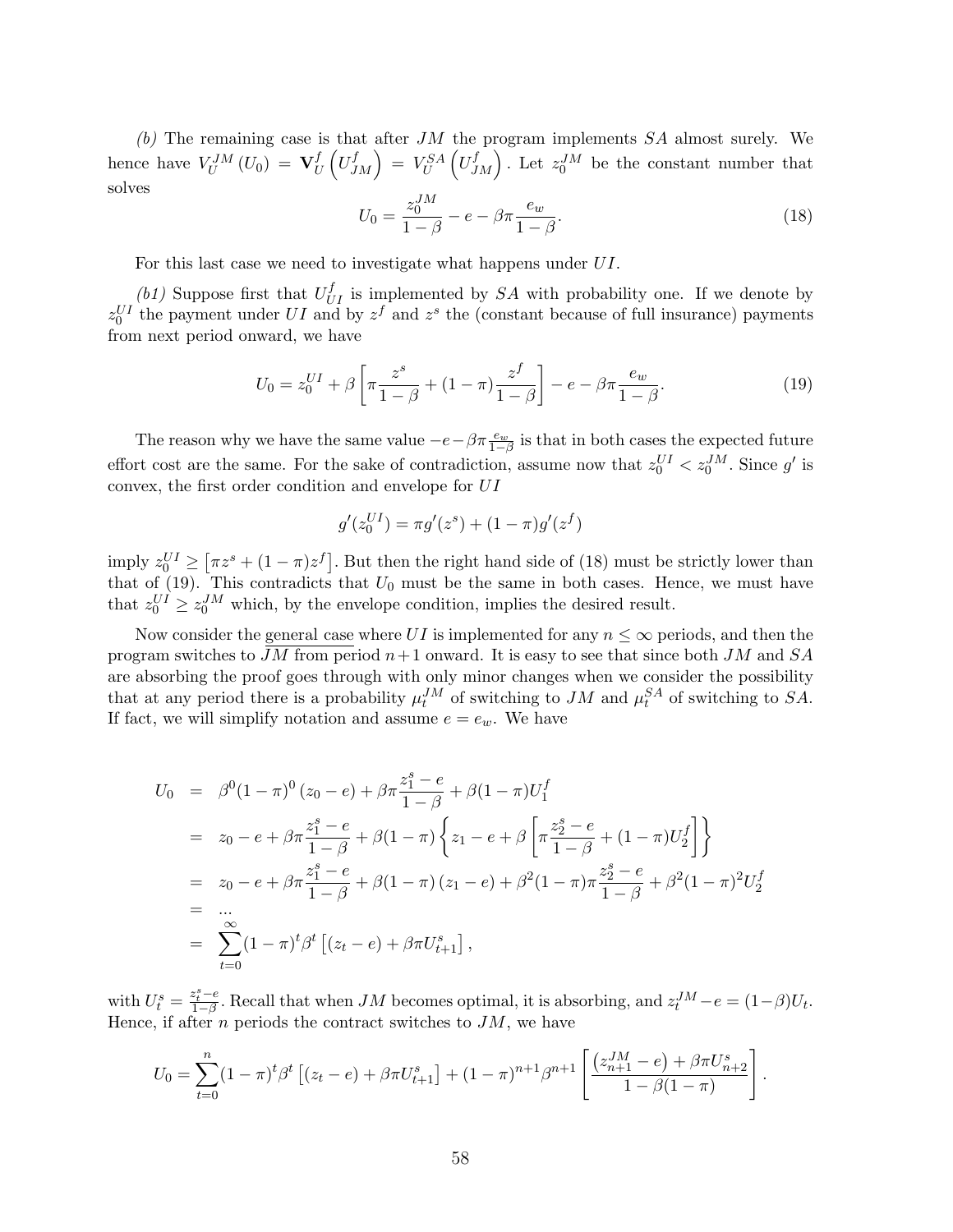*(b)* The remaining case is that after $JM$ the program implements $SA$ almost surely. We hence have $V_U^{JM}(U_0) = \mathbf{V}_U^f\left(U_{JM}^f\right) = V_U^{SA}\left(U_{JM}^f\right)$. Let $z_0^{JM}$ be the constant number that solves

$$U_0 = \frac{z_0^{JM}}{1-\beta} - e - \beta\pi\frac{e_w}{1-\beta}. \tag{18}$$

For this last case we need to investigate what happens under $UI$.

*(b1)* Suppose first that $U_{UI}^f$ is implemented by $SA$ with probability one. If we denote by $z_0^{UI}$ the payment under $UI$ and by $z^f$ and $z^s$ the (constant because of full insurance) payments from next period onward, we have

$$U_0 = z_0^{UI} + \beta\left[\pi\frac{z^s}{1-\beta} + (1-\pi)\frac{z^f}{1-\beta}\right] - e - \beta\pi\frac{e_w}{1-\beta}. \tag{19}$$

The reason why we have the same value $-e-\beta\pi\frac{e_w}{1-\beta}$ is that in both cases the expected future effort cost are the same. For the sake of contradiction, assume now that $z_0^{UI} < z_0^{JM}$. Since $g'$ is convex, the first order condition and envelope for $UI$

$$g'(z_0^{UI}) = \pi g'(z^s) + (1-\pi)g'(z^f)$$

imply $z_0^{UI} \geq \left[\pi z^s + (1-\pi)z^f\right]$. But then the right hand side of (18) must be strictly lower than that of (19). This contradicts that $U_0$ must be the same in both cases. Hence, we must have that $z_0^{UI} \geq z_0^{JM}$ which, by the envelope condition, implies the desired result.

Now consider the general case where $UI$ is implemented for any $n \leq \infty$ periods, and then the program switches to $JM$ from period $n+1$ onward. It is easy to see that since both $JM$ and $SA$ are absorbing the proof goes through with only minor changes when we consider the possibility that at any period there is a probability $\mu_t^{JM}$ of switching to $JM$ and $\mu_t^{SA}$ of switching to $SA$. If fact, we will simplify notation and assume $e = e_w$. We have

$$\begin{aligned}
U_0 &= \beta^0(1-\pi)^0(z_0 - e) + \beta\pi\frac{z_1^s - e}{1-\beta} + \beta(1-\pi)U_1^f \\
&= z_0 - e + \beta\pi\frac{z_1^s - e}{1-\beta} + \beta(1-\pi)\left\{z_1 - e + \beta\left[\pi\frac{z_2^s - e}{1-\beta} + (1-\pi)U_2^f\right]\right\} \\
&= z_0 - e + \beta\pi\frac{z_1^s - e}{1-\beta} + \beta(1-\pi)(z_1 - e) + \beta^2(1-\pi)\pi\frac{z_2^s - e}{1-\beta} + \beta^2(1-\pi)^2U_2^f \\
&= ... \\
&= \sum_{t=0}^{\infty}(1-\pi)^t\beta^t\left[(z_t - e) + \beta\pi U_{t+1}^s\right],
\end{aligned}$$

with $U_t^s = \frac{z_t^s - e}{1-\beta}$. Recall that when $JM$ becomes optimal, it is absorbing, and $z_t^{JM} - e = (1-\beta)U_t$. Hence, if after $n$ periods the contract switches to $JM$, we have

$$U_0 = \sum_{t=0}^{n}(1-\pi)^t\beta^t\left[(z_t - e) + \beta\pi U_{t+1}^s\right] + (1-\pi)^{n+1}\beta^{n+1}\left[\frac{\left(z_{n+1}^{JM} - e\right) + \beta\pi U_{n+2}^s}{1-\beta(1-\pi)}\right].$$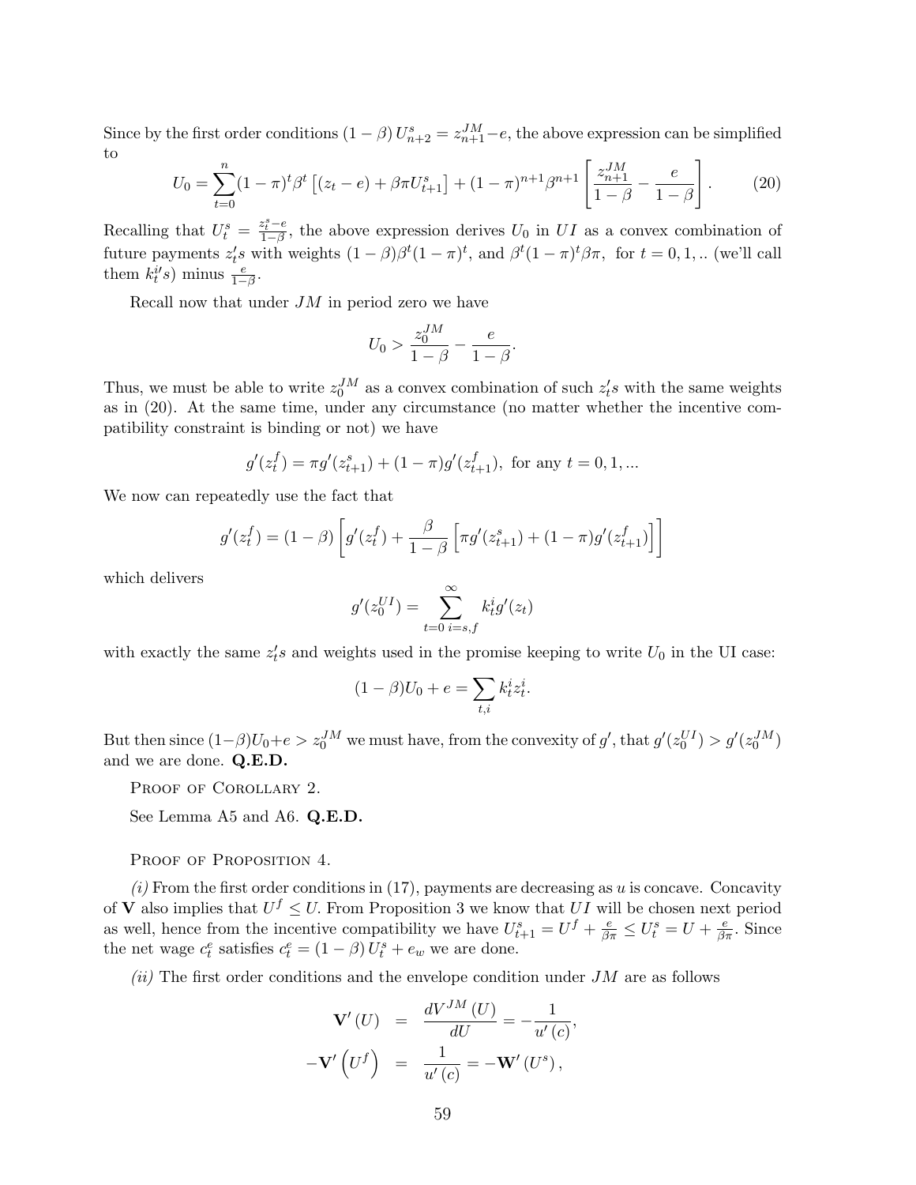Since by the first order conditions $(1-\beta)\, U^s_{n+2} = z^{JM}_{n+1} - e$, the above expression can be simplified to

$$U_0 = \sum_{t=0}^{n} (1-\pi)^t \beta^t \left[ (z_t - e) + \beta \pi U^s_{t+1} \right] + (1-\pi)^{n+1} \beta^{n+1} \left[ \frac{z^{JM}_{n+1}}{1-\beta} - \frac{e}{1-\beta} \right]. \tag{20}$$

Recalling that $U^s_t = \frac{z^s_t - e}{1-\beta}$, the above expression derives $U_0$ in $UI$ as a convex combination of future payments $z_t's$ with weights $(1-\beta)\beta^t(1-\pi)^t$, and $\beta^t(1-\pi)^t\beta\pi$, for $t = 0, 1, ..$ (we'll call them $k^{i\prime}_t s$) minus $\frac{e}{1-\beta}$.

Recall now that under $JM$ in period zero we have

$$U_0 > \frac{z^{JM}_0}{1-\beta} - \frac{e}{1-\beta}.$$

Thus, we must be able to write $z^{JM}_0$ as a convex combination of such $z_t's$ with the same weights as in (20). At the same time, under any circumstance (no matter whether the incentive compatibility constraint is binding or not) we have

$$g'(z^f_t) = \pi g'(z^s_{t+1}) + (1-\pi) g'(z^f_{t+1}), \text{ for any } t = 0, 1, ...$$

We now can repeatedly use the fact that

$$g'(z^f_t) = (1-\beta) \left[ g'(z^f_t) + \frac{\beta}{1-\beta} \left[ \pi g'(z^s_{t+1}) + (1-\pi) g'(z^f_{t+1}) \right] \right]$$

which delivers

$$g'(z^{UI}_0) = \sum_{t=0}^{\infty} \sum_{i=s,f} k^i_t g'(z_t)$$

with exactly the same $z_t's$ and weights used in the promise keeping to write $U_0$ in the UI case:

$$(1-\beta) U_0 + e = \sum_{t,i} k^i_t z^i_t.$$

But then since $(1-\beta)U_0 + e > z^{JM}_0$ we must have, from the convexity of $g'$, that $g'(z^{UI}_0) > g'(z^{JM}_0)$ and we are done. **Q.E.D.**

Proof of Corollary 2.

See Lemma A5 and A6. **Q.E.D.**

Proof of Proposition 4.

*(i)* From the first order conditions in (17), payments are decreasing as $u$ is concave. Concavity of $\mathbf{V}$ also implies that $U^f \leq U$. From Proposition 3 we know that $UI$ will be chosen next period as well, hence from the incentive compatibility we have $U^s_{t+1} = U^f + \frac{e}{\beta\pi} \leq U^s_t = U + \frac{e}{\beta\pi}$. Since the net wage $c^e_t$ satisfies $c^e_t = (1-\beta)\, U^s_t + e_w$ we are done.

*(ii)* The first order conditions and the envelope condition under $JM$ are as follows

$$\begin{aligned}
\mathbf{V}'(U) &= \frac{dV^{JM}(U)}{dU} = -\frac{1}{u'(c)}, \\
-\mathbf{V}'\left(U^f\right) &= \frac{1}{u'(c)} = -\mathbf{W}'(U^s),
\end{aligned}$$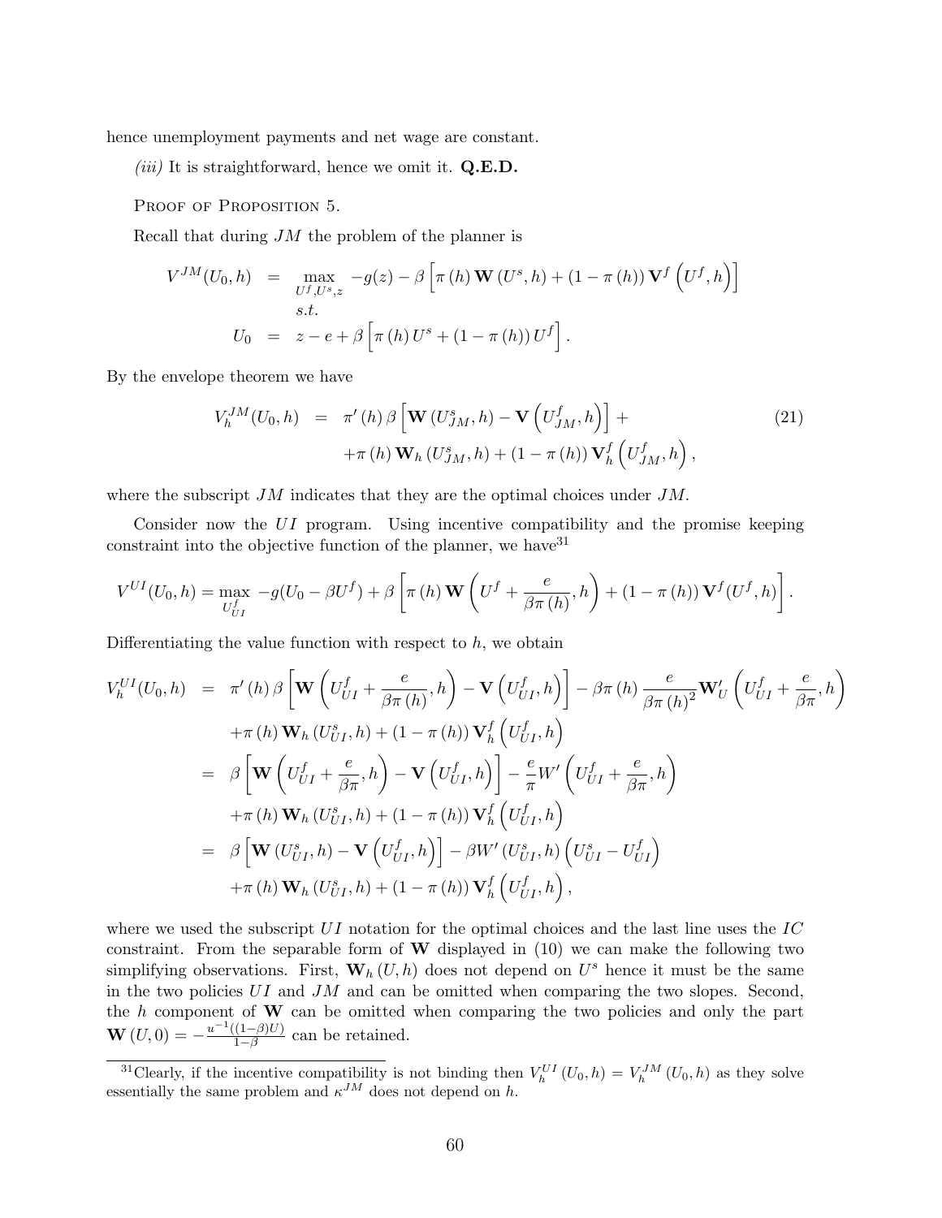hence unemployment payments and net wage are constant.

*(iii)* It is straightforward, hence we omit it. **Q.E.D.**

Proof of Proposition 5.

Recall that during $JM$ the problem of the planner is

$$
\begin{aligned}
V^{JM}(U_0,h) &= \max_{U^f,U^s,z} -g(z) - \beta\left[\pi(h)\,\mathbf{W}(U^s,h) + (1-\pi(h))\,\mathbf{V}^f\left(U^f,h\right)\right] \\
& \quad s.t. \\
U_0 &= z - e + \beta\left[\pi(h)\,U^s + (1-\pi(h))\,U^f\right].
\end{aligned}
$$

By the envelope theorem we have

$$
\begin{aligned}
V_h^{JM}(U_0,h) &= \pi'(h)\,\beta\left[\mathbf{W}\left(U_{JM}^s,h\right) - \mathbf{V}\left(U_{JM}^f,h\right)\right] + \\
& \quad + \pi(h)\,\mathbf{W}_h\left(U_{JM}^s,h\right) + (1-\pi(h))\,\mathbf{V}_h^f\left(U_{JM}^f,h\right),
\end{aligned}
\tag{21}
$$

where the subscript $JM$ indicates that they are the optimal choices under $JM$.

Consider now the $UI$ program. Using incentive compatibility and the promise keeping constraint into the objective function of the planner, we have[31]

$$
V^{UI}(U_0,h) = \max_{U_{UI}^f} -g(U_0 - \beta U^f) + \beta\left[\pi(h)\,\mathbf{W}\left(U^f + \frac{e}{\beta\pi(h)},h\right) + (1-\pi(h))\,\mathbf{V}^f(U^f,h)\right].
$$

Differentiating the value function with respect to $h$, we obtain

$$
\begin{aligned}
V_h^{UI}(U_0,h) &= \pi'(h)\,\beta\left[\mathbf{W}\left(U_{UI}^f + \frac{e}{\beta\pi(h)},h\right) - \mathbf{V}\left(U_{UI}^f,h\right)\right] - \beta\pi(h)\,\frac{e}{\beta\pi(h)^2}\mathbf{W}_U'\left(U_{UI}^f + \frac{e}{\beta\pi},h\right) \\
& \quad + \pi(h)\,\mathbf{W}_h\left(U_{UI}^s,h\right) + (1-\pi(h))\,\mathbf{V}_h^f\left(U_{UI}^f,h\right) \\
&= \beta\left[\mathbf{W}\left(U_{UI}^f + \frac{e}{\beta\pi},h\right) - \mathbf{V}\left(U_{UI}^f,h\right)\right] - \frac{e}{\pi}W'\left(U_{UI}^f + \frac{e}{\beta\pi},h\right) \\
& \quad + \pi(h)\,\mathbf{W}_h\left(U_{UI}^s,h\right) + (1-\pi(h))\,\mathbf{V}_h^f\left(U_{UI}^f,h\right) \\
&= \beta\left[\mathbf{W}\left(U_{UI}^s,h\right) - \mathbf{V}\left(U_{UI}^f,h\right)\right] - \beta W'\left(U_{UI}^s,h\right)\left(U_{UI}^s - U_{UI}^f\right) \\
& \quad + \pi(h)\,\mathbf{W}_h\left(U_{UI}^s,h\right) + (1-\pi(h))\,\mathbf{V}_h^f\left(U_{UI}^f,h\right),
\end{aligned}
$$

where we used the subscript $UI$ notation for the optimal choices and the last line uses the $IC$ constraint. From the separable form of $\mathbf{W}$ displayed in (10) we can make the following two simplifying observations. First, $\mathbf{W}_h(U,h)$ does not depend on $U^s$ hence it must be the same in the two policies $UI$ and $JM$ and can be omitted when comparing the two slopes. Second, the $h$ component of $\mathbf{W}$ can be omitted when comparing the two policies and only the part $\mathbf{W}(U,0) = -\frac{u^{-1}((1-\beta)U)}{1-\beta}$ can be retained.

[31]Clearly, if the incentive compatibility is not binding then $V_h^{UI}(U_0,h) = V_h^{JM}(U_0,h)$ as they solve essentially the same problem and $\kappa^{JM}$ does not depend on $h$.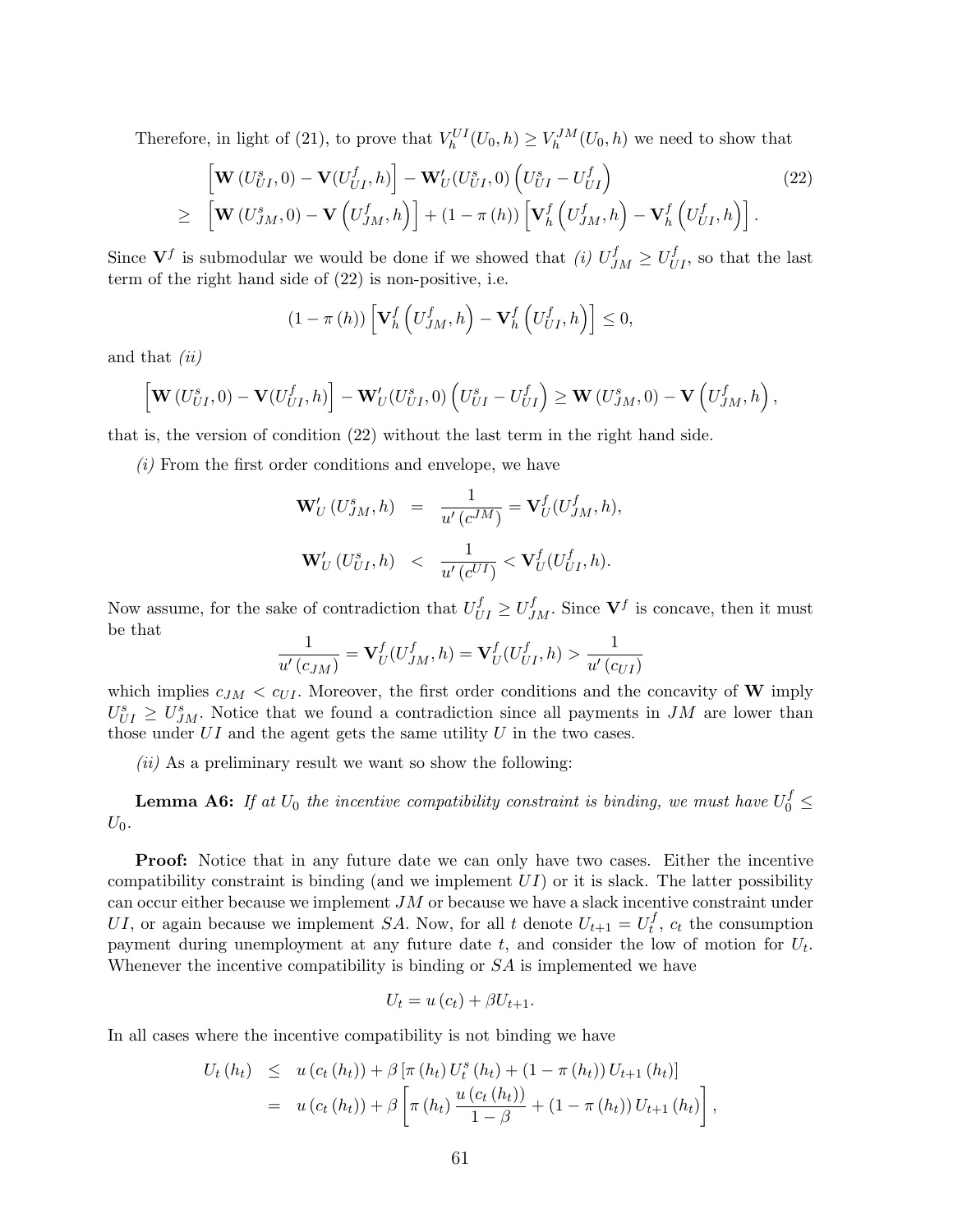Therefore, in light of (21), to prove that $V_h^{UI}(U_0, h) \geq V_h^{JM}(U_0, h)$ we need to show that

$$
\begin{aligned}
& \left[\mathbf{W}\left(U_{UI}^s, 0\right) - \mathbf{V}(U_{UI}^f, h)\right] - \mathbf{W}_U'(U_{UI}^s, 0)\left(U_{UI}^s - U_{UI}^f\right) \\
\geq \; & \left[\mathbf{W}\left(U_{JM}^s, 0\right) - \mathbf{V}\left(U_{JM}^f, h\right)\right] + (1 - \pi(h))\left[\mathbf{V}_h^f\left(U_{JM}^f, h\right) - \mathbf{V}_h^f\left(U_{UI}^f, h\right)\right].
\end{aligned} \tag{22}
$$

Since $\mathbf{V}^f$ is submodular we would be done if we showed that *(i)* $U_{JM}^f \geq U_{UI}^f$, so that the last term of the right hand side of (22) is non-positive, i.e.

$$
(1 - \pi(h))\left[\mathbf{V}_h^f\left(U_{JM}^f, h\right) - \mathbf{V}_h^f\left(U_{UI}^f, h\right)\right] \leq 0,
$$

and that *(ii)*

$$
\left[\mathbf{W}\left(U_{UI}^s, 0\right) - \mathbf{V}(U_{UI}^f, h)\right] - \mathbf{W}_U'(U_{UI}^s, 0)\left(U_{UI}^s - U_{UI}^f\right) \geq \mathbf{W}\left(U_{JM}^s, 0\right) - \mathbf{V}\left(U_{JM}^f, h\right),
$$

that is, the version of condition (22) without the last term in the right hand side.

*(i)* From the first order conditions and envelope, we have

$$
\begin{aligned}
\mathbf{W}_U'\left(U_{JM}^s, h\right) &= \frac{1}{u'\left(c^{JM}\right)} = \mathbf{V}_U^f(U_{JM}^f, h), \\
\mathbf{W}_U'\left(U_{UI}^s, h\right) &< \frac{1}{u'\left(c^{UI}\right)} < \mathbf{V}_U^f(U_{UI}^f, h).
\end{aligned}
$$

Now assume, for the sake of contradiction that $U_{UI}^f \geq U_{JM}^f$. Since $\mathbf{V}^f$ is concave, then it must be that

$$
\frac{1}{u'\left(c_{JM}\right)} = \mathbf{V}_U^f(U_{JM}^f, h) = \mathbf{V}_U^f(U_{UI}^f, h) > \frac{1}{u'\left(c_{UI}\right)}
$$

which implies $c_{JM} < c_{UI}$. Moreover, the first order conditions and the concavity of $\mathbf{W}$ imply $U_{UI}^s \geq U_{JM}^s$. Notice that we found a contradiction since all payments in $JM$ are lower than those under $UI$ and the agent gets the same utility $U$ in the two cases.

*(ii)* As a preliminary result we want so show the following:

**Lemma A6:** *If at $U_0$ the incentive compatibility constraint is binding, we must have $U_0^f \leq U_0$.*

**Proof:** Notice that in any future date we can only have two cases. Either the incentive compatibility constraint is binding (and we implement $UI$) or it is slack. The latter possibility can occur either because we implement $JM$ or because we have a slack incentive constraint under $UI$, or again because we implement $SA$. Now, for all $t$ denote $U_{t+1} = U_t^f$, $c_t$ the consumption payment during unemployment at any future date $t$, and consider the low of motion for $U_t$. Whenever the incentive compatibility is binding or $SA$ is implemented we have

$$
U_t = u\left(c_t\right) + \beta U_{t+1}.
$$

In all cases where the incentive compatibility is not binding we have

$$
\begin{aligned}
U_t\left(h_t\right) &\leq u\left(c_t\left(h_t\right)\right) + \beta\left[\pi\left(h_t\right) U_t^s\left(h_t\right) + \left(1 - \pi\left(h_t\right)\right) U_{t+1}\left(h_t\right)\right] \\
&= u\left(c_t\left(h_t\right)\right) + \beta\left[\pi\left(h_t\right) \frac{u\left(c_t\left(h_t\right)\right)}{1 - \beta} + \left(1 - \pi\left(h_t\right)\right) U_{t+1}\left(h_t\right)\right],
\end{aligned}
$$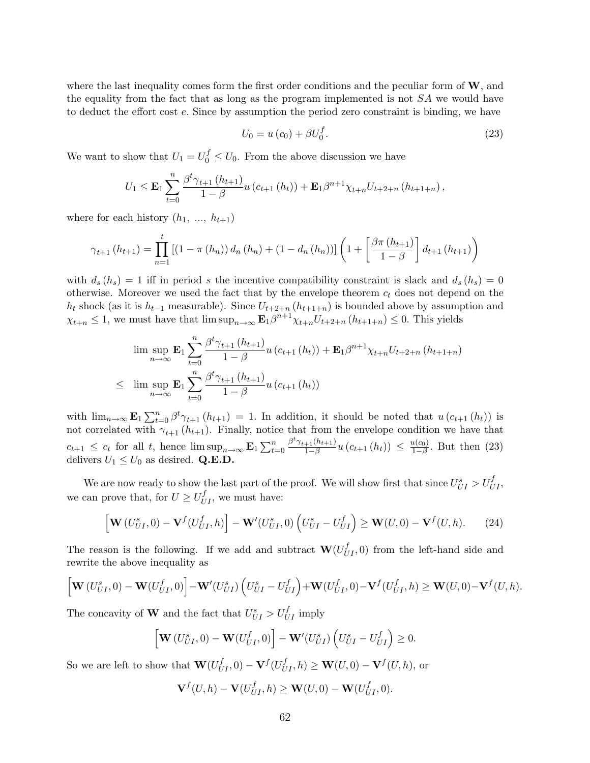where the last inequality comes form the first order conditions and the peculiar form of $\mathbf{W}$, and the equality from the fact that as long as the program implemented is not $SA$ we would have to deduct the effort cost $e$. Since by assumption the period zero constraint is binding, we have

$$U_0 = u(c_0) + \beta U_0^f. \tag{23}$$

We want to show that $U_1 = U_0^f \leq U_0$. From the above discussion we have

$$U_1 \leq \mathbf{E}_1 \sum_{t=0}^{n} \frac{\beta^t \gamma_{t+1}(h_{t+1})}{1-\beta} u(c_{t+1}(h_t)) + \mathbf{E}_1 \beta^{n+1} \chi_{t+n} U_{t+2+n}(h_{t+1+n}),$$

where for each history $(h_1, \ldots, h_{t+1})$

$$\gamma_{t+1}(h_{t+1}) = \prod_{n=1}^{t} \left[(1-\pi(h_n)) d_n(h_n) + (1-d_n(h_n))\right] \left(1 + \left[\frac{\beta \pi(h_{t+1})}{1-\beta}\right] d_{t+1}(h_{t+1})\right)$$

with $d_s(h_s) = 1$ iff in period $s$ the incentive compatibility constraint is slack and $d_s(h_s) = 0$ otherwise. Moreover we used the fact that by the envelope theorem $c_t$ does not depend on the $h_t$ shock (as it is $h_{t-1}$ measurable). Since $U_{t+2+n}(h_{t+1+n})$ is bounded above by assumption and $\chi_{t+n} \leq 1$, we must have that $\limsup_{n\to\infty} \mathbf{E}_1 \beta^{n+1} \chi_{t+n} U_{t+2+n}(h_{t+1+n}) \leq 0$. This yields

$$\begin{aligned}
&\limsup_{n\to\infty} \mathbf{E}_1 \sum_{t=0}^{n} \frac{\beta^t \gamma_{t+1}(h_{t+1})}{1-\beta} u(c_{t+1}(h_t)) + \mathbf{E}_1 \beta^{n+1} \chi_{t+n} U_{t+2+n}(h_{t+1+n}) \\
\leq \; &\limsup_{n\to\infty} \mathbf{E}_1 \sum_{t=0}^{n} \frac{\beta^t \gamma_{t+1}(h_{t+1})}{1-\beta} u(c_{t+1}(h_t))
\end{aligned}$$

with $\lim_{n\to\infty} \mathbf{E}_1 \sum_{t=0}^{n} \beta^t \gamma_{t+1}(h_{t+1}) = 1$. In addition, it should be noted that $u(c_{t+1}(h_t))$ is not correlated with $\gamma_{t+1}(h_{t+1})$. Finally, notice that from the envelope condition we have that $c_{t+1} \leq c_t$ for all $t$, hence $\limsup_{n\to\infty} \mathbf{E}_1 \sum_{t=0}^{n} \frac{\beta^t \gamma_{t+1}(h_{t+1})}{1-\beta} u(c_{t+1}(h_t)) \leq \frac{u(c_0)}{1-\beta}$. But then (23) delivers $U_1 \leq U_0$ as desired. **Q.E.D.**

We are now ready to show the last part of the proof. We will show first that since $U_{UI}^s > U_{UI}^f$, we can prove that, for $U \geq U_{UI}^f$, we must have:

$$\left[\mathbf{W}(U_{UI}^s, 0) - \mathbf{V}^f(U_{UI}^f, h)\right] - \mathbf{W}'(U_{UI}^s, 0)\left(U_{UI}^s - U_{UI}^f\right) \geq \mathbf{W}(U, 0) - \mathbf{V}^f(U, h). \tag{24}$$

The reason is the following. If we add and subtract $\mathbf{W}(U_{UI}^f, 0)$ from the left-hand side and rewrite the above inequality as

$$\left[\mathbf{W}(U_{UI}^s, 0) - \mathbf{W}(U_{UI}^f, 0)\right] - \mathbf{W}'(U_{UI}^s)\left(U_{UI}^s - U_{UI}^f\right) + \mathbf{W}(U_{UI}^f, 0) - \mathbf{V}^f(U_{UI}^f, h) \geq \mathbf{W}(U, 0) - \mathbf{V}^f(U, h).$$

The concavity of $\mathbf{W}$ and the fact that $U_{UI}^s > U_{UI}^f$ imply

$$\left[\mathbf{W}(U_{UI}^s, 0) - \mathbf{W}(U_{UI}^f, 0)\right] - \mathbf{W}'(U_{UI}^s)\left(U_{UI}^s - U_{UI}^f\right) \geq 0.$$

So we are left to show that $\mathbf{W}(U_{UI}^f, 0) - \mathbf{V}^f(U_{UI}^f, h) \geq \mathbf{W}(U, 0) - \mathbf{V}^f(U, h)$, or

$$\mathbf{V}^f(U, h) - \mathbf{V}(U_{UI}^f, h) \geq \mathbf{W}(U, 0) - \mathbf{W}(U_{UI}^f, 0).$$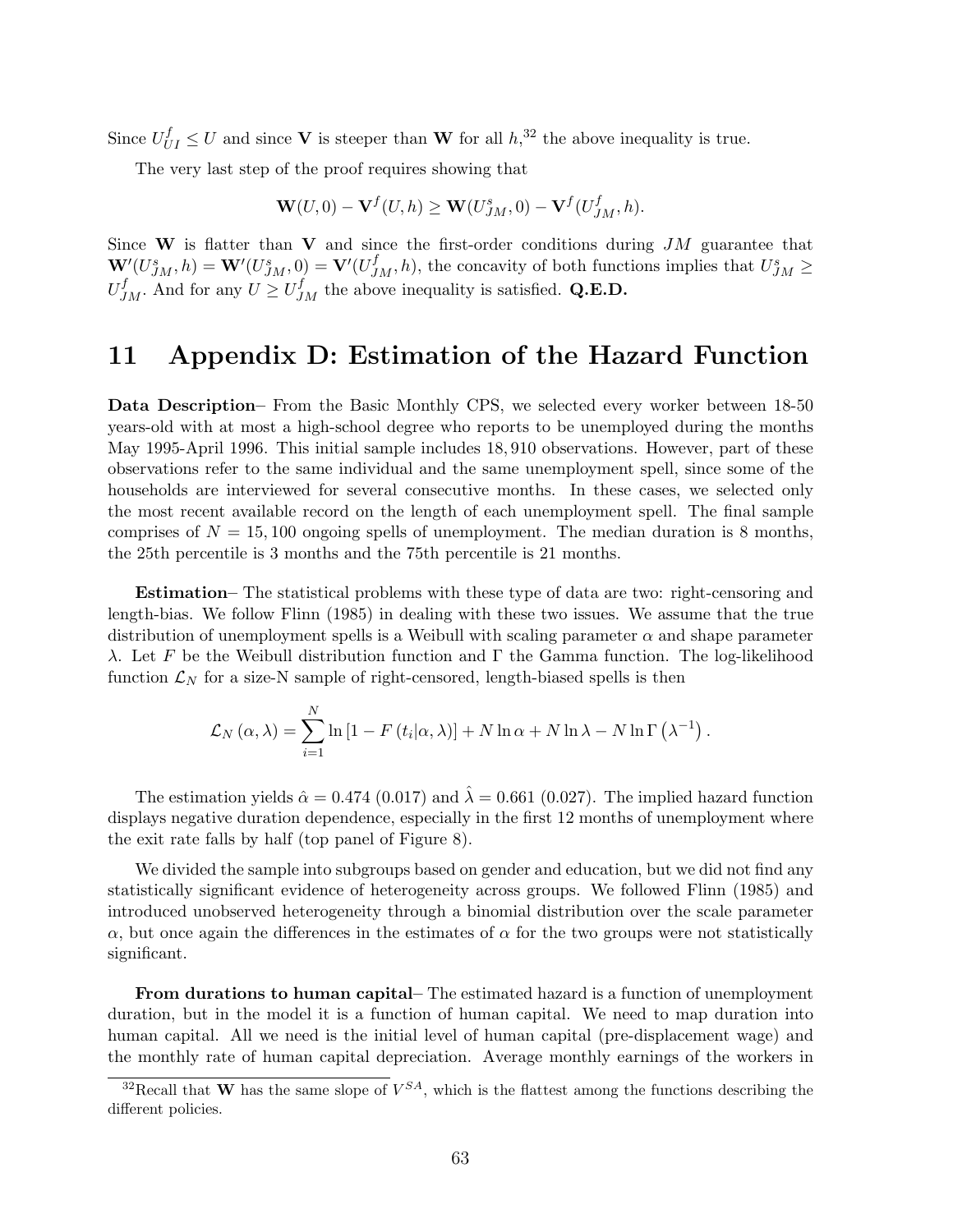Since $U_{UI}^f \leq U$ and since $\mathbf{V}$ is steeper than $\mathbf{W}$ for all $h$,[32] the above inequality is true.

The very last step of the proof requires showing that

$$\mathbf{W}(U,0) - \mathbf{V}^f(U,h) \geq \mathbf{W}(U_{JM}^s,0) - \mathbf{V}^f(U_{JM}^f,h).$$

Since $\mathbf{W}$ is flatter than $\mathbf{V}$ and since the first-order conditions during $JM$ guarantee that $\mathbf{W}'(U_{JM}^s,h) = \mathbf{W}'(U_{JM}^s,0) = \mathbf{V}'(U_{JM}^f,h)$, the concavity of both functions implies that $U_{JM}^s \geq U_{JM}^f$. And for any $U \geq U_{JM}^f$ the above inequality is satisfied. **Q.E.D.**

# 11 Appendix D: Estimation of the Hazard Function

**Data Description**– From the Basic Monthly CPS, we selected every worker between 18-50 years-old with at most a high-school degree who reports to be unemployed during the months May 1995-April 1996. This initial sample includes 18,910 observations. However, part of these observations refer to the same individual and the same unemployment spell, since some of the households are interviewed for several consecutive months. In these cases, we selected only the most recent available record on the length of each unemployment spell. The final sample comprises of $N = 15,100$ ongoing spells of unemployment. The median duration is 8 months, the 25th percentile is 3 months and the 75th percentile is 21 months.

**Estimation**– The statistical problems with these type of data are two: right-censoring and length-bias. We follow Flinn (1985) in dealing with these two issues. We assume that the true distribution of unemployment spells is a Weibull with scaling parameter $\alpha$ and shape parameter $\lambda$. Let $F$ be the Weibull distribution function and $\Gamma$ the Gamma function. The log-likelihood function $\mathcal{L}_N$ for a size-N sample of right-censored, length-biased spells is then

$$\mathcal{L}_N(\alpha,\lambda) = \sum_{i=1}^{N} \ln\left[1 - F(t_i|\alpha,\lambda)\right] + N\ln\alpha + N\ln\lambda - N\ln\Gamma\left(\lambda^{-1}\right).$$

The estimation yields $\hat{\alpha} = 0.474$ (0.017) and $\hat{\lambda} = 0.661$ (0.027). The implied hazard function displays negative duration dependence, especially in the first 12 months of unemployment where the exit rate falls by half (top panel of Figure 8).

We divided the sample into subgroups based on gender and education, but we did not find any statistically significant evidence of heterogeneity across groups. We followed Flinn (1985) and introduced unobserved heterogeneity through a binomial distribution over the scale parameter $\alpha$, but once again the differences in the estimates of $\alpha$ for the two groups were not statistically significant.

**From durations to human capital**– The estimated hazard is a function of unemployment duration, but in the model it is a function of human capital. We need to map duration into human capital. All we need is the initial level of human capital (pre-displacement wage) and the monthly rate of human capital depreciation. Average monthly earnings of the workers in

[32] Recall that $\mathbf{W}$ has the same slope of $V^{SA}$, which is the flattest among the functions describing the different policies.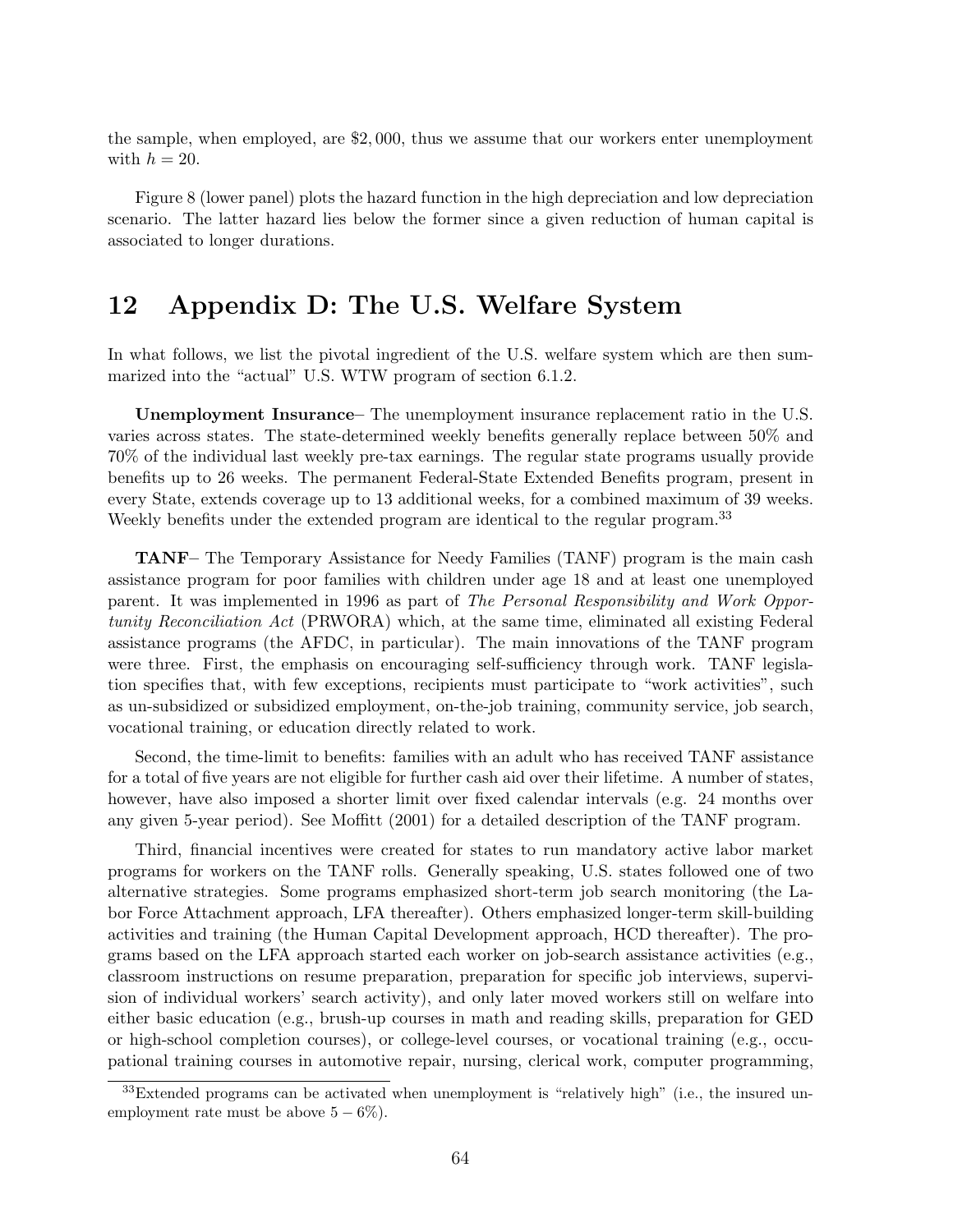the sample, when employed, are \$2,000, thus we assume that our workers enter unemployment with $h = 20$.

Figure 8 (lower panel) plots the hazard function in the high depreciation and low depreciation scenario. The latter hazard lies below the former since a given reduction of human capital is associated to longer durations.

# 12 Appendix D: The U.S. Welfare System

In what follows, we list the pivotal ingredient of the U.S. welfare system which are then summarized into the "actual" U.S. WTW program of section 6.1.2.

**Unemployment Insurance**– The unemployment insurance replacement ratio in the U.S. varies across states. The state-determined weekly benefits generally replace between 50% and 70% of the individual last weekly pre-tax earnings. The regular state programs usually provide benefits up to 26 weeks. The permanent Federal-State Extended Benefits program, present in every State, extends coverage up to 13 additional weeks, for a combined maximum of 39 weeks. Weekly benefits under the extended program are identical to the regular program.[33]

**TANF**– The Temporary Assistance for Needy Families (TANF) program is the main cash assistance program for poor families with children under age 18 and at least one unemployed parent. It was implemented in 1996 as part of *The Personal Responsibility and Work Opportunity Reconciliation Act* (PRWORA) which, at the same time, eliminated all existing Federal assistance programs (the AFDC, in particular). The main innovations of the TANF program were three. First, the emphasis on encouraging self-sufficiency through work. TANF legislation specifies that, with few exceptions, recipients must participate to "work activities", such as un-subsidized or subsidized employment, on-the-job training, community service, job search, vocational training, or education directly related to work.

Second, the time-limit to benefits: families with an adult who has received TANF assistance for a total of five years are not eligible for further cash aid over their lifetime. A number of states, however, have also imposed a shorter limit over fixed calendar intervals (e.g. 24 months over any given 5-year period). See Moffitt (2001) for a detailed description of the TANF program.

Third, financial incentives were created for states to run mandatory active labor market programs for workers on the TANF rolls. Generally speaking, U.S. states followed one of two alternative strategies. Some programs emphasized short-term job search monitoring (the Labor Force Attachment approach, LFA thereafter). Others emphasized longer-term skill-building activities and training (the Human Capital Development approach, HCD thereafter). The programs based on the LFA approach started each worker on job-search assistance activities (e.g., classroom instructions on resume preparation, preparation for specific job interviews, supervision of individual workers' search activity), and only later moved workers still on welfare into either basic education (e.g., brush-up courses in math and reading skills, preparation for GED or high-school completion courses), or college-level courses, or vocational training (e.g., occupational training courses in automotive repair, nursing, clerical work, computer programming,

[33] Extended programs can be activated when unemployment is "relatively high" (i.e., the insured unemployment rate must be above 5 – 6%).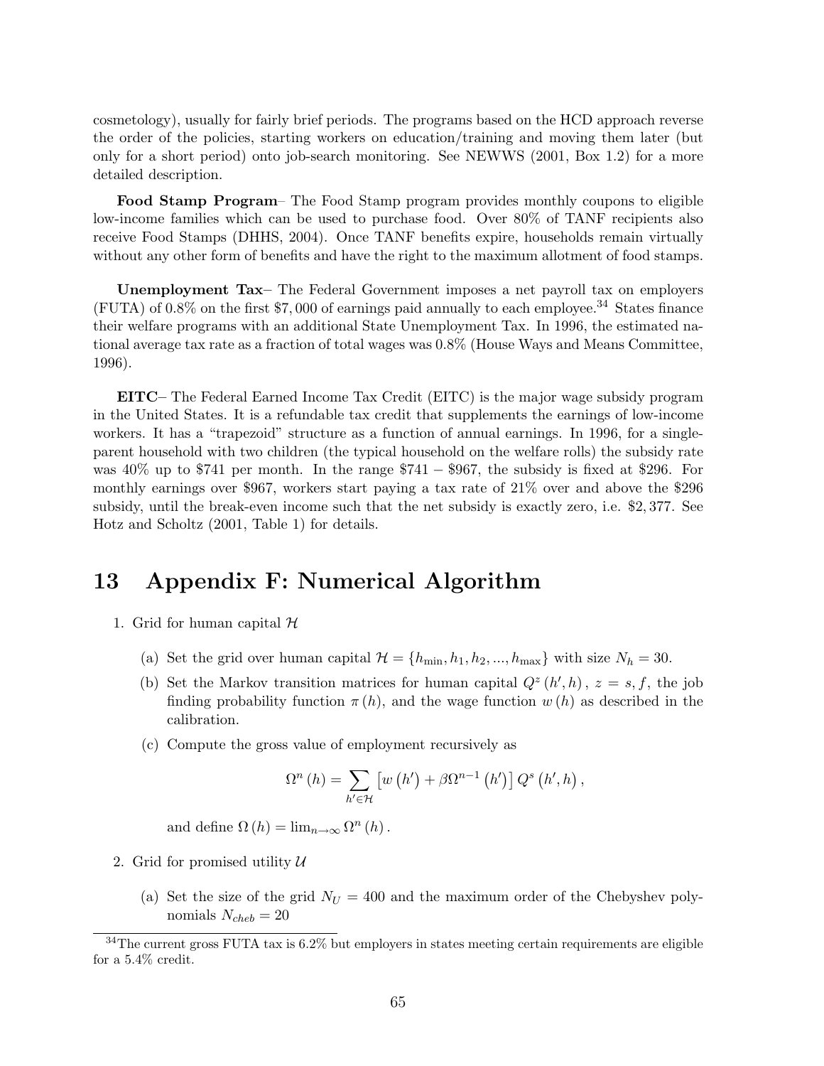cosmetology), usually for fairly brief periods. The programs based on the HCD approach reverse the order of the policies, starting workers on education/training and moving them later (but only for a short period) onto job-search monitoring. See NEWWS (2001, Box 1.2) for a more detailed description.

**Food Stamp Program**– The Food Stamp program provides monthly coupons to eligible low-income families which can be used to purchase food. Over 80% of TANF recipients also receive Food Stamps (DHHS, 2004). Once TANF benefits expire, households remain virtually without any other form of benefits and have the right to the maximum allotment of food stamps.

**Unemployment Tax**– The Federal Government imposes a net payroll tax on employers (FUTA) of 0.8% on the first $7,000 of earnings paid annually to each employee.[34] States finance their welfare programs with an additional State Unemployment Tax. In 1996, the estimated national average tax rate as a fraction of total wages was 0.8% (House Ways and Means Committee, 1996).

**EITC**– The Federal Earned Income Tax Credit (EITC) is the major wage subsidy program in the United States. It is a refundable tax credit that supplements the earnings of low-income workers. It has a "trapezoid" structure as a function of annual earnings. In 1996, for a single-parent household with two children (the typical household on the welfare rolls) the subsidy rate was 40% up to $741 per month. In the range $741 – $967, the subsidy is fixed at $296. For monthly earnings over $967, workers start paying a tax rate of 21% over and above the $296 subsidy, until the break-even income such that the net subsidy is exactly zero, i.e. $2,377. See Hotz and Scholtz (2001, Table 1) for details.

# 13 Appendix F: Numerical Algorithm

1. Grid for human capital $\mathcal{H}$
   (a) Set the grid over human capital $\mathcal{H} = \{h_{\min}, h_1, h_2, ..., h_{\max}\}$ with size $N_h = 30$.
   (b) Set the Markov transition matrices for human capital $Q^z(h', h)$, $z = s, f$, the job finding probability function $\pi(h)$, and the wage function $w(h)$ as described in the calibration.
   (c) Compute the gross value of employment recursively as

   $$\Omega^n(h) = \sum_{h' \in \mathcal{H}} \left[ w(h') + \beta \Omega^{n-1}(h') \right] Q^s(h', h),$$

   and define $\Omega(h) = \lim_{n \to \infty} \Omega^n(h)$.

2. Grid for promised utility $\mathcal{U}$
   (a) Set the size of the grid $N_U = 400$ and the maximum order of the Chebyshev polynomials $N_{cheb} = 20$

[34] The current gross FUTA tax is 6.2% but employers in states meeting certain requirements are eligible for a 5.4% credit.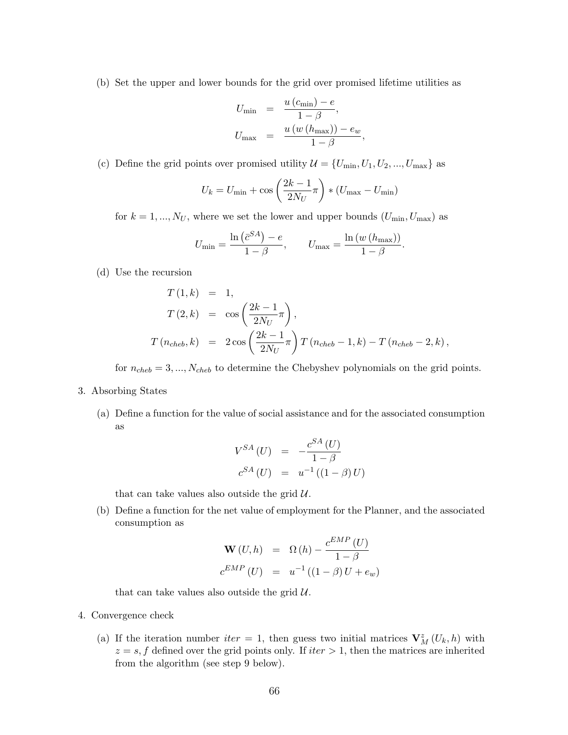(b) Set the upper and lower bounds for the grid over promised lifetime utilities as

$$
\begin{aligned}
U_{\min} &= \frac{u\left(c_{\min}\right) - e}{1-\beta}, \\
U_{\max} &= \frac{u\left(w\left(h_{\max}\right)\right) - e_w}{1-\beta},
\end{aligned}
$$

(c) Define the grid points over promised utility $\mathcal{U} = \{U_{\min}, U_1, U_2, ..., U_{\max}\}$ as

$$
U_k = U_{\min} + \cos\left(\frac{2k-1}{2N_U}\pi\right) * \left(U_{\max} - U_{\min}\right)
$$

for $k = 1, ..., N_U$, where we set the lower and upper bounds $(U_{\min}, U_{\max})$ as

$$
U_{\min} = \frac{\ln\left(\bar{c}^{SA}\right) - e}{1-\beta}, \qquad U_{\max} = \frac{\ln\left(w\left(h_{\max}\right)\right)}{1-\beta}.
$$

(d) Use the recursion

$$
\begin{aligned}
T(1,k) &= 1, \\
T(2,k) &= \cos\left(\frac{2k-1}{2N_U}\pi\right), \\
T(n_{cheb},k) &= 2\cos\left(\frac{2k-1}{2N_U}\pi\right) T(n_{cheb}-1,k) - T(n_{cheb}-2,k),
\end{aligned}
$$

for $n_{cheb} = 3, ..., N_{cheb}$ to determine the Chebyshev polynomials on the grid points.

3. Absorbing States

(a) Define a function for the value of social assistance and for the associated consumption as

$$
\begin{aligned}
V^{SA}(U) &= -\frac{c^{SA}(U)}{1-\beta} \\
c^{SA}(U) &= u^{-1}\left((1-\beta)U\right)
\end{aligned}
$$

that can take values also outside the grid $\mathcal{U}$.

(b) Define a function for the net value of employment for the Planner, and the associated consumption as

$$
\begin{aligned}
\mathbf{W}(U,h) &= \Omega(h) - \frac{c^{EMP}(U)}{1-\beta} \\
c^{EMP}(U) &= u^{-1}\left((1-\beta)U + e_w\right)
\end{aligned}
$$

that can take values also outside the grid $\mathcal{U}$.

4. Convergence check

(a) If the iteration number $iter = 1$, then guess two initial matrices $\mathbf{V}_M^z(U_k, h)$ with $z = s, f$ defined over the grid points only. If $iter > 1$, then the matrices are inherited from the algorithm (see step 9 below).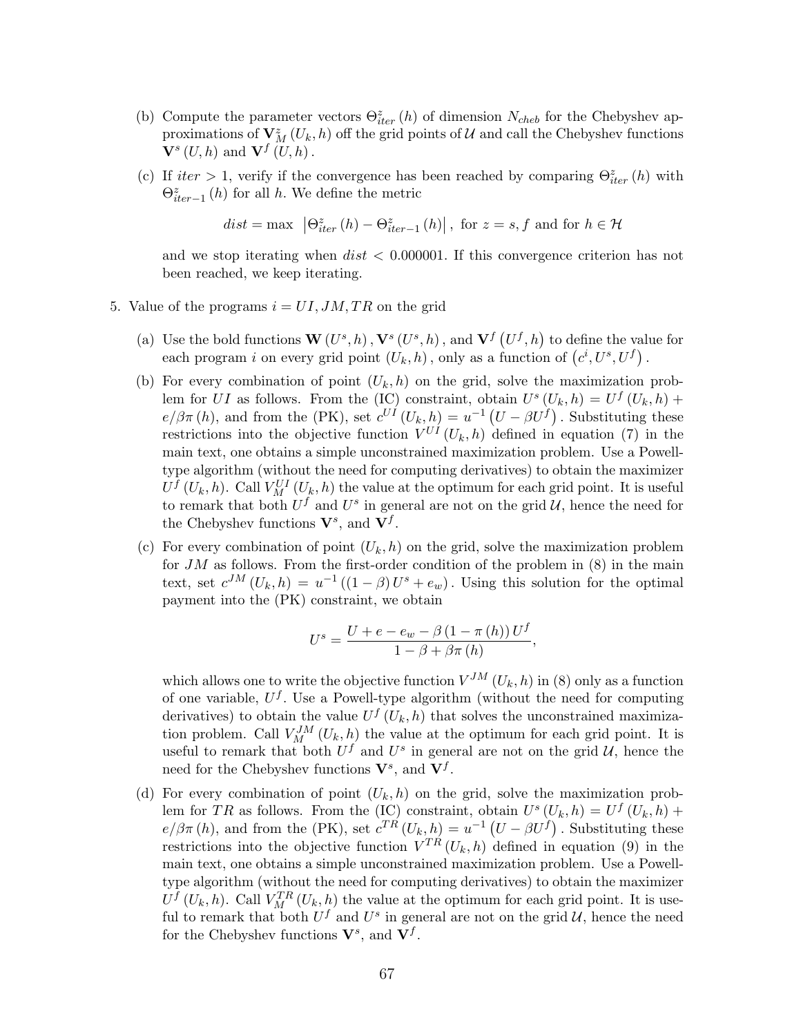(b) Compute the parameter vectors $\Theta^z_{iter}(h)$ of dimension $N_{cheb}$ for the Chebyshev approximations of $\mathbf{V}^z_M(U_k, h)$ off the grid points of $\mathcal{U}$ and call the Chebyshev functions $\mathbf{V}^s(U, h)$ and $\mathbf{V}^f(U, h)$.

(c) If $iter > 1$, verify if the convergence has been reached by comparing $\Theta^z_{iter}(h)$ with $\Theta^z_{iter-1}(h)$ for all $h$. We define the metric

$$dist = \max \ \left|\Theta^z_{iter}(h) - \Theta^z_{iter-1}(h)\right|, \text{ for } z = s, f \text{ and for } h \in \mathcal{H}$$

and we stop iterating when $dist < 0.000001$. If this convergence criterion has not been reached, we keep iterating.

5. Value of the programs $i = UI, JM, TR$ on the grid

   (a) Use the bold functions $\mathbf{W}(U^s, h)$, $\mathbf{V}^s(U^s, h)$, and $\mathbf{V}^f(U^f, h)$ to define the value for each program $i$ on every grid point $(U_k, h)$, only as a function of $(c^i, U^s, U^f)$.

   (b) For every combination of point $(U_k, h)$ on the grid, solve the maximization problem for $UI$ as follows. From the (IC) constraint, obtain $U^s(U_k, h) = U^f(U_k, h) + e/\beta\pi(h)$, and from the (PK), set $c^{UI}(U_k, h) = u^{-1}(U - \beta U^f)$. Substituting these restrictions into the objective function $V^{UI}(U_k, h)$ defined in equation (7) in the main text, one obtains a simple unconstrained maximization problem. Use a Powell-type algorithm (without the need for computing derivatives) to obtain the maximizer $U^f(U_k, h)$. Call $V^{UI}_M(U_k, h)$ the value at the optimum for each grid point. It is useful to remark that both $U^f$ and $U^s$ in general are not on the grid $\mathcal{U}$, hence the need for the Chebyshev functions $\mathbf{V}^s$, and $\mathbf{V}^f$.

   (c) For every combination of point $(U_k, h)$ on the grid, solve the maximization problem for $JM$ as follows. From the first-order condition of the problem in (8) in the main text, set $c^{JM}(U_k, h) = u^{-1}((1-\beta)U^s + e_w)$. Using this solution for the optimal payment into the (PK) constraint, we obtain

   $$U^s = \frac{U + e - e_w - \beta(1-\pi(h))U^f}{1 - \beta + \beta\pi(h)},$$

   which allows one to write the objective function $V^{JM}(U_k, h)$ in (8) only as a function of one variable, $U^f$. Use a Powell-type algorithm (without the need for computing derivatives) to obtain the value $U^f(U_k, h)$ that solves the unconstrained maximization problem. Call $V^{JM}_M(U_k, h)$ the value at the optimum for each grid point. It is useful to remark that both $U^f$ and $U^s$ in general are not on the grid $\mathcal{U}$, hence the need for the Chebyshev functions $\mathbf{V}^s$, and $\mathbf{V}^f$.

   (d) For every combination of point $(U_k, h)$ on the grid, solve the maximization problem for $TR$ as follows. From the (IC) constraint, obtain $U^s(U_k, h) = U^f(U_k, h) + e/\beta\pi(h)$, and from the (PK), set $c^{TR}(U_k, h) = u^{-1}(U - \beta U^f)$. Substituting these restrictions into the objective function $V^{TR}(U_k, h)$ defined in equation (9) in the main text, one obtains a simple unconstrained maximization problem. Use a Powell-type algorithm (without the need for computing derivatives) to obtain the maximizer $U^f(U_k, h)$. Call $V^{TR}_M(U_k, h)$ the value at the optimum for each grid point. It is useful to remark that both $U^f$ and $U^s$ in general are not on the grid $\mathcal{U}$, hence the need for the Chebyshev functions $\mathbf{V}^s$, and $\mathbf{V}^f$.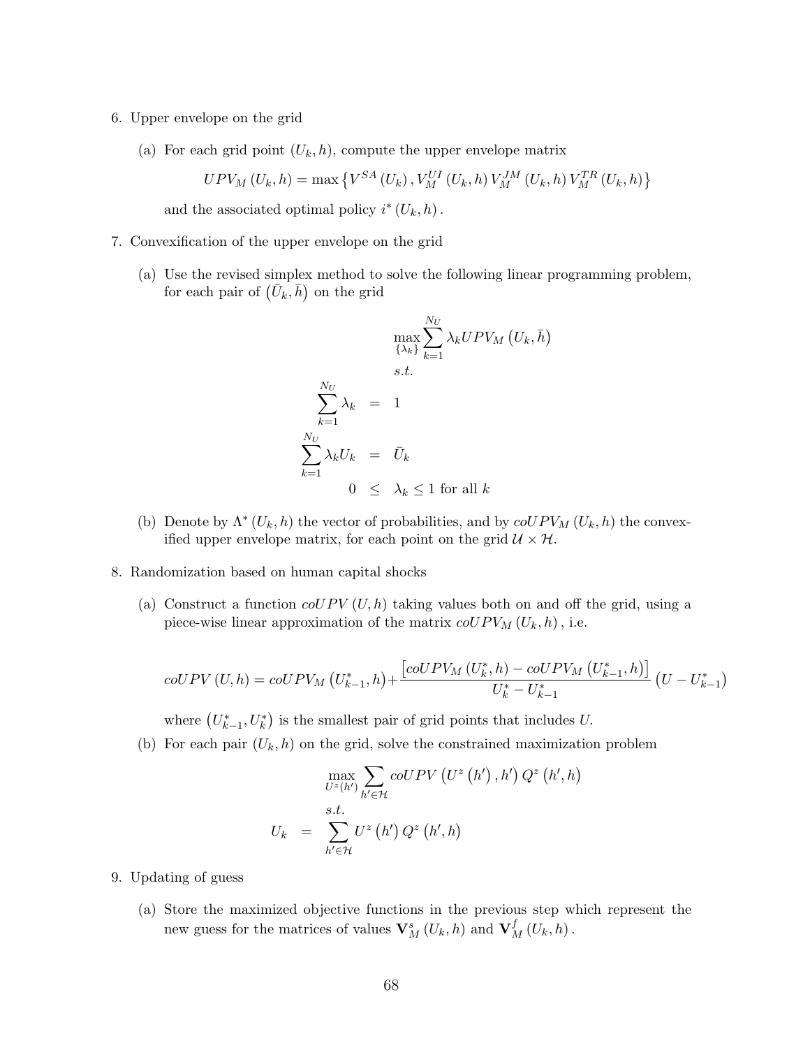6. Upper envelope on the grid

   (a) For each grid point $(U_k, h)$, compute the upper envelope matrix

   $$UPV_M(U_k, h) = \max\left\{V^{SA}(U_k), V_M^{UI}(U_k, h)\, V_M^{JM}(U_k, h)\, V_M^{TR}(U_k, h)\right\}$$

   and the associated optimal policy $i^*(U_k, h)$.

7. Convexification of the upper envelope on the grid

   (a) Use the revised simplex method to solve the following linear programming problem, for each pair of $(\bar{U}_k, \bar{h})$ on the grid

   $$\begin{aligned} &\max_{\{\lambda_k\}} \sum_{k=1}^{N_U} \lambda_k UPV_M(U_k, \bar{h}) \\ &s.t. \\ \sum_{k=1}^{N_U} \lambda_k &= 1 \\ \sum_{k=1}^{N_U} \lambda_k U_k &= \bar{U}_k \\ 0 &\leq \lambda_k \leq 1 \text{ for all } k \end{aligned}$$

   (b) Denote by $\Lambda^*(U_k, h)$ the vector of probabilities, and by $coUPV_M(U_k, h)$ the convexified upper envelope matrix, for each point on the grid $\mathcal{U} \times \mathcal{H}$.

8. Randomization based on human capital shocks

   (a) Construct a function $coUPV(U, h)$ taking values both on and off the grid, using a piece-wise linear approximation of the matrix $coUPV_M(U_k, h)$, i.e.

   $$coUPV(U, h) = coUPV_M\left(U_{k-1}^*, h\right) + \frac{\left[coUPV_M(U_k^*, h) - coUPV_M\left(U_{k-1}^*, h\right)\right]}{U_k^* - U_{k-1}^*}\left(U - U_{k-1}^*\right)$$

   where $\left(U_{k-1}^*, U_k^*\right)$ is the smallest pair of grid points that includes $U$.

   (b) For each pair $(U_k, h)$ on the grid, solve the constrained maximization problem

   $$\begin{aligned} &\max_{U^z(h')} \sum_{h' \in \mathcal{H}} coUPV\left(U^z(h'), h'\right) Q^z(h', h) \\ &s.t. \\ U_k &= \sum_{h' \in \mathcal{H}} U^z(h')\, Q^z(h', h) \end{aligned}$$

9. Updating of guess

   (a) Store the maximized objective functions in the previous step which represent the new guess for the matrices of values $\mathbf{V}_M^s(U_k, h)$ and $\mathbf{V}_M^f(U_k, h)$.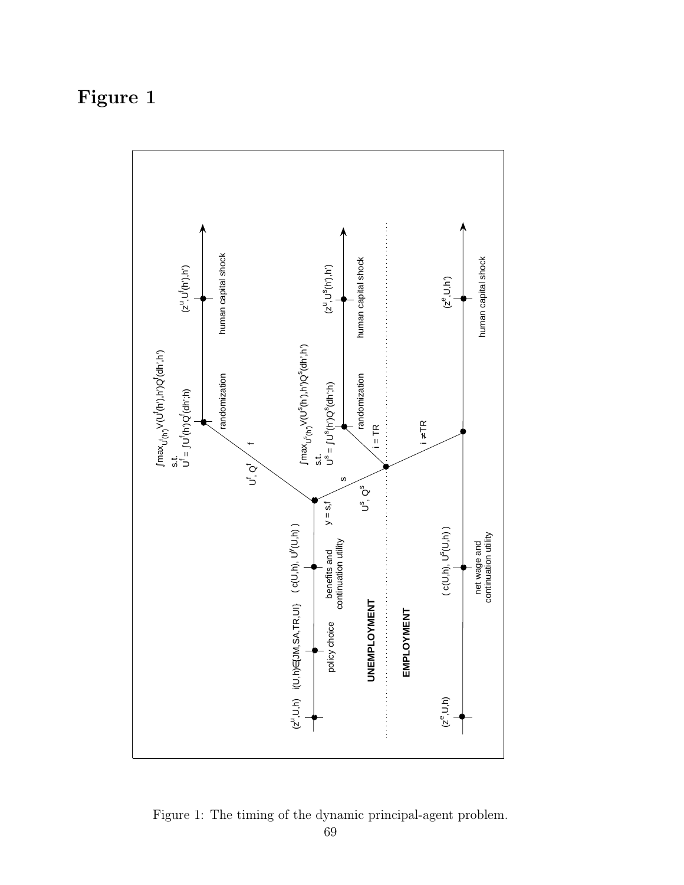# Figure 1

Figure 1: The timing of the dynamic principal-agent problem.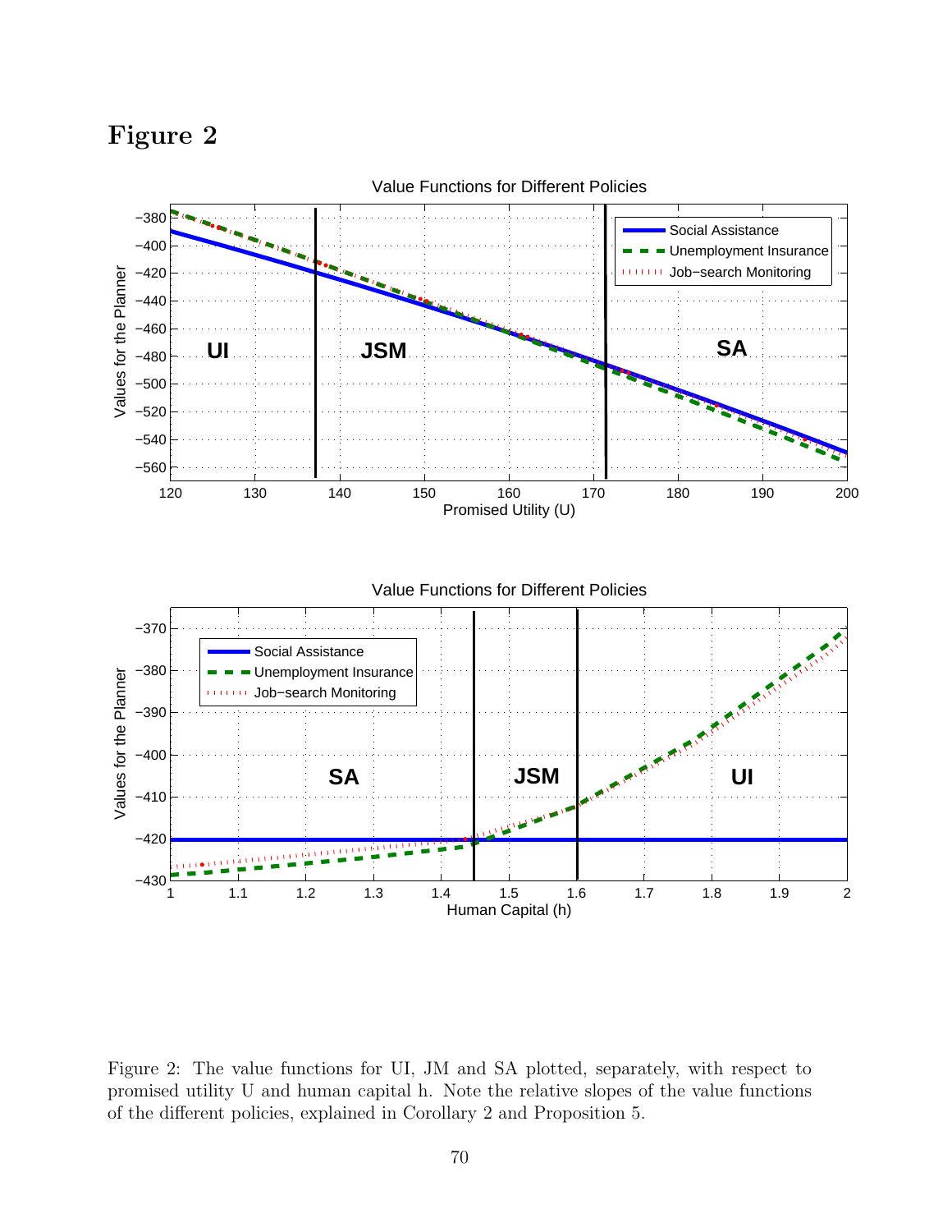# Figure 2

Figure 2: The value functions for UI, JM and SA plotted, separately, with respect to promised utility U and human capital h. Note the relative slopes of the value functions of the different policies, explained in Corollary 2 and Proposition 5.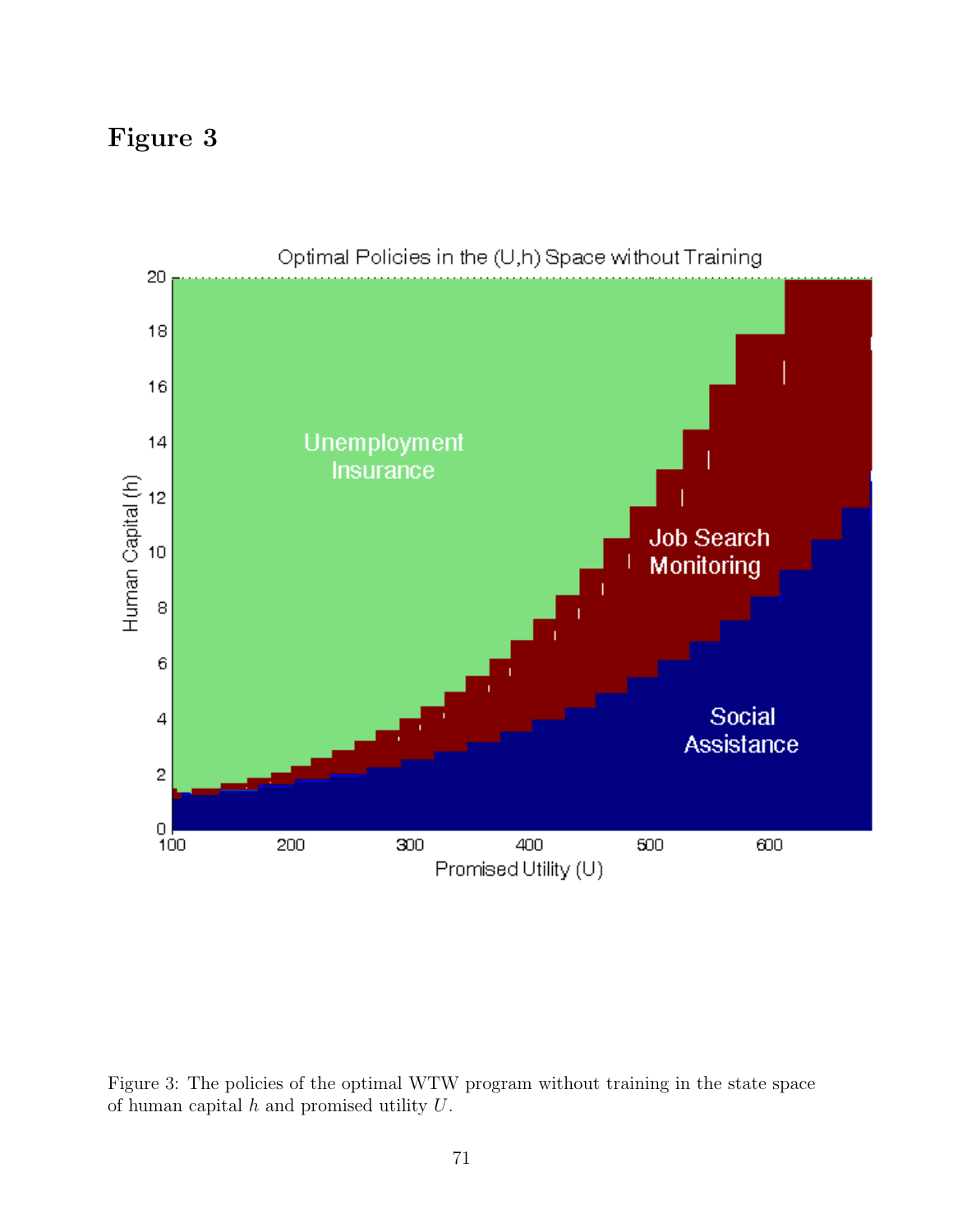# Figure 3

Figure 3: The policies of the optimal WTW program without training in the state space of human capital $h$ and promised utility $U$.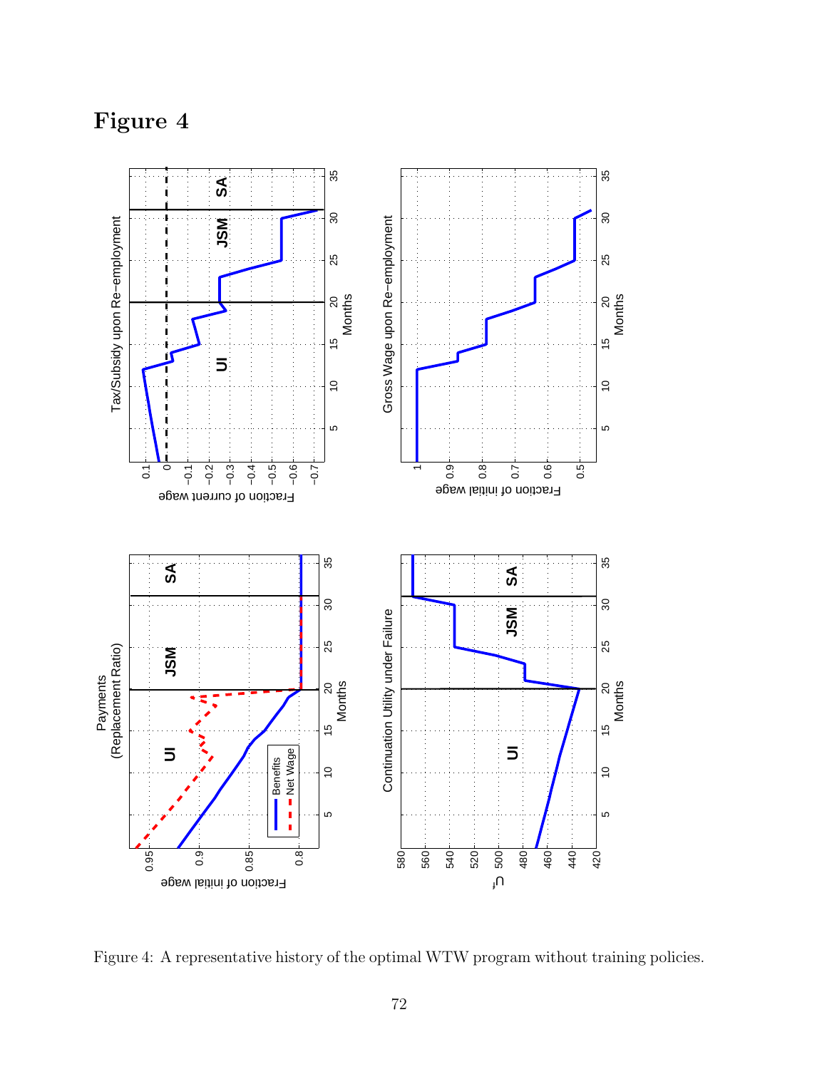# Figure 4

Figure 4: A representative history of the optimal WTW program without training policies.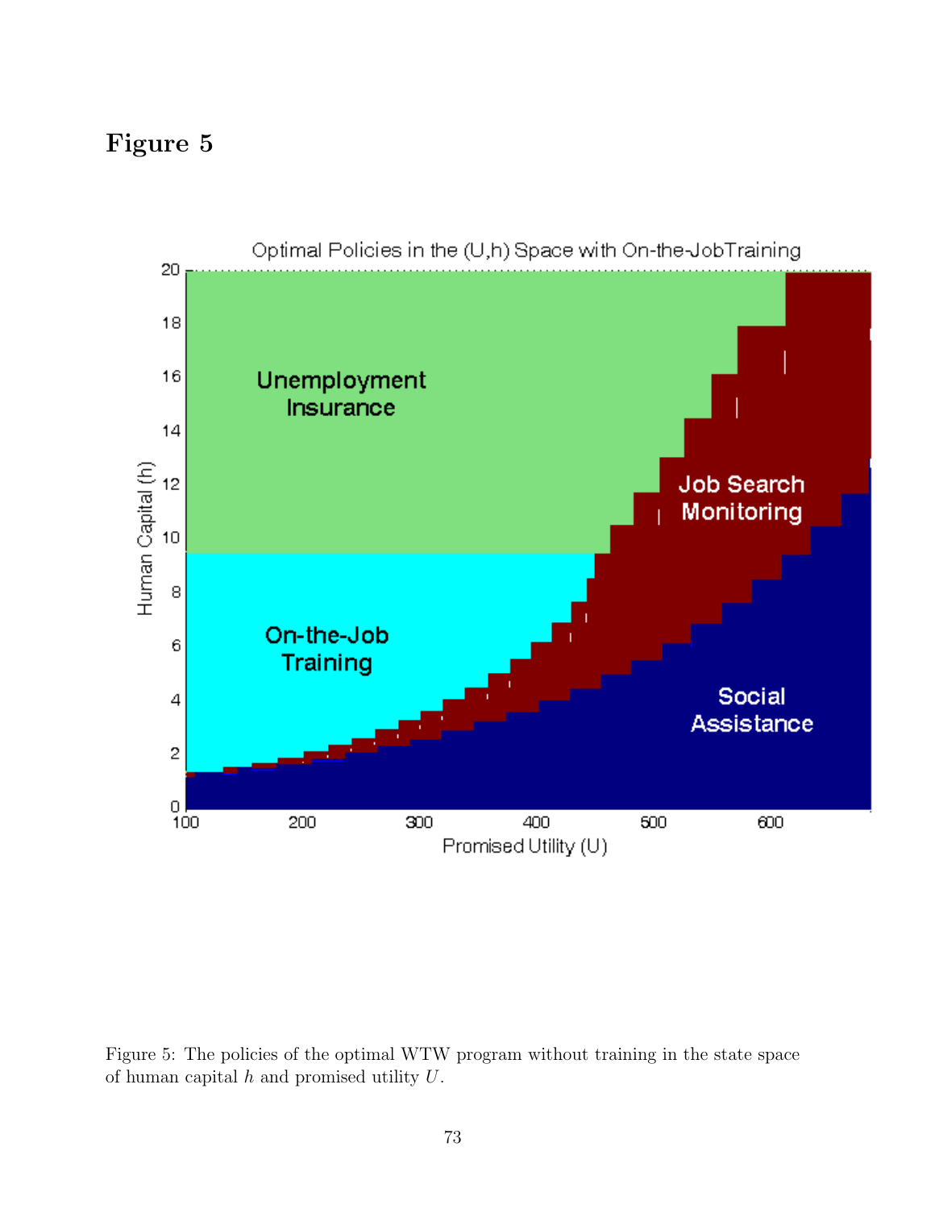# Figure 5

Figure 5: The policies of the optimal WTW program without training in the state space of human capital $h$ and promised utility $U$.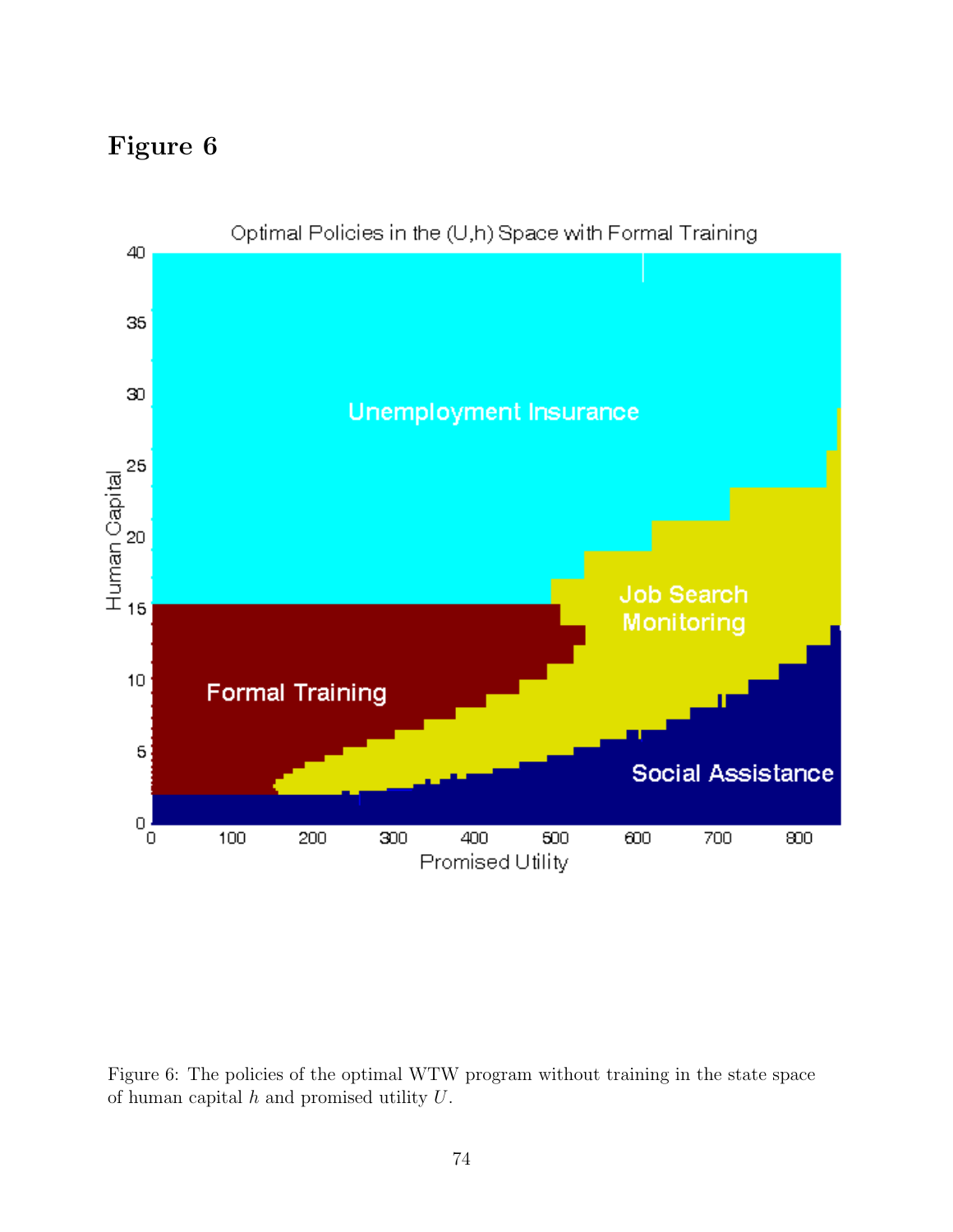**Figure 6**

Figure 6: The policies of the optimal WTW program without training in the state space of human capital $h$ and promised utility $U$.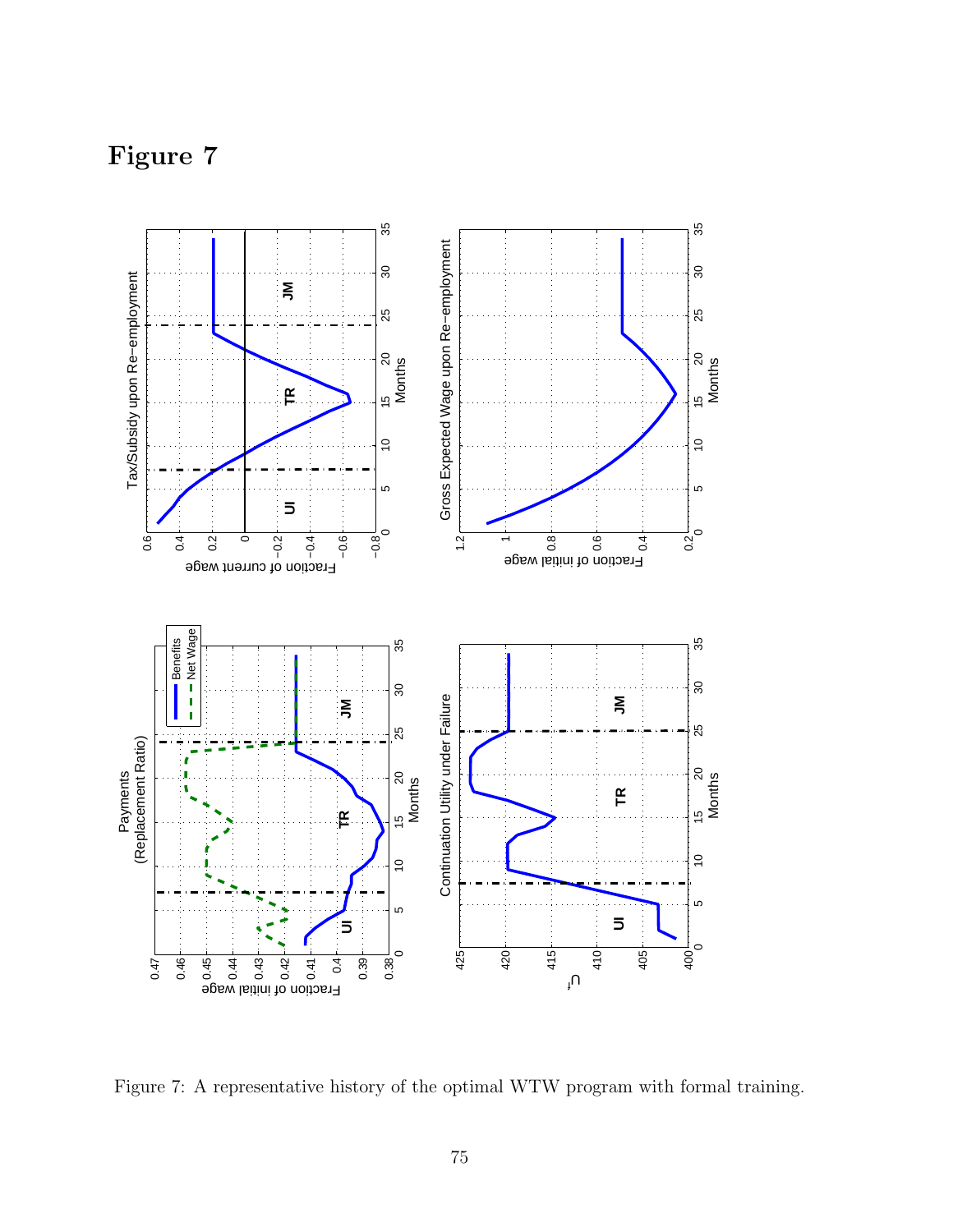# Figure 7

Figure 7: A representative history of the optimal WTW program with formal training.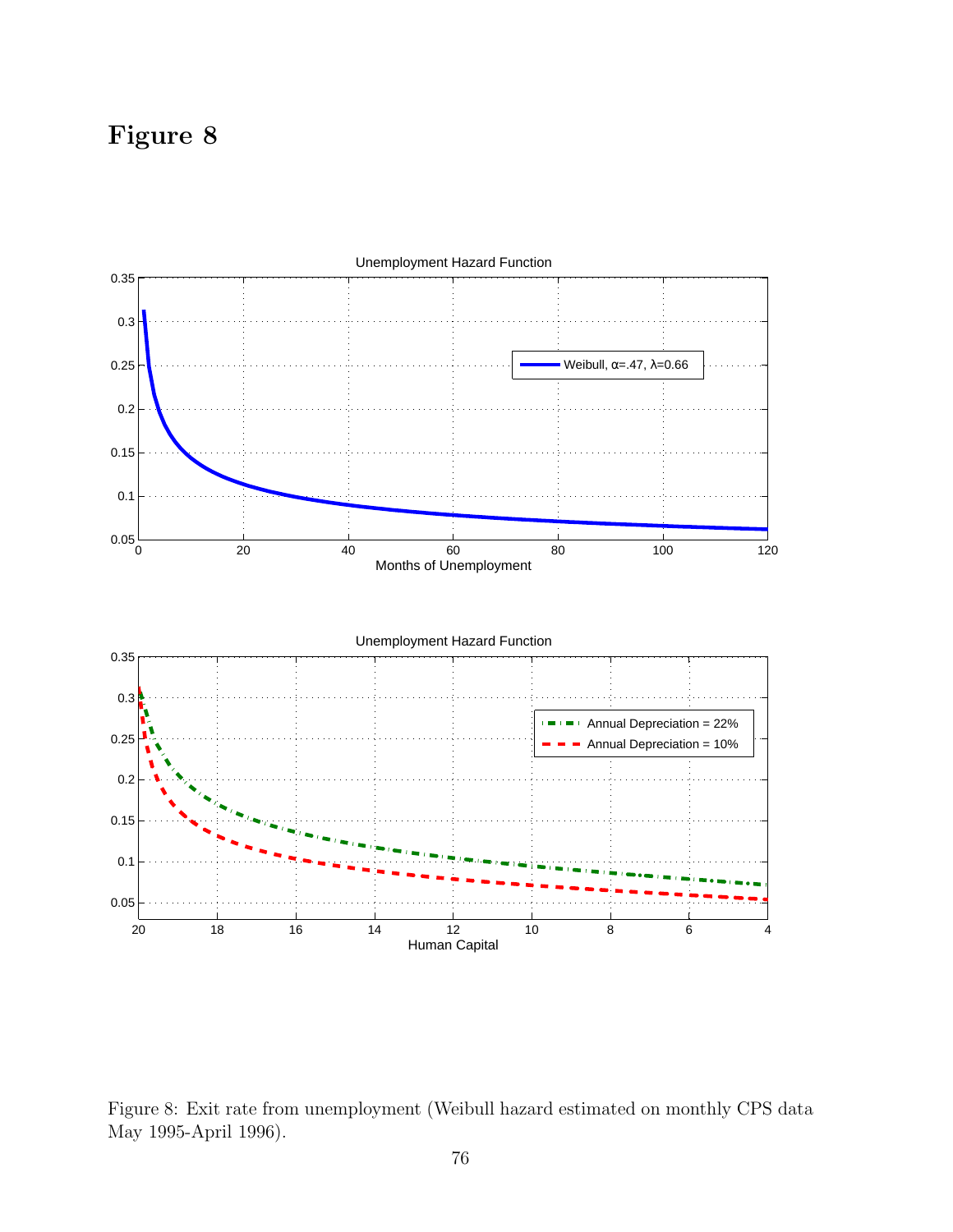# Figure 8

Figure 8: Exit rate from unemployment (Weibull hazard estimated on monthly CPS data May 1995-April 1996).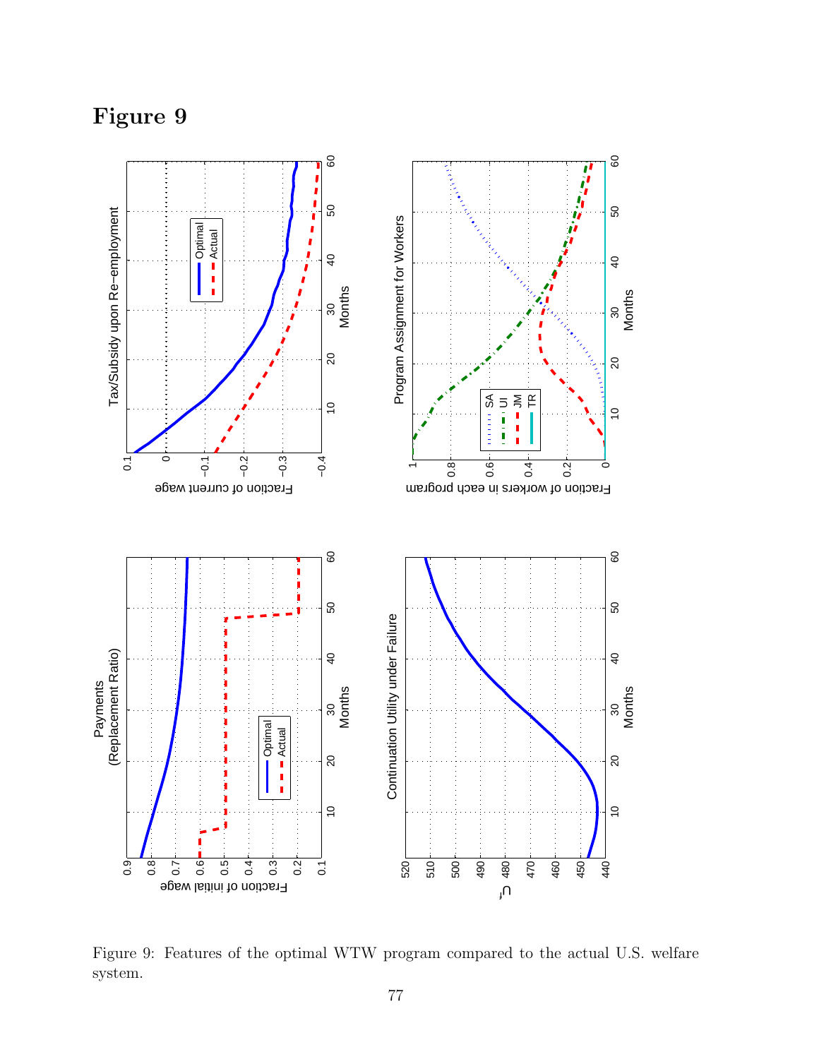# Figure 9

Figure 9: Features of the optimal WTW program compared to the actual U.S. welfare system.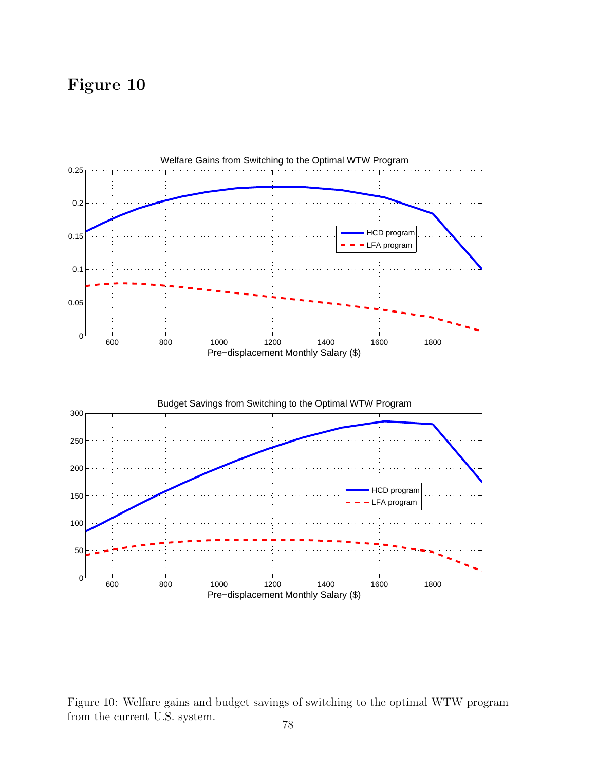# Figure 10

Figure 10: Welfare gains and budget savings of switching to the optimal WTW program from the current U.S. system.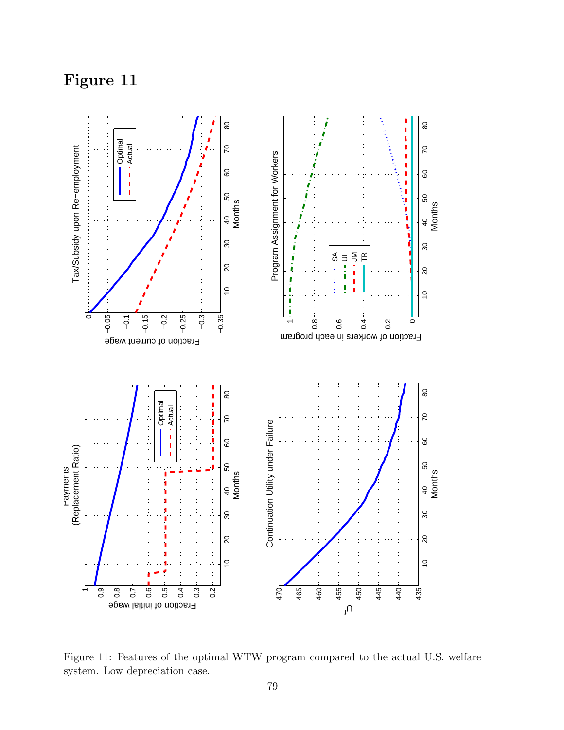# Figure 11

Tax/Subsidy upon Re−employment

Fraction of current wage

0
−0.05
−0.1
−0.15
−0.2
−0.25
−0.3
−0.35

10 20 30 40 50 60 70 80

Months

Optimal
Actual

Payments
(Replacement Ratio)

Fraction of initial wage

1
0.9
0.8
0.7
0.6
0.5
0.4
0.3
0.2

10 20 30 40 50 60 70 80

Months

Optimal
Actual

Program Assignment for Workers

Fraction of workers in each program

1
0.8
0.6
0.4
0.2
0

10 20 30 40 50 60 70 80

Months

SA
UI
JM
TR

Continuation Utility under Failure

$U^f$

470
465
460
455
450
445
440
435

10 20 30 40 50 60 70 80

Months

Figure 11: Features of the optimal WTW program compared to the actual U.S. welfare system. Low depreciation case.